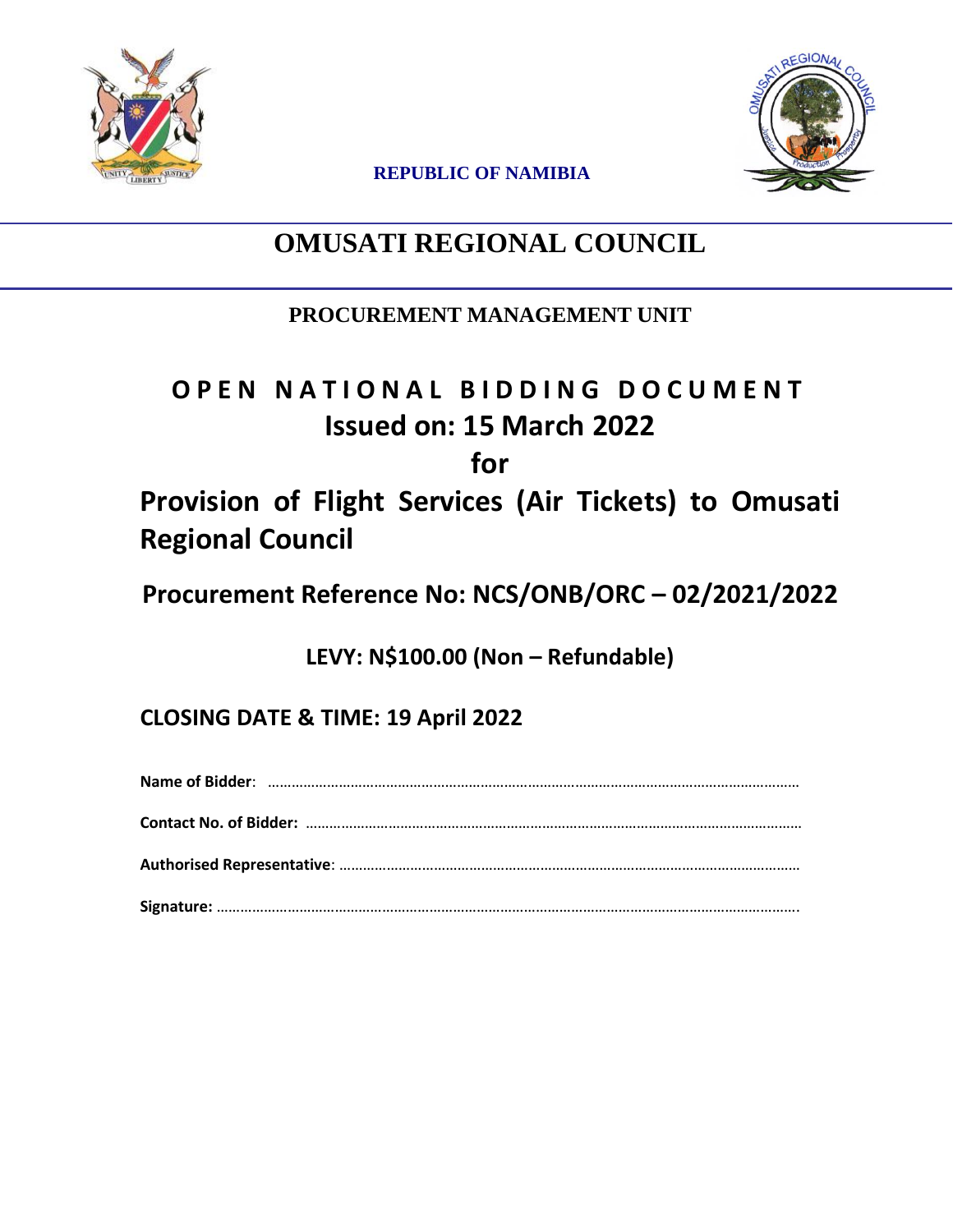REPUBLIC OF NAMIBIA

# OMUSATI REGIONAL COUNCIL

## PROCUREMENT MANAGEMENT UNIT

## OPEN NATIONAL BIDDING DOCUMENT

## Issued on: 15 March 2022

## for

## Provision of Flight Services (Air Tickets) to Omusati Regional Council

## Procurement Reference No: NCS/ONB/ORC – 02/2021/2022

**LEVY: N$100.00 (Non – Refundable)**

**CLOSING DATE & TIME: 19 April 2022**

**Name of Bidder**: ……………………………………………………………………………………………………………………

**Contact No. of Bidder:** …………………………………………………………………………………………………………

**Authorised Representative**: ………………………………………………………………………………………………

**Signature:** ………………………………………………………………………………………………………………………….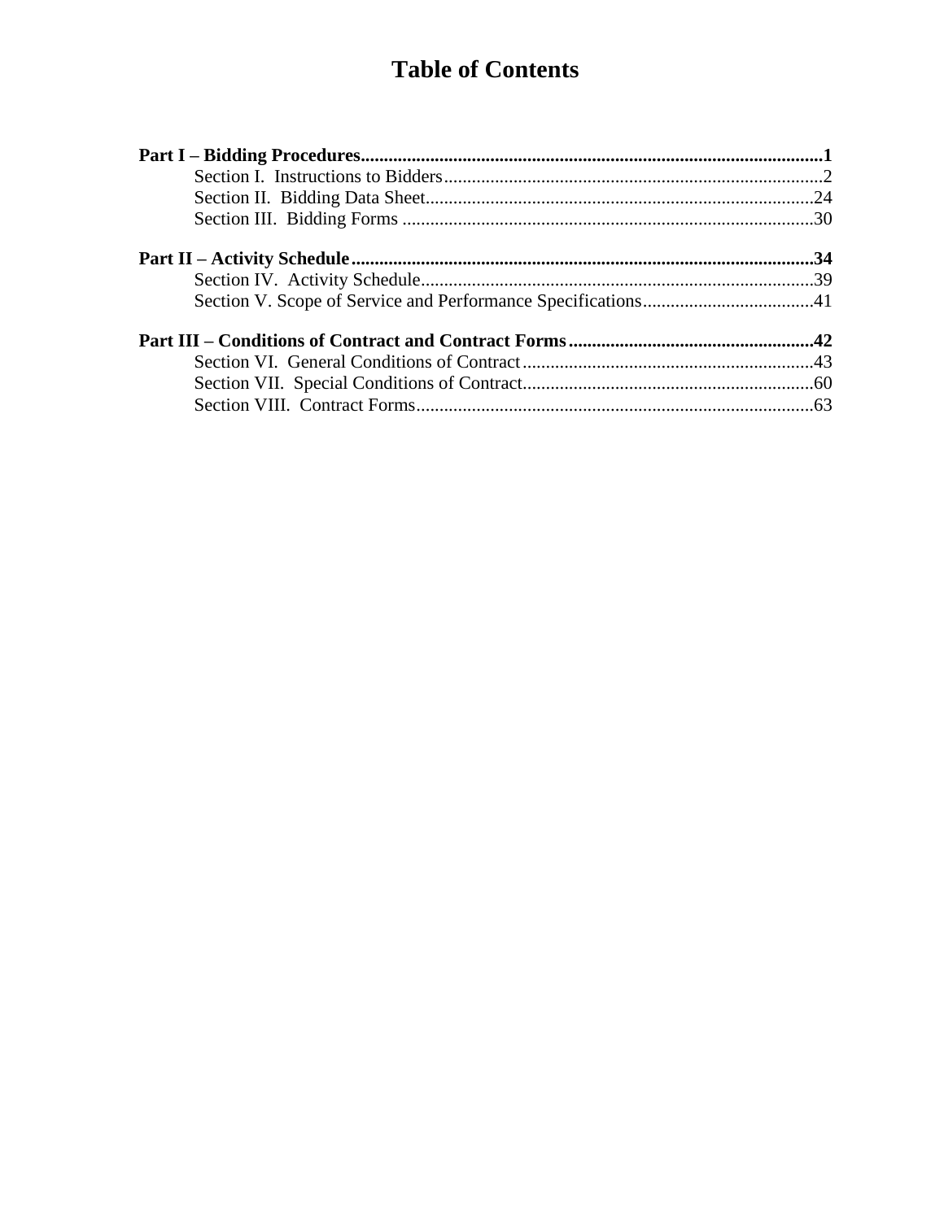# Table of Contents

**Part I – Bidding Procedures** .......... **1**

Section I. Instructions to Bidders .......... 2

Section II. Bidding Data Sheet .......... 24

Section III. Bidding Forms .......... 30

**Part II – Activity Schedule** .......... **34**

Section IV. Activity Schedule .......... 39

Section V. Scope of Service and Performance Specifications .......... 41

**Part III – Conditions of Contract and Contract Forms** .......... **42**

Section VI. General Conditions of Contract .......... 43

Section VII. Special Conditions of Contract .......... 60

Section VIII. Contract Forms .......... 63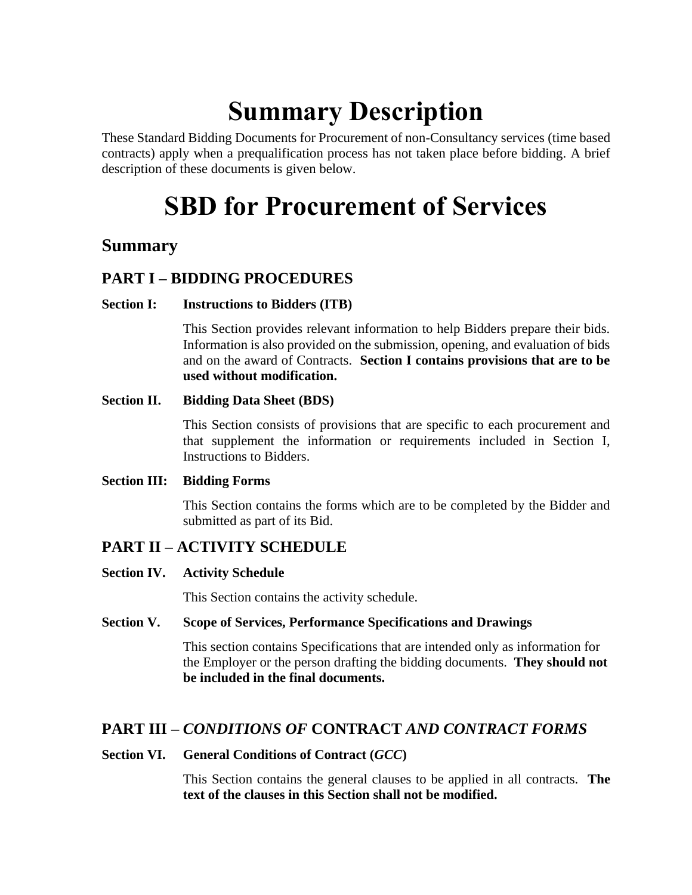# Summary Description

These Standard Bidding Documents for Procurement of non-Consultancy services (time based contracts) apply when a prequalification process has not taken place before bidding. A brief description of these documents is given below.

# SBD for Procurement of Services

## Summary

### PART I – BIDDING PROCEDURES

**Section I: Instructions to Bidders (ITB)**

This Section provides relevant information to help Bidders prepare their bids. Information is also provided on the submission, opening, and evaluation of bids and on the award of Contracts. **Section I contains provisions that are to be used without modification.**

**Section II. Bidding Data Sheet (BDS)**

This Section consists of provisions that are specific to each procurement and that supplement the information or requirements included in Section I, Instructions to Bidders.

**Section III: Bidding Forms**

This Section contains the forms which are to be completed by the Bidder and submitted as part of its Bid.

### PART II – ACTIVITY SCHEDULE

**Section IV. Activity Schedule**

This Section contains the activity schedule.

**Section V. Scope of Services, Performance Specifications and Drawings**

This section contains Specifications that are intended only as information for the Employer or the person drafting the bidding documents. **They should not be included in the final documents.**

### PART III – *CONDITIONS OF* CONTRACT *AND CONTRACT FORMS*

**Section VI. General Conditions of Contract (*GCC*)**

This Section contains the general clauses to be applied in all contracts. **The text of the clauses in this Section shall not be modified.**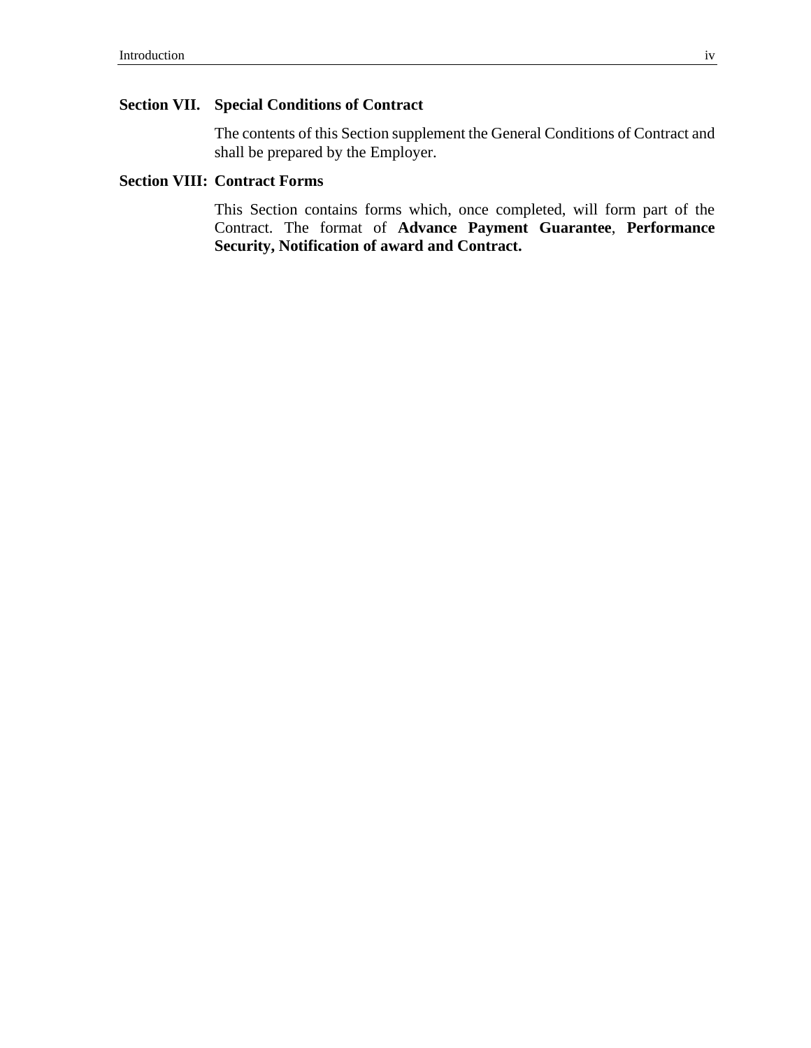**Section VII. Special Conditions of Contract**

The contents of this Section supplement the General Conditions of Contract and shall be prepared by the Employer.

**Section VIII: Contract Forms**

This Section contains forms which, once completed, will form part of the Contract. The format of **Advance Payment Guarantee**, **Performance Security, Notification of award and Contract.**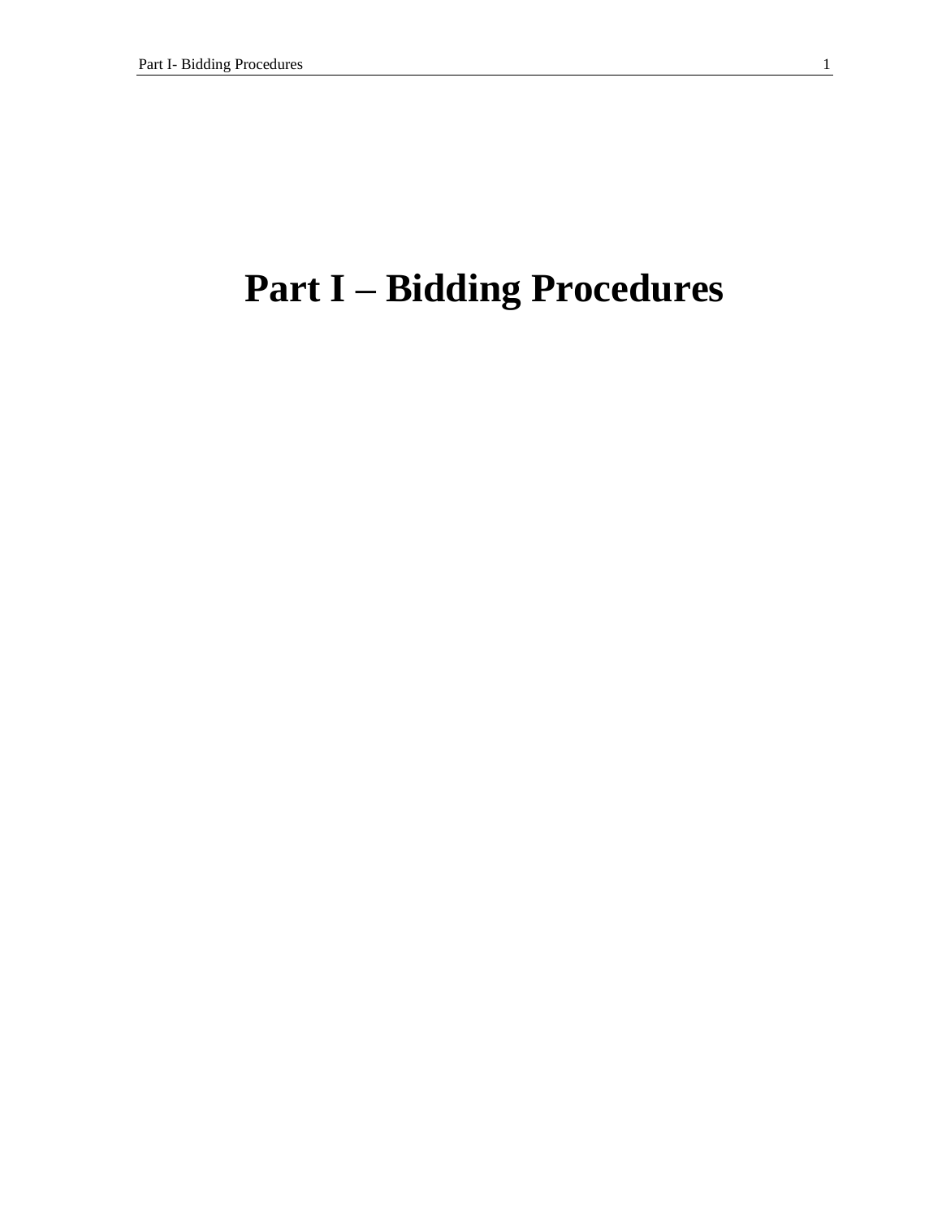# Part I – Bidding Procedures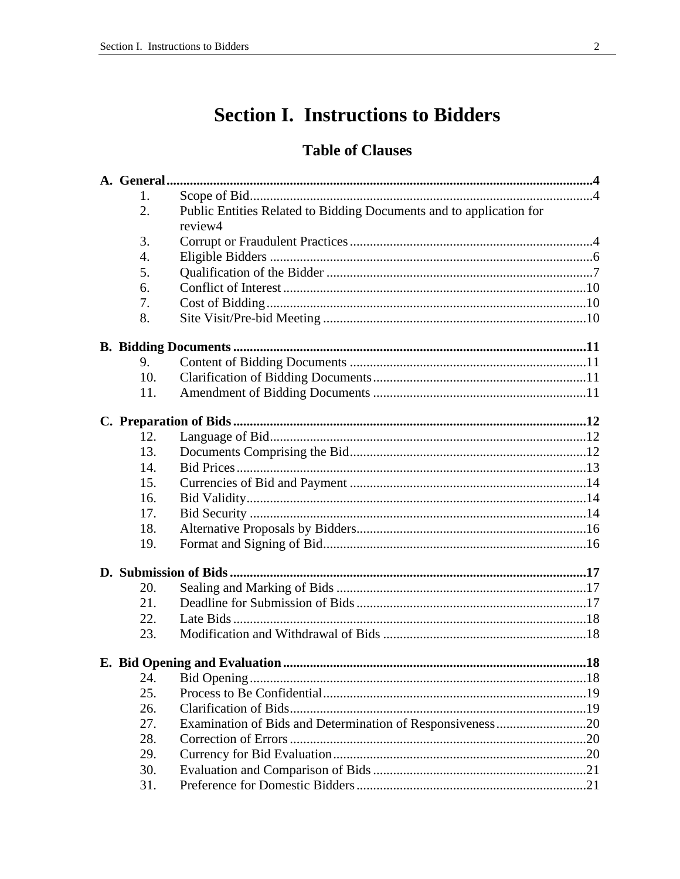# Section I. Instructions to Bidders

## Table of Clauses

**A. General** ....................................................................................................................4

1. Scope of Bid.....................................................................................................4
2. Public Entities Related to Bidding Documents and to application for review4
3. Corrupt or Fraudulent Practices........................................................................4
4. Eligible Bidders ...............................................................................................6
5. Qualification of the Bidder ..............................................................................7
6. Conflict of Interest .........................................................................................10
7. Cost of Bidding..............................................................................................10
8. Site Visit/Pre-bid Meeting .............................................................................10

**B. Bidding Documents** ......................................................................................................11

9. Content of Bidding Documents .....................................................................11
10. Clarification of Bidding Documents...............................................................11
11. Amendment of Bidding Documents ...............................................................11

**C. Preparation of Bids** ......................................................................................................12

12. Language of Bid.............................................................................................12
13. Documents Comprising the Bid......................................................................12
14. Bid Prices.......................................................................................................13
15. Currencies of Bid and Payment .....................................................................14
16. Bid Validity....................................................................................................14
17. Bid Security ...................................................................................................14
18. Alternative Proposals by Bidders....................................................................16
19. Format and Signing of Bid..............................................................................16

**D. Submission of Bids** ......................................................................................................17

20. Sealing and Marking of Bids ..........................................................................17
21. Deadline for Submission of Bids ....................................................................17
22. Late Bids ........................................................................................................18
23. Modification and Withdrawal of Bids ............................................................18

**E. Bid Opening and Evaluation** ........................................................................................18

24. Bid Opening....................................................................................................18
25. Process to Be Confidential..............................................................................19
26. Clarification of Bids........................................................................................19
27. Examination of Bids and Determination of Responsiveness...........................20
28. Correction of Errors........................................................................................20
29. Currency for Bid Evaluation...........................................................................20
30. Evaluation and Comparison of Bids ...............................................................21
31. Preference for Domestic Bidders ....................................................................21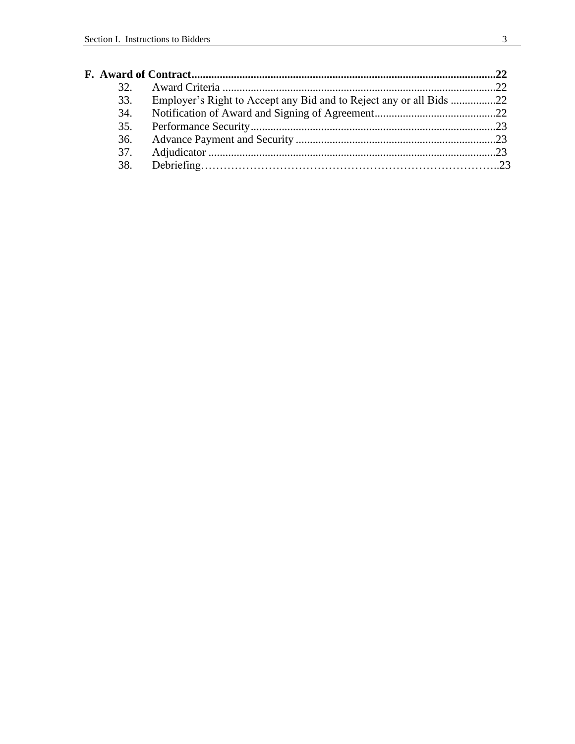**F. Award of Contract** .......................................................................................................... **22**

32. Award Criteria ................................................................................................22
33. Employer's Right to Accept any Bid and to Reject any or all Bids ................22
34. Notification of Award and Signing of Agreement...........................................22
35. Performance Security......................................................................................23
36. Advance Payment and Security ......................................................................23
37. Adjudicator .....................................................................................................23
38. Debriefing……………………………………………………………………..23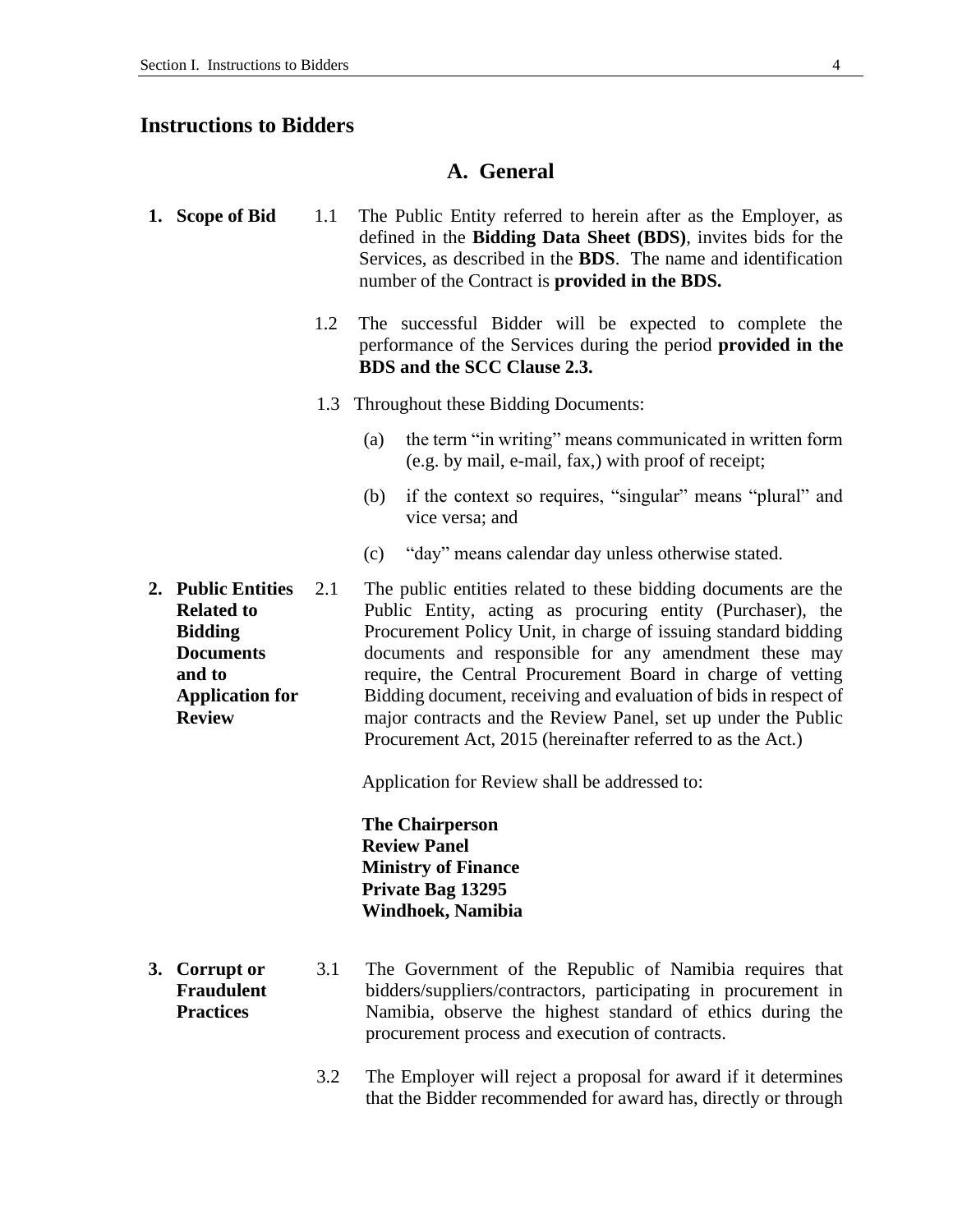# Instructions to Bidders

## A. General

**1. Scope of Bid**

1.1 The Public Entity referred to herein after as the Employer, as defined in the **Bidding Data Sheet (BDS)**, invites bids for the Services, as described in the **BDS**. The name and identification number of the Contract is **provided in the BDS.**

1.2 The successful Bidder will be expected to complete the performance of the Services during the period **provided in the BDS and the SCC Clause 2.3.**

1.3 Throughout these Bidding Documents:

(a) the term "in writing" means communicated in written form (e.g. by mail, e-mail, fax,) with proof of receipt;

(b) if the context so requires, "singular" means "plural" and vice versa; and

(c) "day" means calendar day unless otherwise stated.

**2. Public Entities Related to Bidding Documents and to Application for Review**

2.1 The public entities related to these bidding documents are the Public Entity, acting as procuring entity (Purchaser), the Procurement Policy Unit, in charge of issuing standard bidding documents and responsible for any amendment these may require, the Central Procurement Board in charge of vetting Bidding document, receiving and evaluation of bids in respect of major contracts and the Review Panel, set up under the Public Procurement Act, 2015 (hereinafter referred to as the Act.)

Application for Review shall be addressed to:

**The Chairperson**
**Review Panel**
**Ministry of Finance**
**Private Bag 13295**
**Windhoek, Namibia**

**3. Corrupt or Fraudulent Practices**

3.1 The Government of the Republic of Namibia requires that bidders/suppliers/contractors, participating in procurement in Namibia, observe the highest standard of ethics during the procurement process and execution of contracts.

3.2 The Employer will reject a proposal for award if it determines that the Bidder recommended for award has, directly or through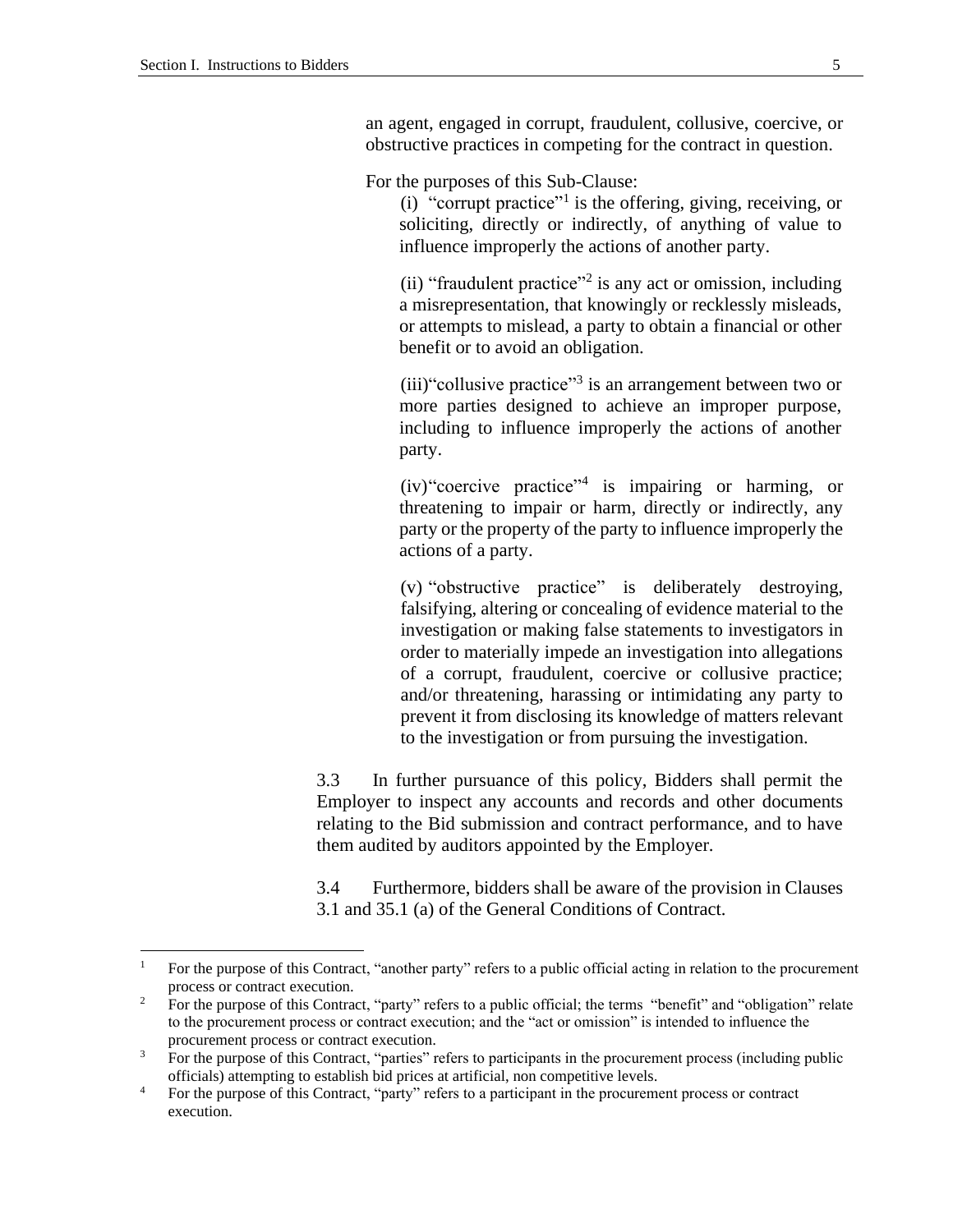an agent, engaged in corrupt, fraudulent, collusive, coercive, or obstructive practices in competing for the contract in question.

For the purposes of this Sub-Clause:

(i) "corrupt practice"[1] is the offering, giving, receiving, or soliciting, directly or indirectly, of anything of value to influence improperly the actions of another party.

(ii) "fraudulent practice"[2] is any act or omission, including a misrepresentation, that knowingly or recklessly misleads, or attempts to mislead, a party to obtain a financial or other benefit or to avoid an obligation.

(iii)"collusive practice"[3] is an arrangement between two or more parties designed to achieve an improper purpose, including to influence improperly the actions of another party.

(iv)"coercive practice"[4] is impairing or harming, or threatening to impair or harm, directly or indirectly, any party or the property of the party to influence improperly the actions of a party.

(v) "obstructive practice" is deliberately destroying, falsifying, altering or concealing of evidence material to the investigation or making false statements to investigators in order to materially impede an investigation into allegations of a corrupt, fraudulent, coercive or collusive practice; and/or threatening, harassing or intimidating any party to prevent it from disclosing its knowledge of matters relevant to the investigation or from pursuing the investigation.

3.3 In further pursuance of this policy, Bidders shall permit the Employer to inspect any accounts and records and other documents relating to the Bid submission and contract performance, and to have them audited by auditors appointed by the Employer.

3.4 Furthermore, bidders shall be aware of the provision in Clauses 3.1 and 35.1 (a) of the General Conditions of Contract.

---

[1] For the purpose of this Contract, "another party" refers to a public official acting in relation to the procurement process or contract execution.

[2] For the purpose of this Contract, "party" refers to a public official; the terms "benefit" and "obligation" relate to the procurement process or contract execution; and the "act or omission" is intended to influence the procurement process or contract execution.

[3] For the purpose of this Contract, "parties" refers to participants in the procurement process (including public officials) attempting to establish bid prices at artificial, non competitive levels.

[4] For the purpose of this Contract, "party" refers to a participant in the procurement process or contract execution.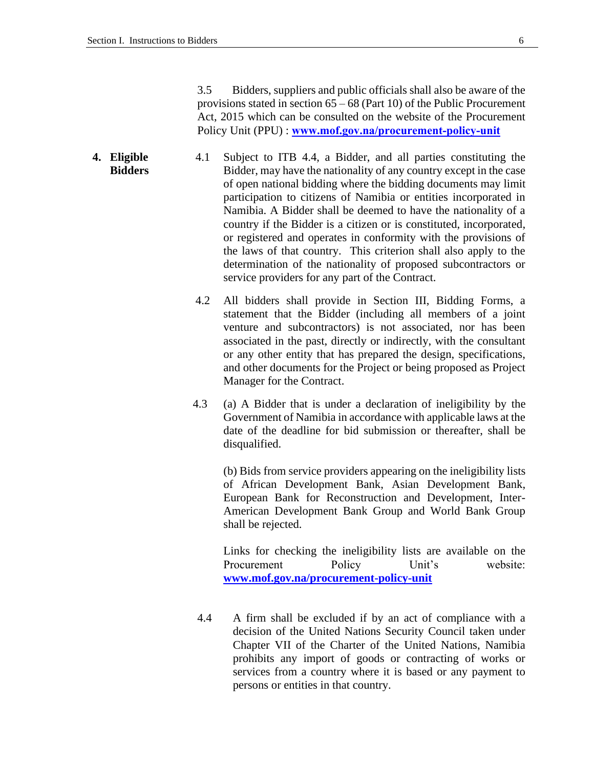3.5 Bidders, suppliers and public officials shall also be aware of the provisions stated in section 65 – 68 (Part 10) of the Public Procurement Act, 2015 which can be consulted on the website of the Procurement Policy Unit (PPU) : **www.mof.gov.na/procurement-policy-unit**

**4. Eligible Bidders**

4.1 Subject to ITB 4.4, a Bidder, and all parties constituting the Bidder, may have the nationality of any country except in the case of open national bidding where the bidding documents may limit participation to citizens of Namibia or entities incorporated in Namibia. A Bidder shall be deemed to have the nationality of a country if the Bidder is a citizen or is constituted, incorporated, or registered and operates in conformity with the provisions of the laws of that country. This criterion shall also apply to the determination of the nationality of proposed subcontractors or service providers for any part of the Contract.

4.2 All bidders shall provide in Section III, Bidding Forms, a statement that the Bidder (including all members of a joint venture and subcontractors) is not associated, nor has been associated in the past, directly or indirectly, with the consultant or any other entity that has prepared the design, specifications, and other documents for the Project or being proposed as Project Manager for the Contract.

4.3 (a) A Bidder that is under a declaration of ineligibility by the Government of Namibia in accordance with applicable laws at the date of the deadline for bid submission or thereafter, shall be disqualified.

(b) Bids from service providers appearing on the ineligibility lists of African Development Bank, Asian Development Bank, European Bank for Reconstruction and Development, Inter-American Development Bank Group and World Bank Group shall be rejected.

Links for checking the ineligibility lists are available on the Procurement Policy Unit's website: **www.mof.gov.na/procurement-policy-unit**

4.4 A firm shall be excluded if by an act of compliance with a decision of the United Nations Security Council taken under Chapter VII of the Charter of the United Nations, Namibia prohibits any import of goods or contracting of works or services from a country where it is based or any payment to persons or entities in that country.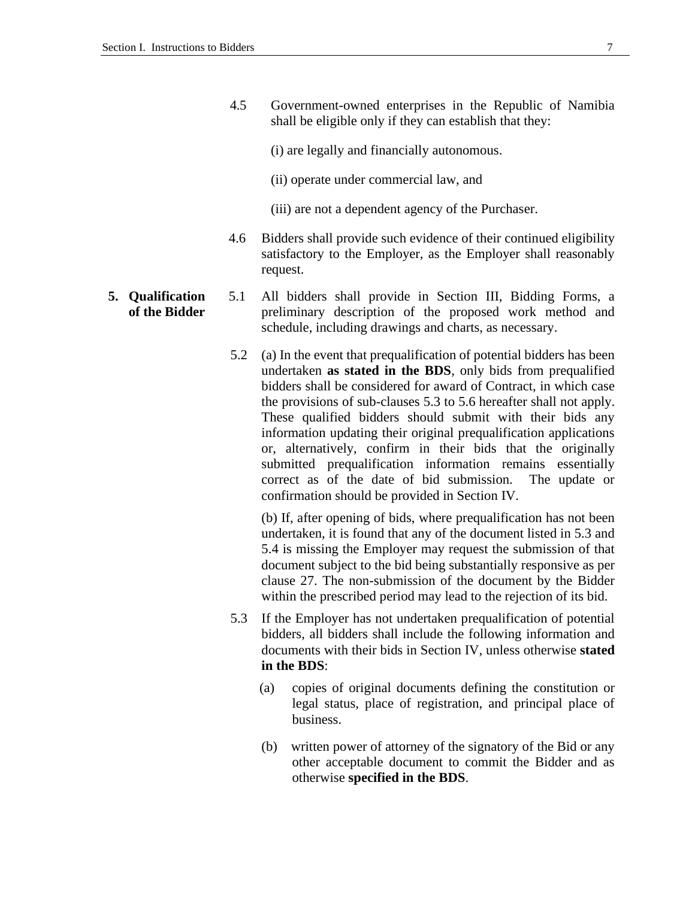4.5 Government-owned enterprises in the Republic of Namibia shall be eligible only if they can establish that they:

(i) are legally and financially autonomous.

(ii) operate under commercial law, and

(iii) are not a dependent agency of the Purchaser.

4.6 Bidders shall provide such evidence of their continued eligibility satisfactory to the Employer, as the Employer shall reasonably request.

**5. Qualification of the Bidder**

5.1 All bidders shall provide in Section III, Bidding Forms, a preliminary description of the proposed work method and schedule, including drawings and charts, as necessary.

5.2 (a) In the event that prequalification of potential bidders has been undertaken **as stated in the BDS**, only bids from prequalified bidders shall be considered for award of Contract, in which case the provisions of sub-clauses 5.3 to 5.6 hereafter shall not apply. These qualified bidders should submit with their bids any information updating their original prequalification applications or, alternatively, confirm in their bids that the originally submitted prequalification information remains essentially correct as of the date of bid submission. The update or confirmation should be provided in Section IV.

(b) If, after opening of bids, where prequalification has not been undertaken, it is found that any of the document listed in 5.3 and 5.4 is missing the Employer may request the submission of that document subject to the bid being substantially responsive as per clause 27. The non-submission of the document by the Bidder within the prescribed period may lead to the rejection of its bid.

5.3 If the Employer has not undertaken prequalification of potential bidders, all bidders shall include the following information and documents with their bids in Section IV, unless otherwise **stated in the BDS**:

(a) copies of original documents defining the constitution or legal status, place of registration, and principal place of business.

(b) written power of attorney of the signatory of the Bid or any other acceptable document to commit the Bidder and as otherwise **specified in the BDS**.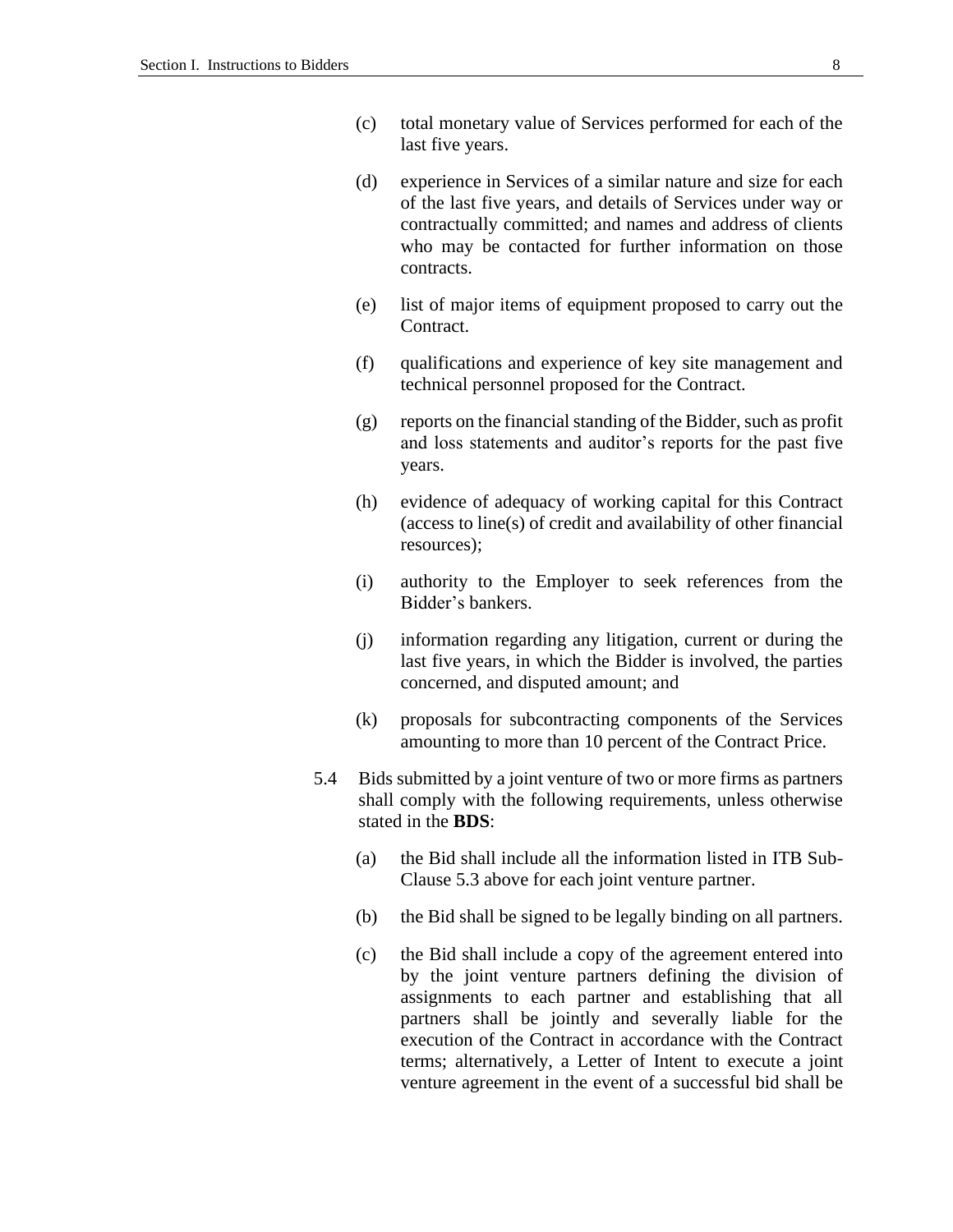(c) total monetary value of Services performed for each of the last five years.

(d) experience in Services of a similar nature and size for each of the last five years, and details of Services under way or contractually committed; and names and address of clients who may be contacted for further information on those contracts.

(e) list of major items of equipment proposed to carry out the Contract.

(f) qualifications and experience of key site management and technical personnel proposed for the Contract.

(g) reports on the financial standing of the Bidder, such as profit and loss statements and auditor's reports for the past five years.

(h) evidence of adequacy of working capital for this Contract (access to line(s) of credit and availability of other financial resources);

(i) authority to the Employer to seek references from the Bidder's bankers.

(j) information regarding any litigation, current or during the last five years, in which the Bidder is involved, the parties concerned, and disputed amount; and

(k) proposals for subcontracting components of the Services amounting to more than 10 percent of the Contract Price.

5.4 Bids submitted by a joint venture of two or more firms as partners shall comply with the following requirements, unless otherwise stated in the **BDS**:

(a) the Bid shall include all the information listed in ITB Sub-Clause 5.3 above for each joint venture partner.

(b) the Bid shall be signed to be legally binding on all partners.

(c) the Bid shall include a copy of the agreement entered into by the joint venture partners defining the division of assignments to each partner and establishing that all partners shall be jointly and severally liable for the execution of the Contract in accordance with the Contract terms; alternatively, a Letter of Intent to execute a joint venture agreement in the event of a successful bid shall be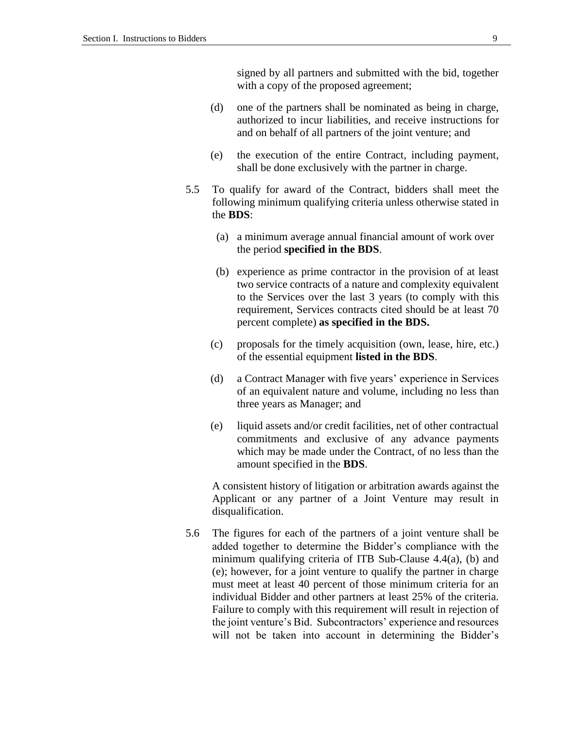signed by all partners and submitted with the bid, together with a copy of the proposed agreement;

(d) one of the partners shall be nominated as being in charge, authorized to incur liabilities, and receive instructions for and on behalf of all partners of the joint venture; and

(e) the execution of the entire Contract, including payment, shall be done exclusively with the partner in charge.

5.5 To qualify for award of the Contract, bidders shall meet the following minimum qualifying criteria unless otherwise stated in the **BDS**:

(a) a minimum average annual financial amount of work over the period **specified in the BDS**.

(b) experience as prime contractor in the provision of at least two service contracts of a nature and complexity equivalent to the Services over the last 3 years (to comply with this requirement, Services contracts cited should be at least 70 percent complete) **as specified in the BDS.**

(c) proposals for the timely acquisition (own, lease, hire, etc.) of the essential equipment **listed in the BDS**.

(d) a Contract Manager with five years' experience in Services of an equivalent nature and volume, including no less than three years as Manager; and

(e) liquid assets and/or credit facilities, net of other contractual commitments and exclusive of any advance payments which may be made under the Contract, of no less than the amount specified in the **BDS**.

A consistent history of litigation or arbitration awards against the Applicant or any partner of a Joint Venture may result in disqualification.

5.6 The figures for each of the partners of a joint venture shall be added together to determine the Bidder's compliance with the minimum qualifying criteria of ITB Sub-Clause 4.4(a), (b) and (e); however, for a joint venture to qualify the partner in charge must meet at least 40 percent of those minimum criteria for an individual Bidder and other partners at least 25% of the criteria. Failure to comply with this requirement will result in rejection of the joint venture's Bid. Subcontractors' experience and resources will not be taken into account in determining the Bidder's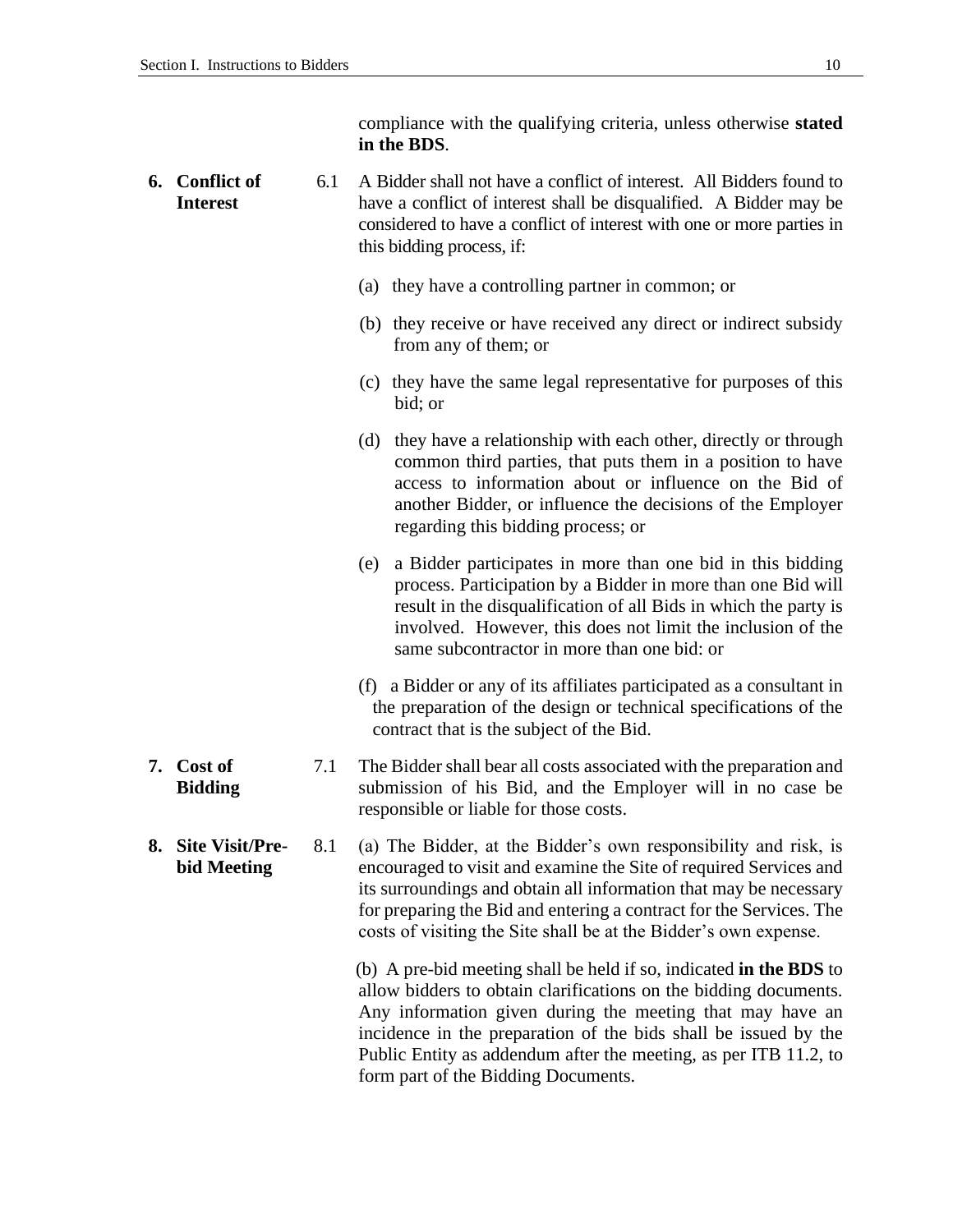compliance with the qualifying criteria, unless otherwise **stated in the BDS**.

**6. Conflict of Interest**

6.1 A Bidder shall not have a conflict of interest. All Bidders found to have a conflict of interest shall be disqualified. A Bidder may be considered to have a conflict of interest with one or more parties in this bidding process, if:

(a) they have a controlling partner in common; or

(b) they receive or have received any direct or indirect subsidy from any of them; or

(c) they have the same legal representative for purposes of this bid; or

(d) they have a relationship with each other, directly or through common third parties, that puts them in a position to have access to information about or influence on the Bid of another Bidder, or influence the decisions of the Employer regarding this bidding process; or

(e) a Bidder participates in more than one bid in this bidding process. Participation by a Bidder in more than one Bid will result in the disqualification of all Bids in which the party is involved. However, this does not limit the inclusion of the same subcontractor in more than one bid: or

(f) a Bidder or any of its affiliates participated as a consultant in the preparation of the design or technical specifications of the contract that is the subject of the Bid.

**7. Cost of Bidding**

7.1 The Bidder shall bear all costs associated with the preparation and submission of his Bid, and the Employer will in no case be responsible or liable for those costs.

**8. Site Visit/Pre-bid Meeting**

8.1 (a) The Bidder, at the Bidder's own responsibility and risk, is encouraged to visit and examine the Site of required Services and its surroundings and obtain all information that may be necessary for preparing the Bid and entering a contract for the Services. The costs of visiting the Site shall be at the Bidder's own expense.

(b) A pre-bid meeting shall be held if so, indicated **in the BDS** to allow bidders to obtain clarifications on the bidding documents. Any information given during the meeting that may have an incidence in the preparation of the bids shall be issued by the Public Entity as addendum after the meeting, as per ITB 11.2, to form part of the Bidding Documents.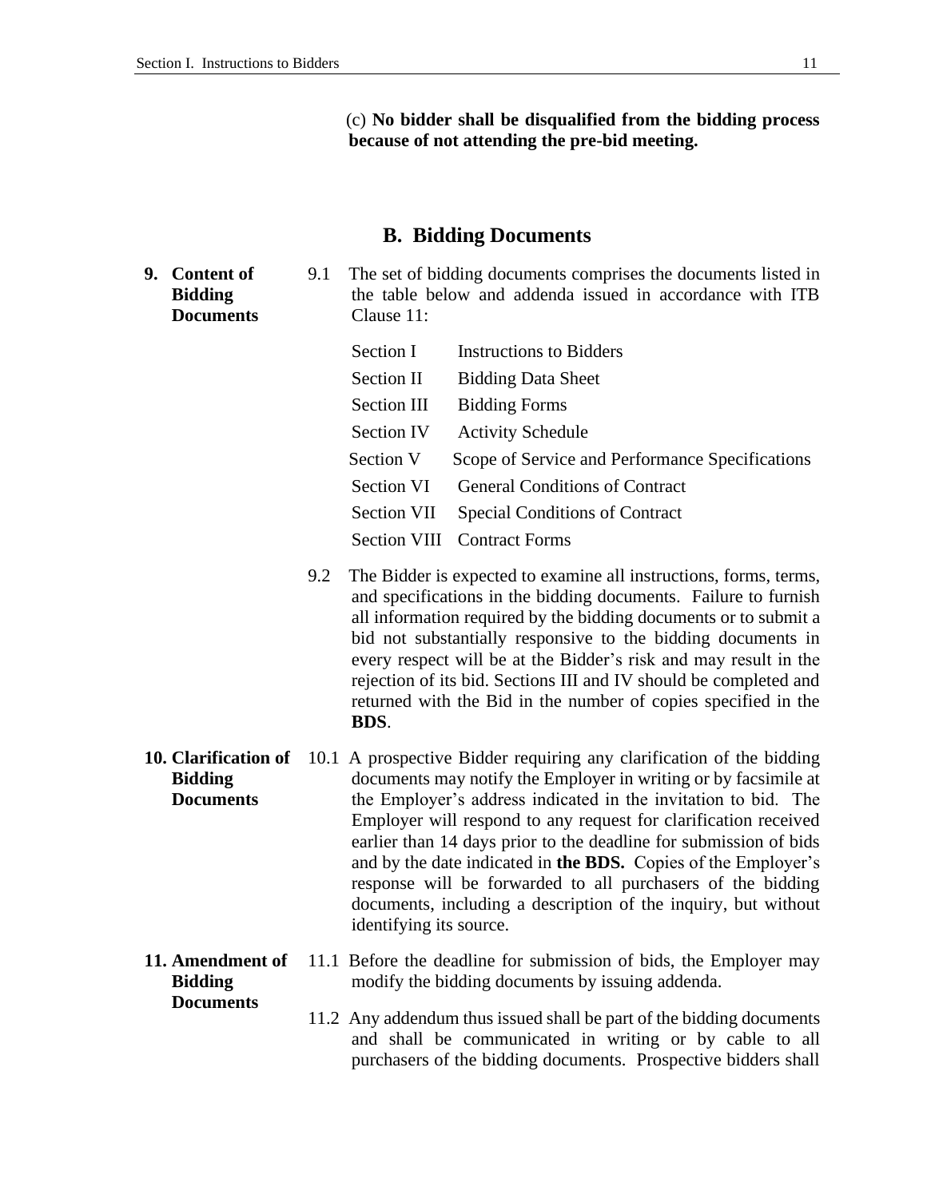(c) **No bidder shall be disqualified from the bidding process because of not attending the pre-bid meeting.**

## B. Bidding Documents

**9. Content of Bidding Documents**

9.1 The set of bidding documents comprises the documents listed in the table below and addenda issued in accordance with ITB Clause 11:

| | |
|---|---|
| Section I | Instructions to Bidders |
| Section II | Bidding Data Sheet |
| Section III | Bidding Forms |
| Section IV | Activity Schedule |
| Section V | Scope of Service and Performance Specifications |
| Section VI | General Conditions of Contract |
| Section VII | Special Conditions of Contract |
| Section VIII | Contract Forms |

9.2 The Bidder is expected to examine all instructions, forms, terms, and specifications in the bidding documents. Failure to furnish all information required by the bidding documents or to submit a bid not substantially responsive to the bidding documents in every respect will be at the Bidder's risk and may result in the rejection of its bid. Sections III and IV should be completed and returned with the Bid in the number of copies specified in the **BDS**.

**10. Clarification of Bidding Documents**

10.1 A prospective Bidder requiring any clarification of the bidding documents may notify the Employer in writing or by facsimile at the Employer's address indicated in the invitation to bid. The Employer will respond to any request for clarification received earlier than 14 days prior to the deadline for submission of bids and by the date indicated in **the BDS.** Copies of the Employer's response will be forwarded to all purchasers of the bidding documents, including a description of the inquiry, but without identifying its source.

**11. Amendment of Bidding Documents**

11.1 Before the deadline for submission of bids, the Employer may modify the bidding documents by issuing addenda.

11.2 Any addendum thus issued shall be part of the bidding documents and shall be communicated in writing or by cable to all purchasers of the bidding documents. Prospective bidders shall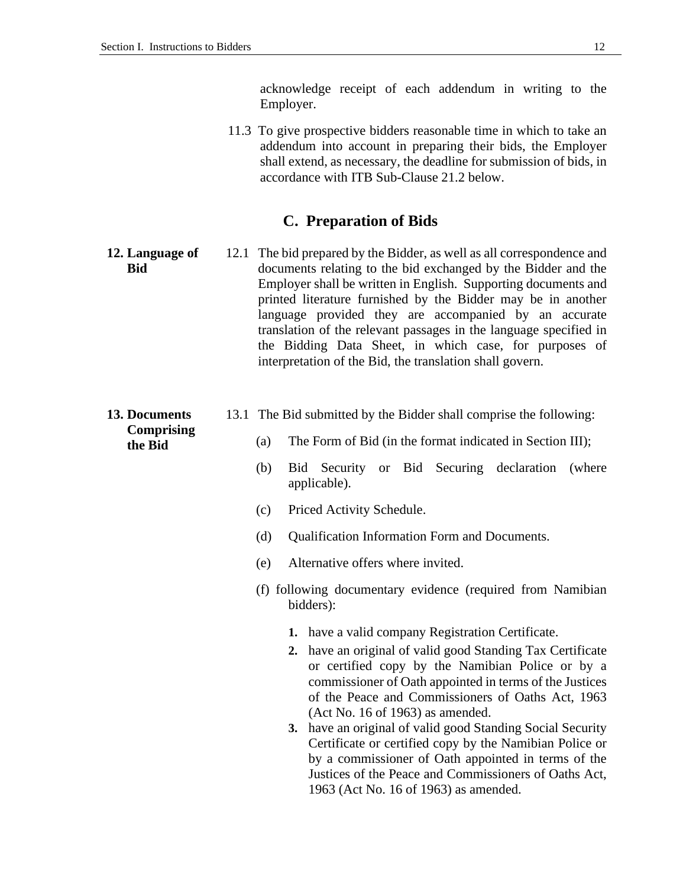acknowledge receipt of each addendum in writing to the Employer.

11.3 To give prospective bidders reasonable time in which to take an addendum into account in preparing their bids, the Employer shall extend, as necessary, the deadline for submission of bids, in accordance with ITB Sub-Clause 21.2 below.

## C. Preparation of Bids

**12. Language of Bid**

12.1 The bid prepared by the Bidder, as well as all correspondence and documents relating to the bid exchanged by the Bidder and the Employer shall be written in English. Supporting documents and printed literature furnished by the Bidder may be in another language provided they are accompanied by an accurate translation of the relevant passages in the language specified in the Bidding Data Sheet, in which case, for purposes of interpretation of the Bid, the translation shall govern.

**13. Documents Comprising the Bid**

13.1 The Bid submitted by the Bidder shall comprise the following:

(a) The Form of Bid (in the format indicated in Section III);

(b) Bid Security or Bid Securing declaration (where applicable).

(c) Priced Activity Schedule.

(d) Qualification Information Form and Documents.

(e) Alternative offers where invited.

(f) following documentary evidence (required from Namibian bidders):

1. have a valid company Registration Certificate.
2. have an original of valid good Standing Tax Certificate or certified copy by the Namibian Police or by a commissioner of Oath appointed in terms of the Justices of the Peace and Commissioners of Oaths Act, 1963 (Act No. 16 of 1963) as amended.
3. have an original of valid good Standing Social Security Certificate or certified copy by the Namibian Police or by a commissioner of Oath appointed in terms of the Justices of the Peace and Commissioners of Oaths Act, 1963 (Act No. 16 of 1963) as amended.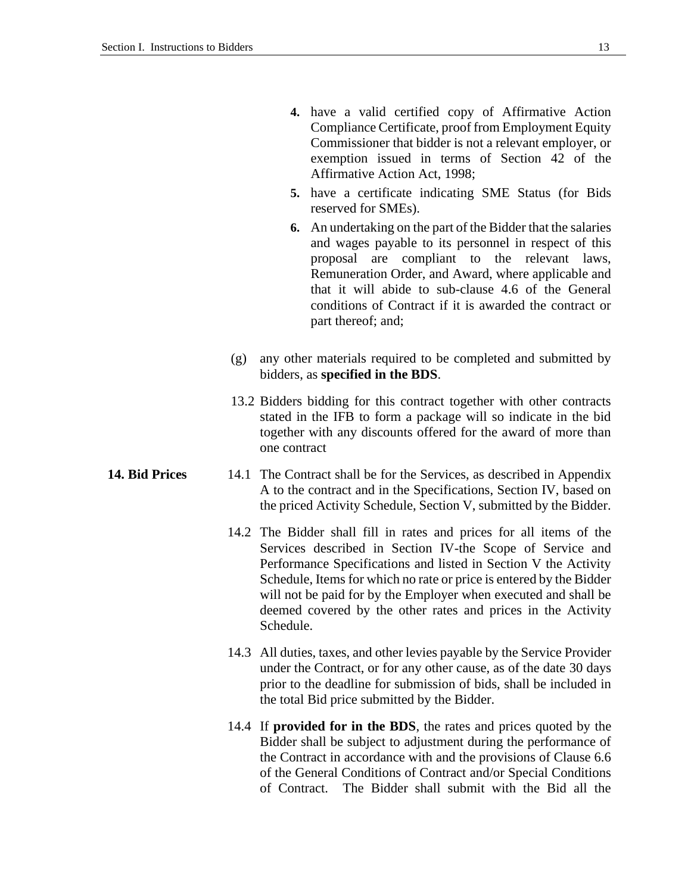4. have a valid certified copy of Affirmative Action Compliance Certificate, proof from Employment Equity Commissioner that bidder is not a relevant employer, or exemption issued in terms of Section 42 of the Affirmative Action Act, 1998;

5. have a certificate indicating SME Status (for Bids reserved for SMEs).

6. An undertaking on the part of the Bidder that the salaries and wages payable to its personnel in respect of this proposal are compliant to the relevant laws, Remuneration Order, and Award, where applicable and that it will abide to sub-clause 4.6 of the General conditions of Contract if it is awarded the contract or part thereof; and;

(g) any other materials required to be completed and submitted by bidders, as **specified in the BDS**.

13.2 Bidders bidding for this contract together with other contracts stated in the IFB to form a package will so indicate in the bid together with any discounts offered for the award of more than one contract

**14. Bid Prices**

14.1 The Contract shall be for the Services, as described in Appendix A to the contract and in the Specifications, Section IV, based on the priced Activity Schedule, Section V, submitted by the Bidder.

14.2 The Bidder shall fill in rates and prices for all items of the Services described in Section IV-the Scope of Service and Performance Specifications and listed in Section V the Activity Schedule, Items for which no rate or price is entered by the Bidder will not be paid for by the Employer when executed and shall be deemed covered by the other rates and prices in the Activity Schedule.

14.3 All duties, taxes, and other levies payable by the Service Provider under the Contract, or for any other cause, as of the date 30 days prior to the deadline for submission of bids, shall be included in the total Bid price submitted by the Bidder.

14.4 If **provided for in the BDS**, the rates and prices quoted by the Bidder shall be subject to adjustment during the performance of the Contract in accordance with and the provisions of Clause 6.6 of the General Conditions of Contract and/or Special Conditions of Contract. The Bidder shall submit with the Bid all the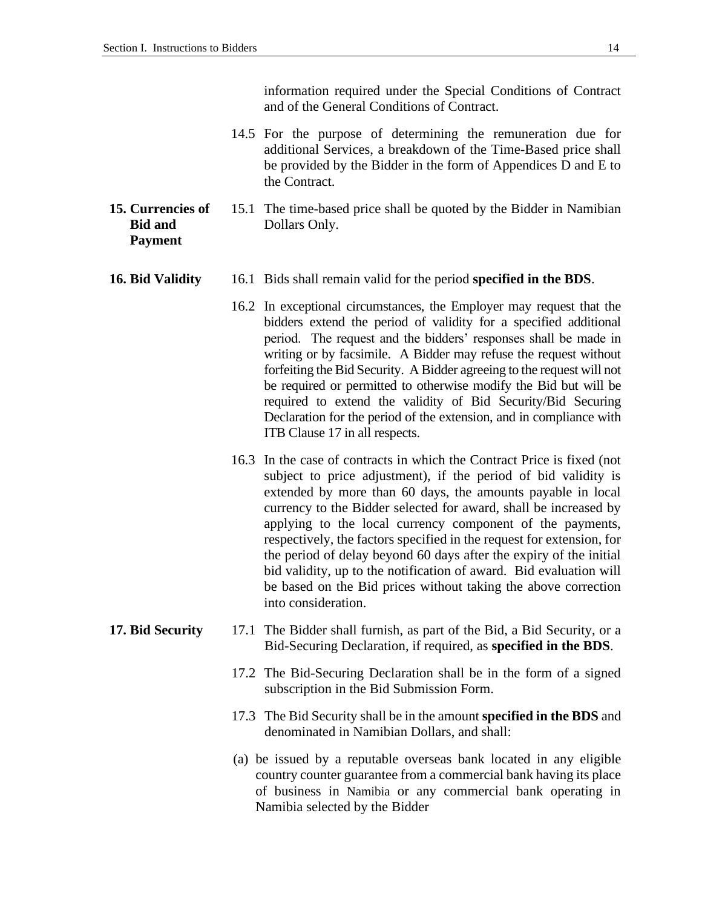information required under the Special Conditions of Contract and of the General Conditions of Contract.

14.5 For the purpose of determining the remuneration due for additional Services, a breakdown of the Time-Based price shall be provided by the Bidder in the form of Appendices D and E to the Contract.

**15. Currencies of Bid and Payment**

15.1 The time-based price shall be quoted by the Bidder in Namibian Dollars Only.

**16. Bid Validity**

16.1 Bids shall remain valid for the period **specified in the BDS**.

16.2 In exceptional circumstances, the Employer may request that the bidders extend the period of validity for a specified additional period. The request and the bidders' responses shall be made in writing or by facsimile. A Bidder may refuse the request without forfeiting the Bid Security. A Bidder agreeing to the request will not be required or permitted to otherwise modify the Bid but will be required to extend the validity of Bid Security/Bid Securing Declaration for the period of the extension, and in compliance with ITB Clause 17 in all respects.

16.3 In the case of contracts in which the Contract Price is fixed (not subject to price adjustment), if the period of bid validity is extended by more than 60 days, the amounts payable in local currency to the Bidder selected for award, shall be increased by applying to the local currency component of the payments, respectively, the factors specified in the request for extension, for the period of delay beyond 60 days after the expiry of the initial bid validity, up to the notification of award. Bid evaluation will be based on the Bid prices without taking the above correction into consideration.

**17. Bid Security**

17.1 The Bidder shall furnish, as part of the Bid, a Bid Security, or a Bid-Securing Declaration, if required, as **specified in the BDS**.

17.2 The Bid-Securing Declaration shall be in the form of a signed subscription in the Bid Submission Form.

17.3 The Bid Security shall be in the amount **specified in the BDS** and denominated in Namibian Dollars, and shall:

(a) be issued by a reputable overseas bank located in any eligible country counter guarantee from a commercial bank having its place of business in Namibia or any commercial bank operating in Namibia selected by the Bidder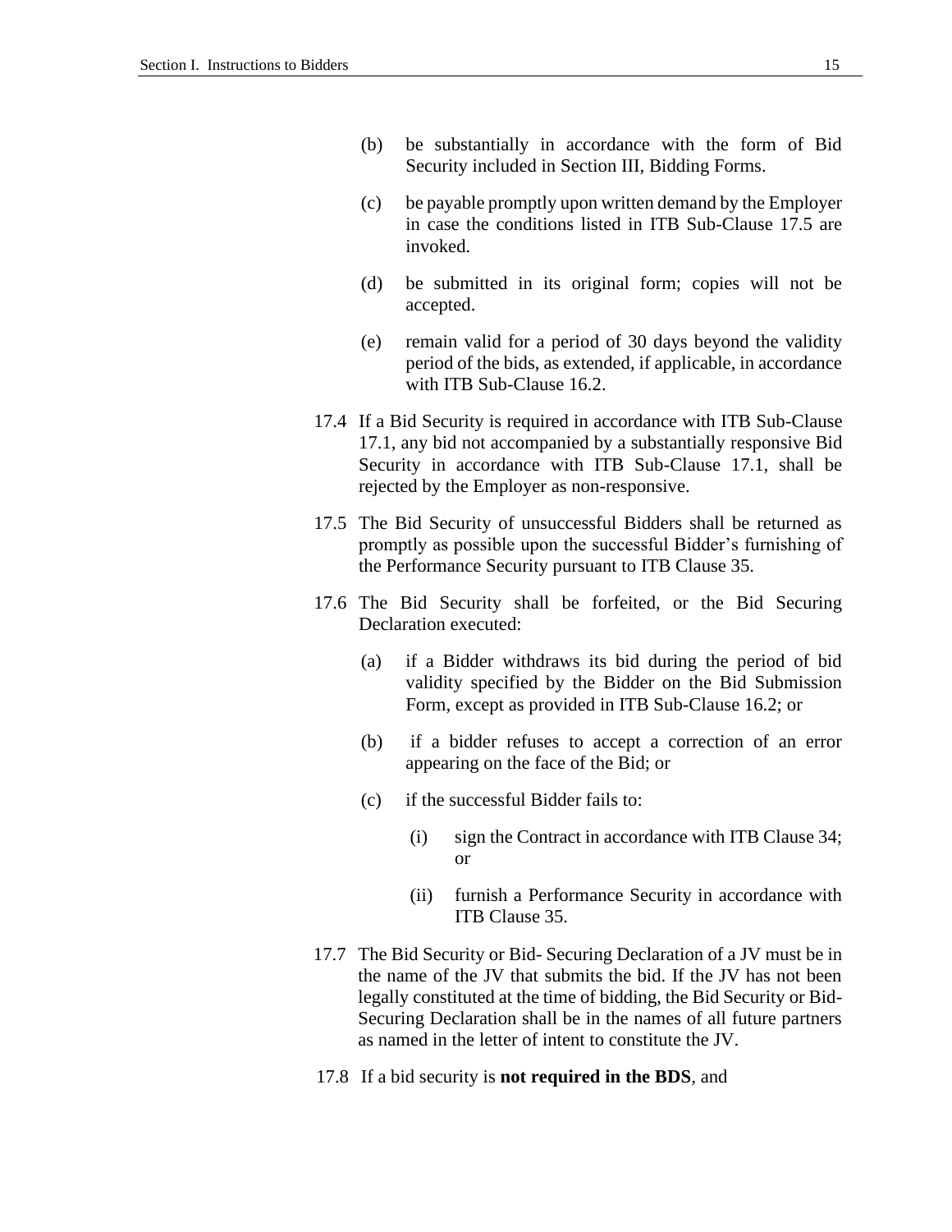(b) be substantially in accordance with the form of Bid Security included in Section III, Bidding Forms.

(c) be payable promptly upon written demand by the Employer in case the conditions listed in ITB Sub-Clause 17.5 are invoked.

(d) be submitted in its original form; copies will not be accepted.

(e) remain valid for a period of 30 days beyond the validity period of the bids, as extended, if applicable, in accordance with ITB Sub-Clause 16.2.

17.4 If a Bid Security is required in accordance with ITB Sub-Clause 17.1, any bid not accompanied by a substantially responsive Bid Security in accordance with ITB Sub-Clause 17.1, shall be rejected by the Employer as non-responsive.

17.5 The Bid Security of unsuccessful Bidders shall be returned as promptly as possible upon the successful Bidder's furnishing of the Performance Security pursuant to ITB Clause 35.

17.6 The Bid Security shall be forfeited, or the Bid Securing Declaration executed:

(a) if a Bidder withdraws its bid during the period of bid validity specified by the Bidder on the Bid Submission Form, except as provided in ITB Sub-Clause 16.2; or

(b) if a bidder refuses to accept a correction of an error appearing on the face of the Bid; or

(c) if the successful Bidder fails to:

(i) sign the Contract in accordance with ITB Clause 34; or

(ii) furnish a Performance Security in accordance with ITB Clause 35.

17.7 The Bid Security or Bid- Securing Declaration of a JV must be in the name of the JV that submits the bid. If the JV has not been legally constituted at the time of bidding, the Bid Security or Bid-Securing Declaration shall be in the names of all future partners as named in the letter of intent to constitute the JV.

17.8 If a bid security is **not required in the BDS**, and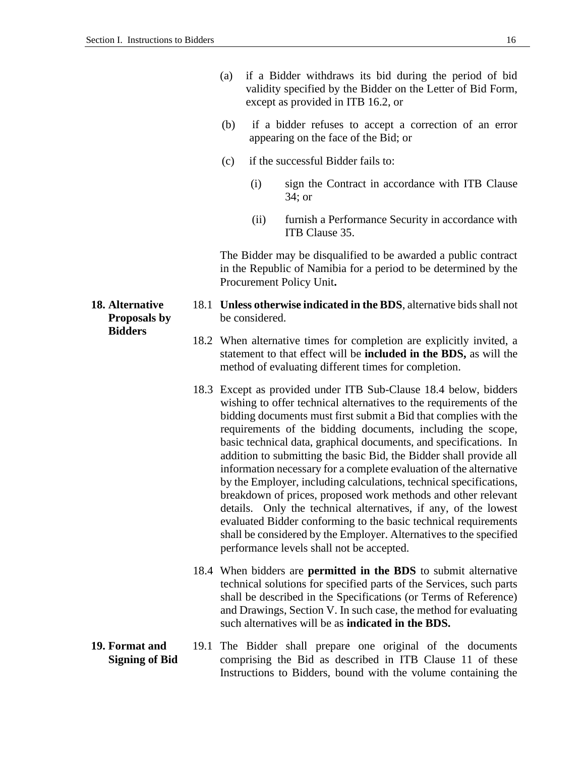(a) if a Bidder withdraws its bid during the period of bid validity specified by the Bidder on the Letter of Bid Form, except as provided in ITB 16.2, or

(b) if a bidder refuses to accept a correction of an error appearing on the face of the Bid; or

(c) if the successful Bidder fails to:

   (i) sign the Contract in accordance with ITB Clause 34; or

   (ii) furnish a Performance Security in accordance with ITB Clause 35.

The Bidder may be disqualified to be awarded a public contract in the Republic of Namibia for a period to be determined by the Procurement Policy Unit**.**

## 18. Alternative Proposals by Bidders

18.1 **Unless otherwise indicated in the BDS**, alternative bids shall not be considered.

18.2 When alternative times for completion are explicitly invited, a statement to that effect will be **included in the BDS,** as will the method of evaluating different times for completion.

18.3 Except as provided under ITB Sub-Clause 18.4 below, bidders wishing to offer technical alternatives to the requirements of the bidding documents must first submit a Bid that complies with the requirements of the bidding documents, including the scope, basic technical data, graphical documents, and specifications. In addition to submitting the basic Bid, the Bidder shall provide all information necessary for a complete evaluation of the alternative by the Employer, including calculations, technical specifications, breakdown of prices, proposed work methods and other relevant details. Only the technical alternatives, if any, of the lowest evaluated Bidder conforming to the basic technical requirements shall be considered by the Employer. Alternatives to the specified performance levels shall not be accepted.

18.4 When bidders are **permitted in the BDS** to submit alternative technical solutions for specified parts of the Services, such parts shall be described in the Specifications (or Terms of Reference) and Drawings, Section V. In such case, the method for evaluating such alternatives will be as **indicated in the BDS.**

## 19. Format and Signing of Bid

19.1 The Bidder shall prepare one original of the documents comprising the Bid as described in ITB Clause 11 of these Instructions to Bidders, bound with the volume containing the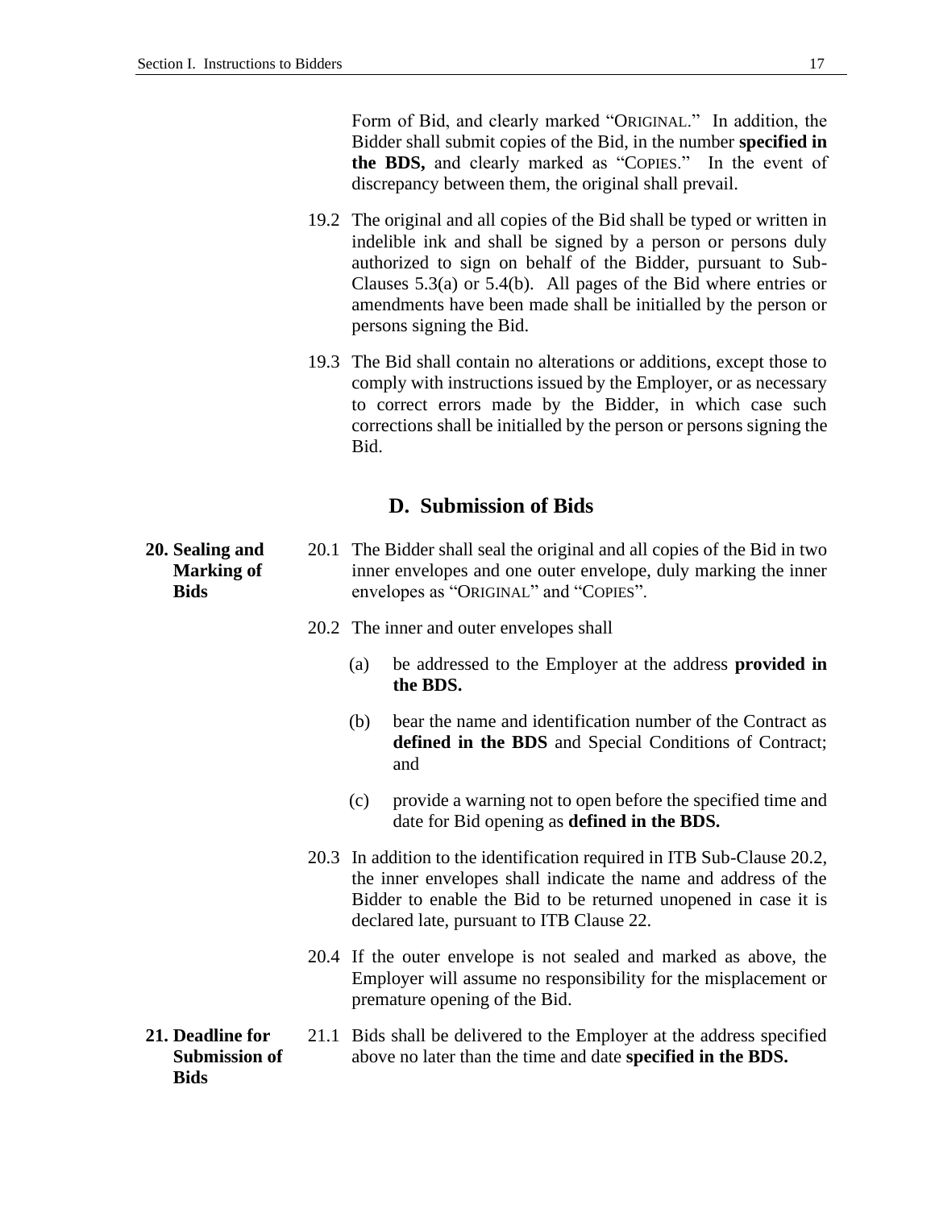Form of Bid, and clearly marked "ORIGINAL." In addition, the Bidder shall submit copies of the Bid, in the number **specified in the BDS,** and clearly marked as "COPIES." In the event of discrepancy between them, the original shall prevail.

19.2 The original and all copies of the Bid shall be typed or written in indelible ink and shall be signed by a person or persons duly authorized to sign on behalf of the Bidder, pursuant to Sub-Clauses 5.3(a) or 5.4(b). All pages of the Bid where entries or amendments have been made shall be initialled by the person or persons signing the Bid.

19.3 The Bid shall contain no alterations or additions, except those to comply with instructions issued by the Employer, or as necessary to correct errors made by the Bidder, in which case such corrections shall be initialled by the person or persons signing the Bid.

## D. Submission of Bids

**20. Sealing and Marking of Bids**

20.1 The Bidder shall seal the original and all copies of the Bid in two inner envelopes and one outer envelope, duly marking the inner envelopes as "ORIGINAL" and "COPIES".

20.2 The inner and outer envelopes shall

(a) be addressed to the Employer at the address **provided in the BDS.**

(b) bear the name and identification number of the Contract as **defined in the BDS** and Special Conditions of Contract; and

(c) provide a warning not to open before the specified time and date for Bid opening as **defined in the BDS.**

20.3 In addition to the identification required in ITB Sub-Clause 20.2, the inner envelopes shall indicate the name and address of the Bidder to enable the Bid to be returned unopened in case it is declared late, pursuant to ITB Clause 22.

20.4 If the outer envelope is not sealed and marked as above, the Employer will assume no responsibility for the misplacement or premature opening of the Bid.

**21. Deadline for Submission of Bids**

21.1 Bids shall be delivered to the Employer at the address specified above no later than the time and date **specified in the BDS.**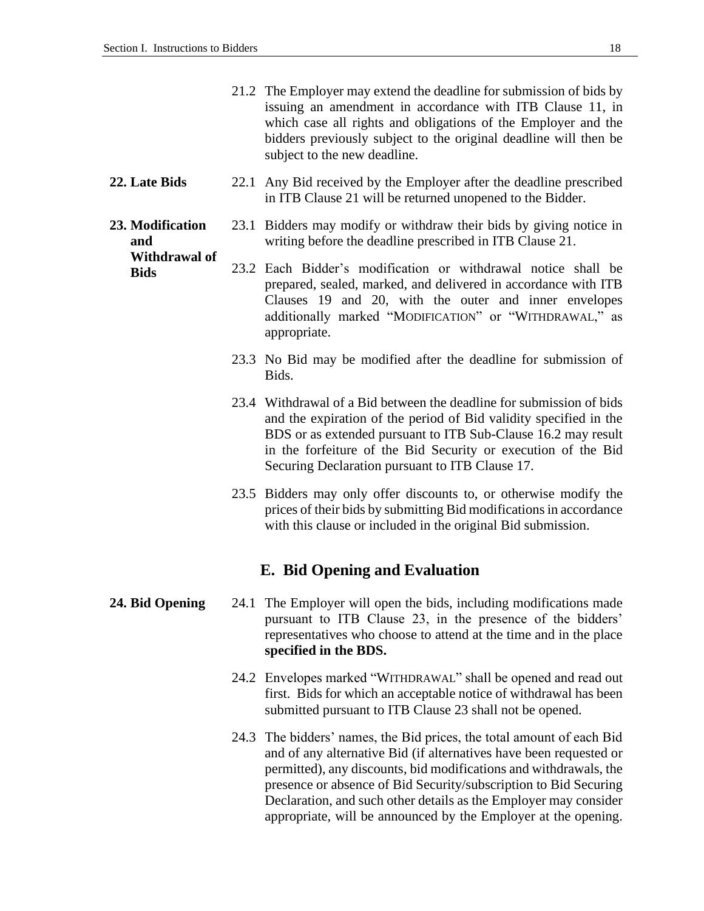21.2 The Employer may extend the deadline for submission of bids by issuing an amendment in accordance with ITB Clause 11, in which case all rights and obligations of the Employer and the bidders previously subject to the original deadline will then be subject to the new deadline.

**22. Late Bids**

22.1 Any Bid received by the Employer after the deadline prescribed in ITB Clause 21 will be returned unopened to the Bidder.

**23. Modification and Withdrawal of Bids**

23.1 Bidders may modify or withdraw their bids by giving notice in writing before the deadline prescribed in ITB Clause 21.

23.2 Each Bidder's modification or withdrawal notice shall be prepared, sealed, marked, and delivered in accordance with ITB Clauses 19 and 20, with the outer and inner envelopes additionally marked "MODIFICATION" or "WITHDRAWAL," as appropriate.

23.3 No Bid may be modified after the deadline for submission of Bids.

23.4 Withdrawal of a Bid between the deadline for submission of bids and the expiration of the period of Bid validity specified in the BDS or as extended pursuant to ITB Sub-Clause 16.2 may result in the forfeiture of the Bid Security or execution of the Bid Securing Declaration pursuant to ITB Clause 17.

23.5 Bidders may only offer discounts to, or otherwise modify the prices of their bids by submitting Bid modifications in accordance with this clause or included in the original Bid submission.

## E. Bid Opening and Evaluation

**24. Bid Opening**

24.1 The Employer will open the bids, including modifications made pursuant to ITB Clause 23, in the presence of the bidders' representatives who choose to attend at the time and in the place **specified in the BDS.**

24.2 Envelopes marked "WITHDRAWAL" shall be opened and read out first. Bids for which an acceptable notice of withdrawal has been submitted pursuant to ITB Clause 23 shall not be opened.

24.3 The bidders' names, the Bid prices, the total amount of each Bid and of any alternative Bid (if alternatives have been requested or permitted), any discounts, bid modifications and withdrawals, the presence or absence of Bid Security/subscription to Bid Securing Declaration, and such other details as the Employer may consider appropriate, will be announced by the Employer at the opening.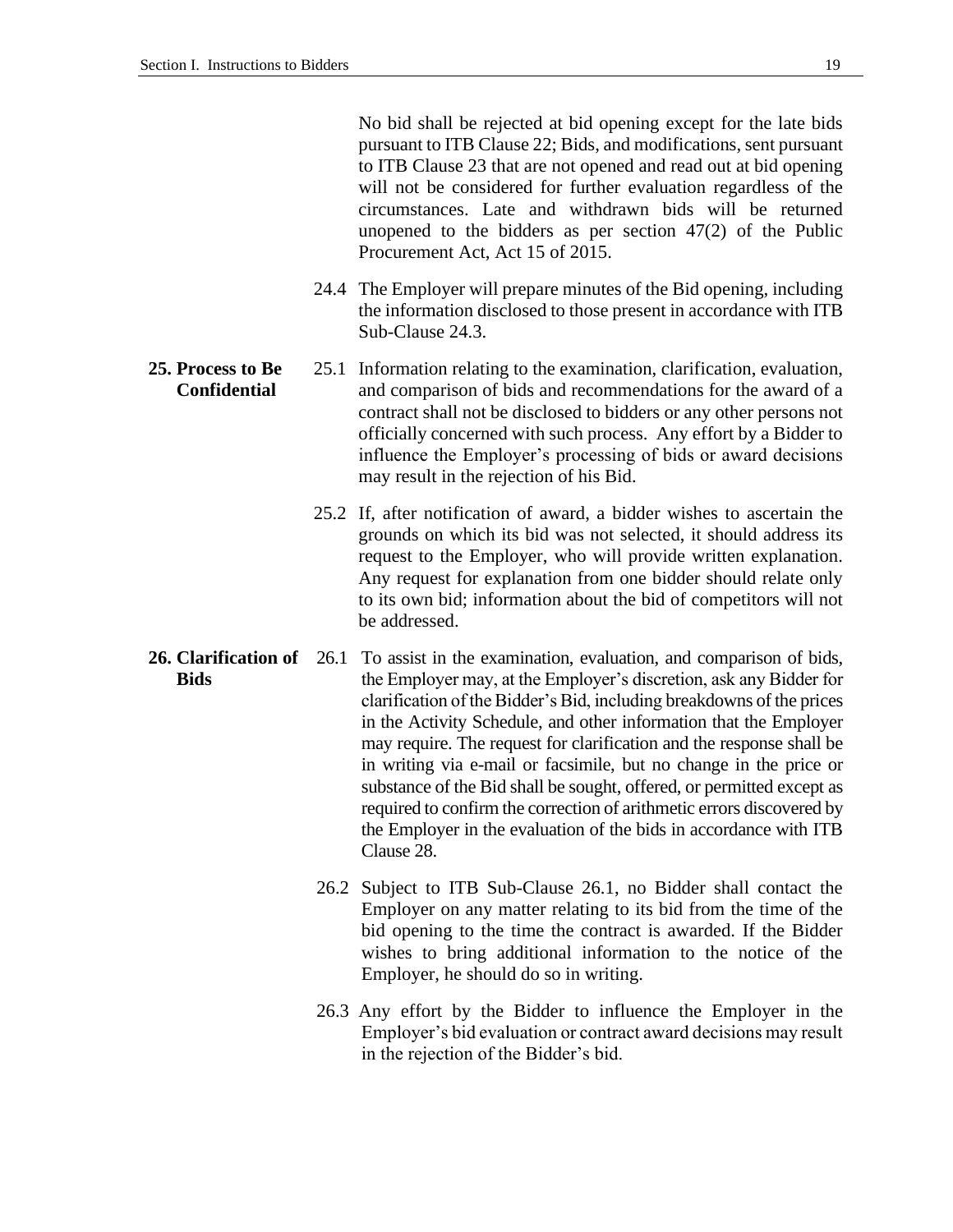No bid shall be rejected at bid opening except for the late bids pursuant to ITB Clause 22; Bids, and modifications, sent pursuant to ITB Clause 23 that are not opened and read out at bid opening will not be considered for further evaluation regardless of the circumstances. Late and withdrawn bids will be returned unopened to the bidders as per section 47(2) of the Public Procurement Act, Act 15 of 2015.

24.4 The Employer will prepare minutes of the Bid opening, including the information disclosed to those present in accordance with ITB Sub-Clause 24.3.

**25. Process to Be Confidential**

25.1 Information relating to the examination, clarification, evaluation, and comparison of bids and recommendations for the award of a contract shall not be disclosed to bidders or any other persons not officially concerned with such process. Any effort by a Bidder to influence the Employer's processing of bids or award decisions may result in the rejection of his Bid.

25.2 If, after notification of award, a bidder wishes to ascertain the grounds on which its bid was not selected, it should address its request to the Employer, who will provide written explanation. Any request for explanation from one bidder should relate only to its own bid; information about the bid of competitors will not be addressed.

**26. Clarification of Bids**

26.1 To assist in the examination, evaluation, and comparison of bids, the Employer may, at the Employer's discretion, ask any Bidder for clarification of the Bidder's Bid, including breakdowns of the prices in the Activity Schedule, and other information that the Employer may require. The request for clarification and the response shall be in writing via e-mail or facsimile, but no change in the price or substance of the Bid shall be sought, offered, or permitted except as required to confirm the correction of arithmetic errors discovered by the Employer in the evaluation of the bids in accordance with ITB Clause 28.

26.2 Subject to ITB Sub-Clause 26.1, no Bidder shall contact the Employer on any matter relating to its bid from the time of the bid opening to the time the contract is awarded. If the Bidder wishes to bring additional information to the notice of the Employer, he should do so in writing.

26.3 Any effort by the Bidder to influence the Employer in the Employer's bid evaluation or contract award decisions may result in the rejection of the Bidder's bid.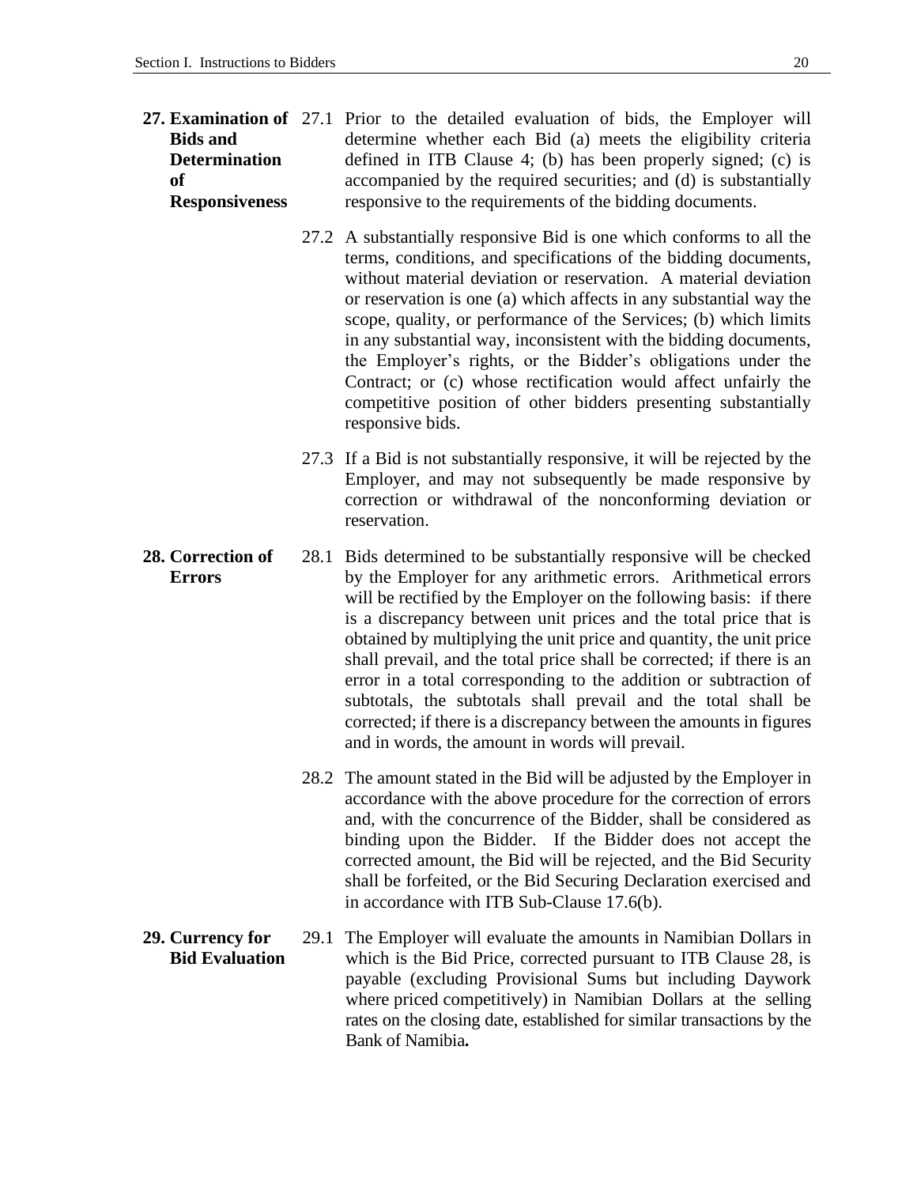## 27. Examination of Bids and Determination of Responsiveness

27.1 Prior to the detailed evaluation of bids, the Employer will determine whether each Bid (a) meets the eligibility criteria defined in ITB Clause 4; (b) has been properly signed; (c) is accompanied by the required securities; and (d) is substantially responsive to the requirements of the bidding documents.

27.2 A substantially responsive Bid is one which conforms to all the terms, conditions, and specifications of the bidding documents, without material deviation or reservation. A material deviation or reservation is one (a) which affects in any substantial way the scope, quality, or performance of the Services; (b) which limits in any substantial way, inconsistent with the bidding documents, the Employer's rights, or the Bidder's obligations under the Contract; or (c) whose rectification would affect unfairly the competitive position of other bidders presenting substantially responsive bids.

27.3 If a Bid is not substantially responsive, it will be rejected by the Employer, and may not subsequently be made responsive by correction or withdrawal of the nonconforming deviation or reservation.

## 28. Correction of Errors

28.1 Bids determined to be substantially responsive will be checked by the Employer for any arithmetic errors. Arithmetical errors will be rectified by the Employer on the following basis: if there is a discrepancy between unit prices and the total price that is obtained by multiplying the unit price and quantity, the unit price shall prevail, and the total price shall be corrected; if there is an error in a total corresponding to the addition or subtraction of subtotals, the subtotals shall prevail and the total shall be corrected; if there is a discrepancy between the amounts in figures and in words, the amount in words will prevail.

28.2 The amount stated in the Bid will be adjusted by the Employer in accordance with the above procedure for the correction of errors and, with the concurrence of the Bidder, shall be considered as binding upon the Bidder. If the Bidder does not accept the corrected amount, the Bid will be rejected, and the Bid Security shall be forfeited, or the Bid Securing Declaration exercised and in accordance with ITB Sub-Clause 17.6(b).

## 29. Currency for Bid Evaluation

29.1 The Employer will evaluate the amounts in Namibian Dollars in which is the Bid Price, corrected pursuant to ITB Clause 28, is payable (excluding Provisional Sums but including Daywork where priced competitively) in Namibian Dollars at the selling rates on the closing date, established for similar transactions by the Bank of Namibia**.**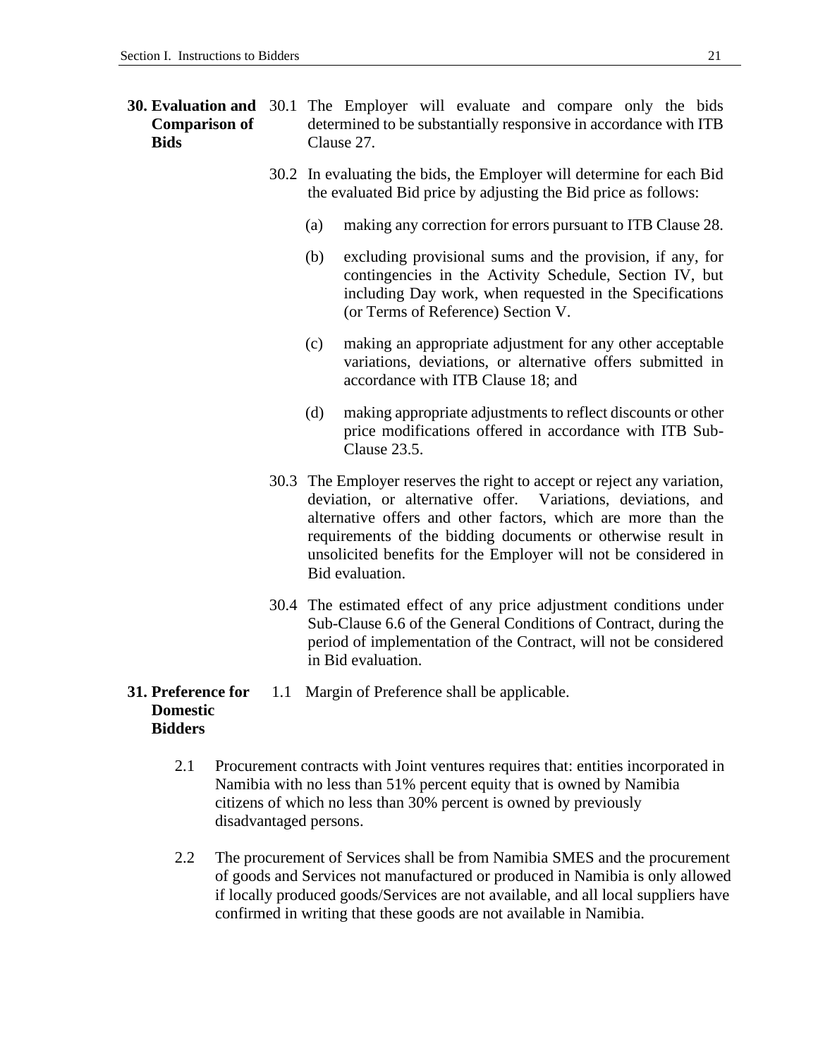## 30. Evaluation and Comparison of Bids

30.1 The Employer will evaluate and compare only the bids determined to be substantially responsive in accordance with ITB Clause 27.

30.2 In evaluating the bids, the Employer will determine for each Bid the evaluated Bid price by adjusting the Bid price as follows:

(a) making any correction for errors pursuant to ITB Clause 28.

(b) excluding provisional sums and the provision, if any, for contingencies in the Activity Schedule, Section IV, but including Day work, when requested in the Specifications (or Terms of Reference) Section V.

(c) making an appropriate adjustment for any other acceptable variations, deviations, or alternative offers submitted in accordance with ITB Clause 18; and

(d) making appropriate adjustments to reflect discounts or other price modifications offered in accordance with ITB Sub-Clause 23.5.

30.3 The Employer reserves the right to accept or reject any variation, deviation, or alternative offer. Variations, deviations, and alternative offers and other factors, which are more than the requirements of the bidding documents or otherwise result in unsolicited benefits for the Employer will not be considered in Bid evaluation.

30.4 The estimated effect of any price adjustment conditions under Sub-Clause 6.6 of the General Conditions of Contract, during the period of implementation of the Contract, will not be considered in Bid evaluation.

## 31. Preference for Domestic Bidders

1.1 Margin of Preference shall be applicable.

2.1 Procurement contracts with Joint ventures requires that: entities incorporated in Namibia with no less than 51% percent equity that is owned by Namibia citizens of which no less than 30% percent is owned by previously disadvantaged persons.

2.2 The procurement of Services shall be from Namibia SMES and the procurement of goods and Services not manufactured or produced in Namibia is only allowed if locally produced goods/Services are not available, and all local suppliers have confirmed in writing that these goods are not available in Namibia.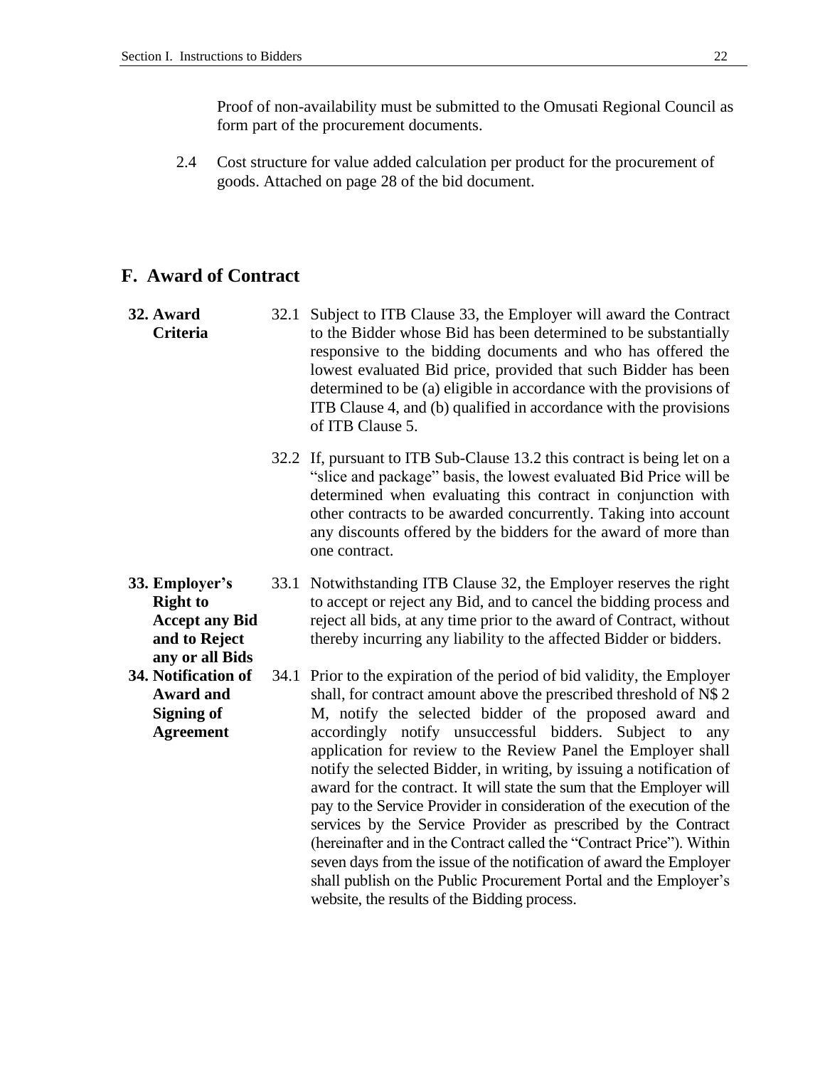Proof of non-availability must be submitted to the Omusati Regional Council as form part of the procurement documents.

2.4 Cost structure for value added calculation per product for the procurement of goods. Attached on page 28 of the bid document.

## F. Award of Contract

**32. Award Criteria**

32.1 Subject to ITB Clause 33, the Employer will award the Contract to the Bidder whose Bid has been determined to be substantially responsive to the bidding documents and who has offered the lowest evaluated Bid price, provided that such Bidder has been determined to be (a) eligible in accordance with the provisions of ITB Clause 4, and (b) qualified in accordance with the provisions of ITB Clause 5.

32.2 If, pursuant to ITB Sub-Clause 13.2 this contract is being let on a "slice and package" basis, the lowest evaluated Bid Price will be determined when evaluating this contract in conjunction with other contracts to be awarded concurrently. Taking into account any discounts offered by the bidders for the award of more than one contract.

**33. Employer's Right to Accept any Bid and to Reject any or all Bids**

33.1 Notwithstanding ITB Clause 32, the Employer reserves the right to accept or reject any Bid, and to cancel the bidding process and reject all bids, at any time prior to the award of Contract, without thereby incurring any liability to the affected Bidder or bidders.

**34. Notification of Award and Signing of Agreement**

34.1 Prior to the expiration of the period of bid validity, the Employer shall, for contract amount above the prescribed threshold of N$ 2 M, notify the selected bidder of the proposed award and accordingly notify unsuccessful bidders. Subject to any application for review to the Review Panel the Employer shall notify the selected Bidder, in writing, by issuing a notification of award for the contract. It will state the sum that the Employer will pay to the Service Provider in consideration of the execution of the services by the Service Provider as prescribed by the Contract (hereinafter and in the Contract called the "Contract Price"). Within seven days from the issue of the notification of award the Employer shall publish on the Public Procurement Portal and the Employer's website, the results of the Bidding process.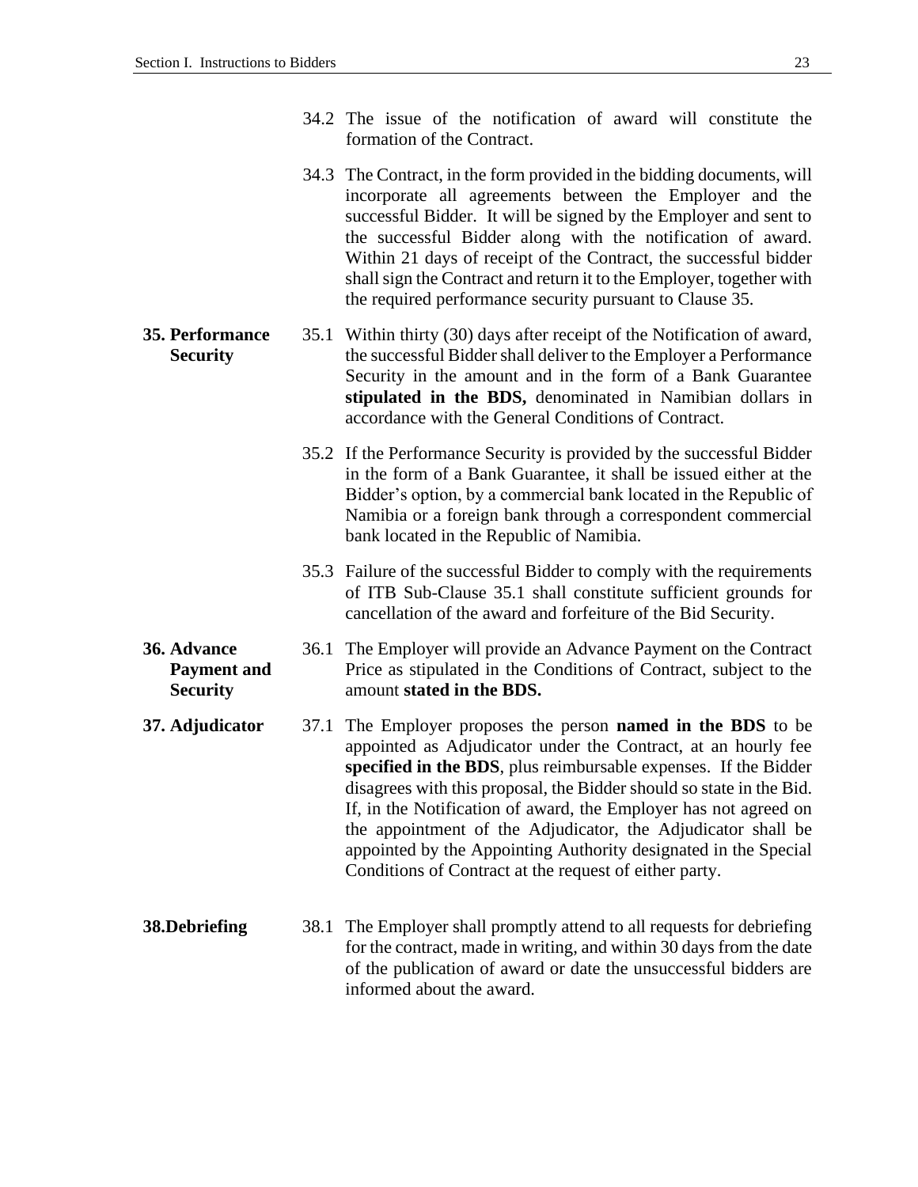34.2 The issue of the notification of award will constitute the formation of the Contract.

34.3 The Contract, in the form provided in the bidding documents, will incorporate all agreements between the Employer and the successful Bidder. It will be signed by the Employer and sent to the successful Bidder along with the notification of award. Within 21 days of receipt of the Contract, the successful bidder shall sign the Contract and return it to the Employer, together with the required performance security pursuant to Clause 35.

**35. Performance Security**

35.1 Within thirty (30) days after receipt of the Notification of award, the successful Bidder shall deliver to the Employer a Performance Security in the amount and in the form of a Bank Guarantee **stipulated in the BDS,** denominated in Namibian dollars in accordance with the General Conditions of Contract.

35.2 If the Performance Security is provided by the successful Bidder in the form of a Bank Guarantee, it shall be issued either at the Bidder's option, by a commercial bank located in the Republic of Namibia or a foreign bank through a correspondent commercial bank located in the Republic of Namibia.

35.3 Failure of the successful Bidder to comply with the requirements of ITB Sub-Clause 35.1 shall constitute sufficient grounds for cancellation of the award and forfeiture of the Bid Security.

**36. Advance Payment and Security**

36.1 The Employer will provide an Advance Payment on the Contract Price as stipulated in the Conditions of Contract, subject to the amount **stated in the BDS.**

**37. Adjudicator**

37.1 The Employer proposes the person **named in the BDS** to be appointed as Adjudicator under the Contract, at an hourly fee **specified in the BDS**, plus reimbursable expenses. If the Bidder disagrees with this proposal, the Bidder should so state in the Bid. If, in the Notification of award, the Employer has not agreed on the appointment of the Adjudicator, the Adjudicator shall be appointed by the Appointing Authority designated in the Special Conditions of Contract at the request of either party.

**38.Debriefing**

38.1 The Employer shall promptly attend to all requests for debriefing for the contract, made in writing, and within 30 days from the date of the publication of award or date the unsuccessful bidders are informed about the award.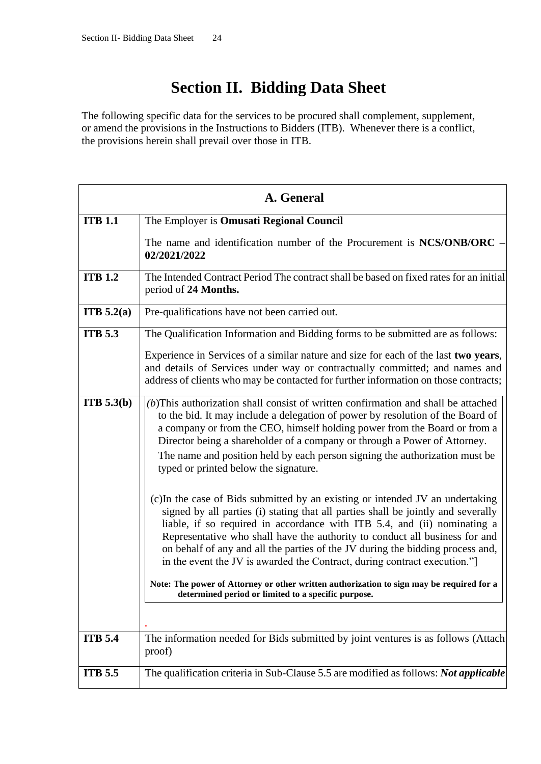# Section II. Bidding Data Sheet

The following specific data for the services to be procured shall complement, supplement, or amend the provisions in the Instructions to Bidders (ITB). Whenever there is a conflict, the provisions herein shall prevail over those in ITB.

| A. General | |
|---|---|
| **ITB 1.1** | The Employer is **Omusati Regional Council**<br><br>The name and identification number of the Procurement is **NCS/ONB/ORC – 02/2021/2022** |
| **ITB 1.2** | The Intended Contract Period The contract shall be based on fixed rates for an initial period of **24 Months.** |
| **ITB 5.2(a)** | Pre-qualifications have not been carried out. |
| **ITB 5.3** | The Qualification Information and Bidding forms to be submitted are as follows:<br><br>Experience in Services of a similar nature and size for each of the last **two years**, and details of Services under way or contractually committed; and names and address of clients who may be contacted for further information on those contracts; |
| **ITB 5.3(b)** | *(b)*This authorization shall consist of written confirmation and shall be attached to the bid. It may include a delegation of power by resolution of the Board of a company or from the CEO, himself holding power from the Board or from a Director being a shareholder of a company or through a Power of Attorney.<br>The name and position held by each person signing the authorization must be typed or printed below the signature.<br><br>(c)In the case of Bids submitted by an existing or intended JV an undertaking signed by all parties (i) stating that all parties shall be jointly and severally liable, if so required in accordance with ITB 5.4, and (ii) nominating a Representative who shall have the authority to conduct all business for and on behalf of any and all the parties of the JV during the bidding process and, in the event the JV is awarded the Contract, during contract execution."]<br><br>**Note: The power of Attorney or other written authorization to sign may be required for a determined period or limited to a specific purpose.**<br><br>. |
| **ITB 5.4** | The information needed for Bids submitted by joint ventures is as follows (Attach proof) |
| **ITB 5.5** | The qualification criteria in Sub-Clause 5.5 are modified as follows: ***Not applicable*** |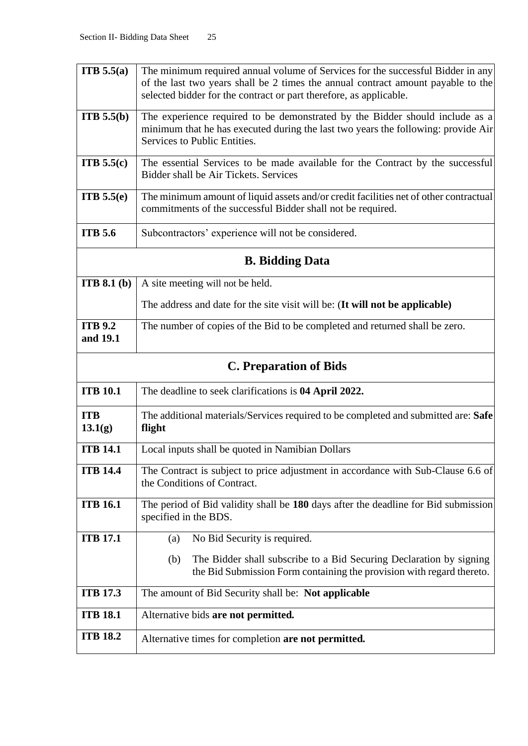| | |
|---|---|
| **ITB 5.5(a)** | The minimum required annual volume of Services for the successful Bidder in any of the last two years shall be 2 times the annual contract amount payable to the selected bidder for the contract or part therefore, as applicable. |
| **ITB 5.5(b)** | The experience required to be demonstrated by the Bidder should include as a minimum that he has executed during the last two years the following: provide Air Services to Public Entities. |
| **ITB 5.5(c)** | The essential Services to be made available for the Contract by the successful Bidder shall be Air Tickets. Services |
| **ITB 5.5(e)** | The minimum amount of liquid assets and/or credit facilities net of other contractual commitments of the successful Bidder shall not be required. |
| **ITB 5.6** | Subcontractors' experience will not be considered. |
| **B. Bidding Data** | |
| **ITB 8.1 (b)** | A site meeting will not be held.<br><br>The address and date for the site visit will be: (**It will not be applicable)** |
| **ITB 9.2 and 19.1** | The number of copies of the Bid to be completed and returned shall be zero. |
| **C. Preparation of Bids** | |
| **ITB 10.1** | The deadline to seek clarifications is **04 April 2022.** |
| **ITB 13.1(g)** | The additional materials/Services required to be completed and submitted are: **Safe flight** |
| **ITB 14.1** | Local inputs shall be quoted in Namibian Dollars |
| **ITB 14.4** | The Contract is subject to price adjustment in accordance with Sub-Clause 6.6 of the Conditions of Contract. |
| **ITB 16.1** | The period of Bid validity shall be **180** days after the deadline for Bid submission specified in the BDS. |
| **ITB 17.1** | (a) No Bid Security is required.<br><br>(b) The Bidder shall subscribe to a Bid Securing Declaration by signing the Bid Submission Form containing the provision with regard thereto. |
| **ITB 17.3** | The amount of Bid Security shall be: **Not applicable** |
| **ITB 18.1** | Alternative bids **are not permitted.** |
| **ITB 18.2** | Alternative times for completion **are not permitted.** |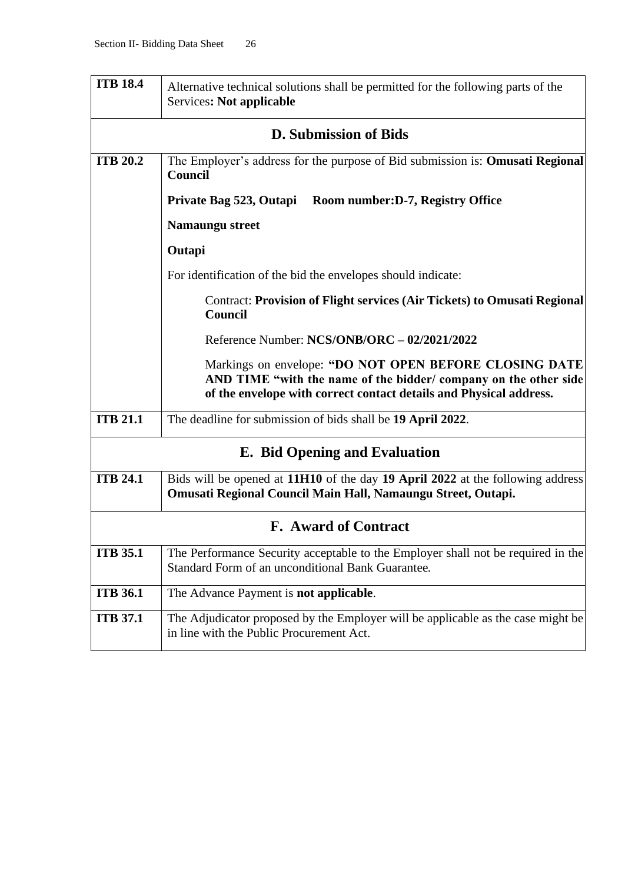| ITB 18.4 | Alternative technical solutions shall be permitted for the following parts of the Services**: Not applicable** |
|---|---|
| **D. Submission of Bids** | |
| **ITB 20.2** | The Employer's address for the purpose of Bid submission is: **Omusati Regional Council**<br><br>**Private Bag 523, Outapi Room number:D-7, Registry Office**<br><br>**Namaungu street**<br><br>**Outapi**<br><br>For identification of the bid the envelopes should indicate:<br><br>Contract: **Provision of Flight services (Air Tickets) to Omusati Regional Council**<br><br>Reference Number: **NCS/ONB/ORC – 02/2021/2022**<br><br>Markings on envelope: **"DO NOT OPEN BEFORE CLOSING DATE AND TIME "with the name of the bidder/ company on the other side of the envelope with correct contact details and Physical address.** |
| **ITB 21.1** | The deadline for submission of bids shall be **19 April 2022**. |
| **E. Bid Opening and Evaluation** | |
| **ITB 24.1** | Bids will be opened at **11H10** of the day **19 April 2022** at the following address **Omusati Regional Council Main Hall, Namaungu Street, Outapi.** |
| **F. Award of Contract** | |
| **ITB 35.1** | The Performance Security acceptable to the Employer shall not be required in the Standard Form of an unconditional Bank Guarantee*.* |
| **ITB 36.1** | The Advance Payment is **not applicable**. |
| **ITB 37.1** | The Adjudicator proposed by the Employer will be applicable as the case might be in line with the Public Procurement Act. |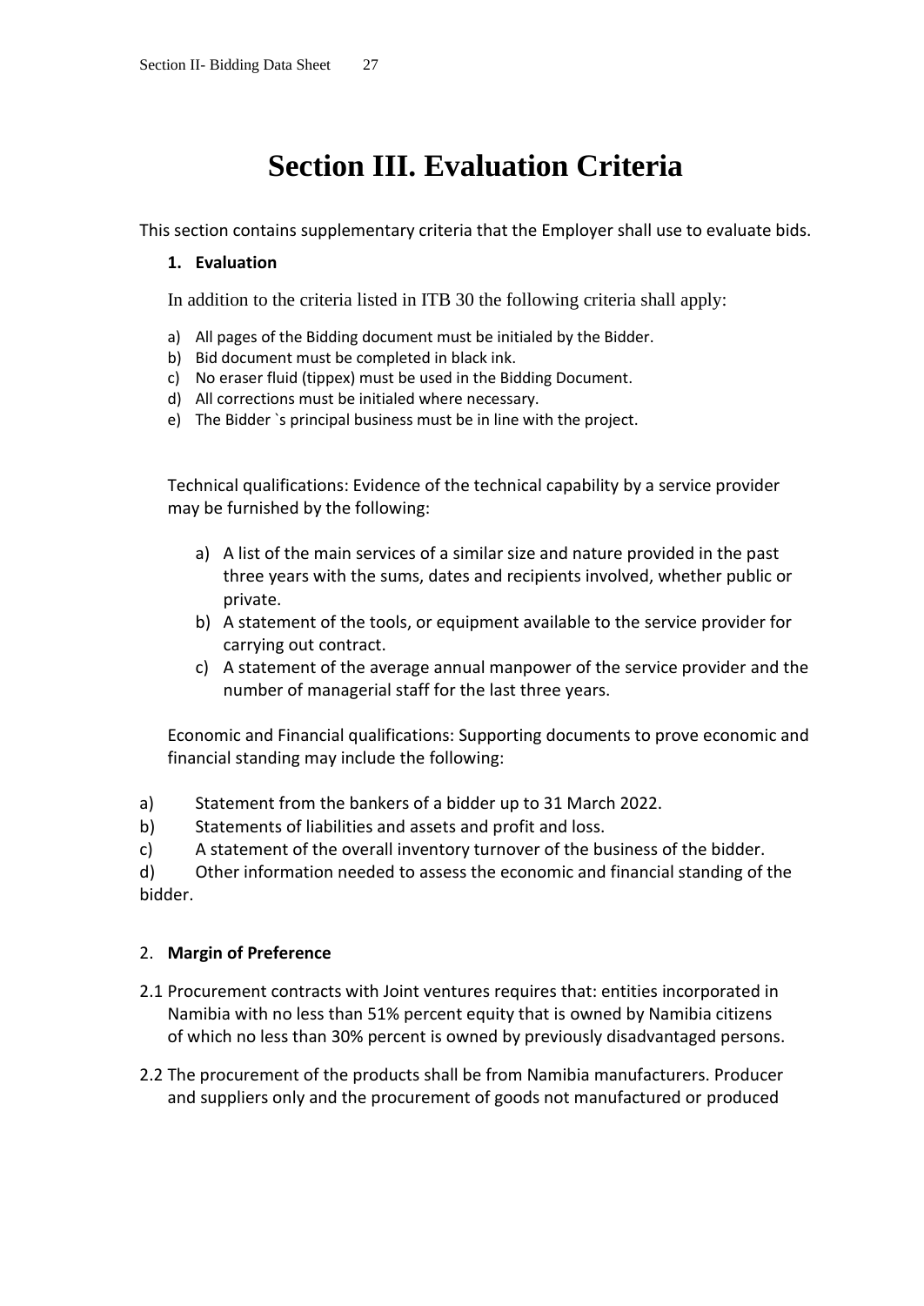# Section III. Evaluation Criteria

This section contains supplementary criteria that the Employer shall use to evaluate bids.

1. **Evaluation**

In addition to the criteria listed in ITB 30 the following criteria shall apply:

a) All pages of the Bidding document must be initialed by the Bidder.
b) Bid document must be completed in black ink.
c) No eraser fluid (tippex) must be used in the Bidding Document.
d) All corrections must be initialed where necessary.
e) The Bidder `s principal business must be in line with the project.

Technical qualifications: Evidence of the technical capability by a service provider may be furnished by the following:

a) A list of the main services of a similar size and nature provided in the past three years with the sums, dates and recipients involved, whether public or private.
b) A statement of the tools, or equipment available to the service provider for carrying out contract.
c) A statement of the average annual manpower of the service provider and the number of managerial staff for the last three years.

Economic and Financial qualifications: Supporting documents to prove economic and financial standing may include the following:

a) Statement from the bankers of a bidder up to 31 March 2022.
b) Statements of liabilities and assets and profit and loss.
c) A statement of the overall inventory turnover of the business of the bidder.
d) Other information needed to assess the economic and financial standing of the bidder.

2. **Margin of Preference**

2.1 Procurement contracts with Joint ventures requires that: entities incorporated in Namibia with no less than 51% percent equity that is owned by Namibia citizens of which no less than 30% percent is owned by previously disadvantaged persons.

2.2 The procurement of the products shall be from Namibia manufacturers. Producer and suppliers only and the procurement of goods not manufactured or produced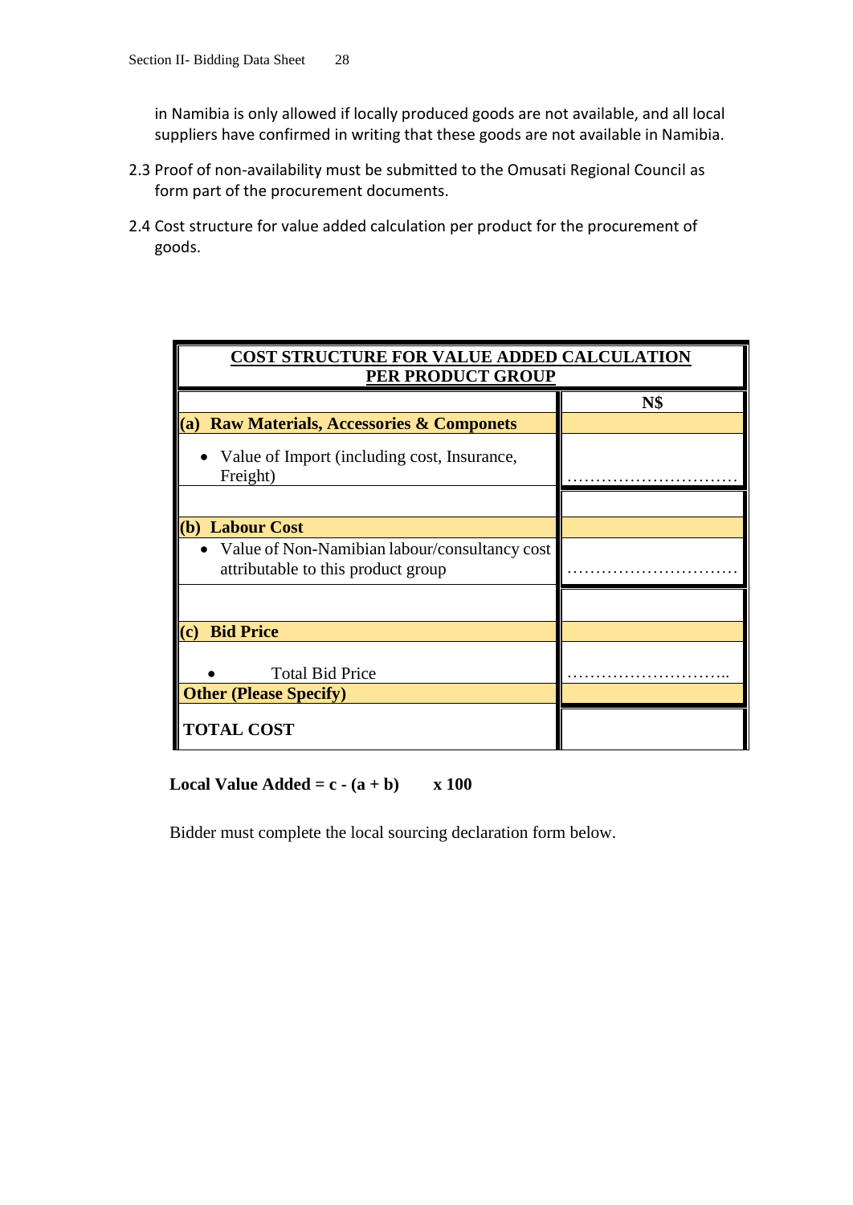in Namibia is only allowed if locally produced goods are not available, and all local suppliers have confirmed in writing that these goods are not available in Namibia.

2.3 Proof of non-availability must be submitted to the Omusati Regional Council as form part of the procurement documents.

2.4 Cost structure for value added calculation per product for the procurement of goods.

| **COST STRUCTURE FOR VALUE ADDED CALCULATION PER PRODUCT GROUP** | |
|---|---|
| | **N$** |
| **(a) Raw Materials, Accessories & Componets** | |
| • Value of Import (including cost, Insurance, Freight) | ………………………… |
| | |
| **(b) Labour Cost** | |
| • Value of Non-Namibian labour/consultancy cost attributable to this product group | ………………………… |
| | |
| **(c) Bid Price** | |
| • Total Bid Price | ……………………….. |
| **Other (Please Specify)** | |
| **TOTAL COST** | |

**Local Value Added = c - (a + b) x 100**

Bidder must complete the local sourcing declaration form below.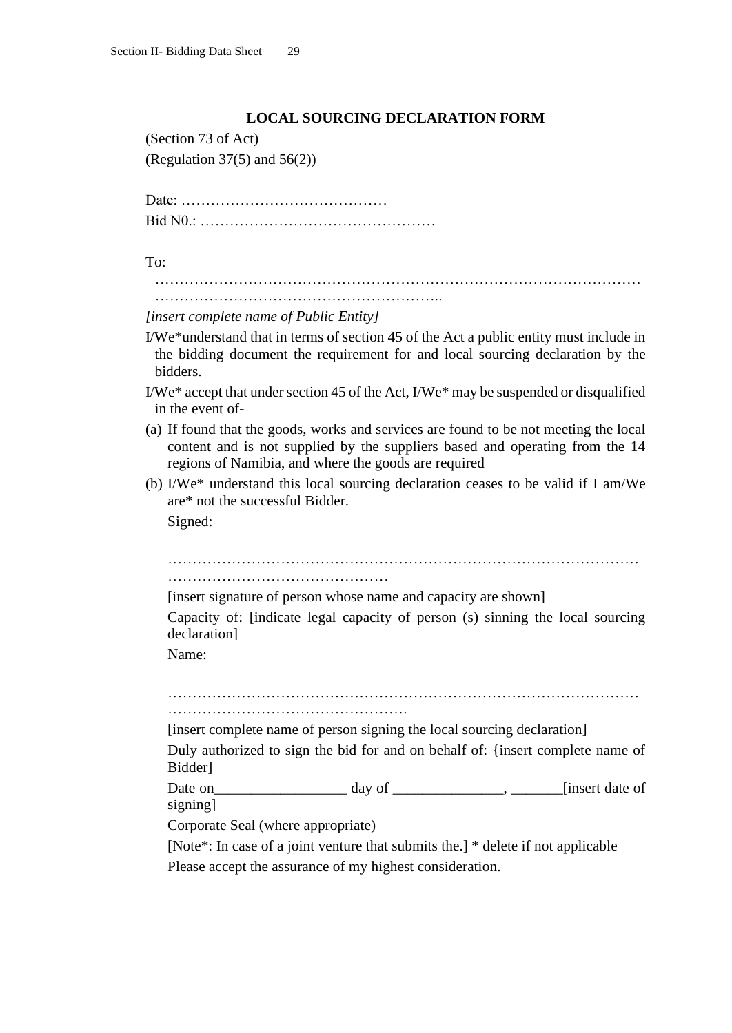## LOCAL SOURCING DECLARATION FORM

(Section 73 of Act)

(Regulation 37(5) and 56(2))

Date: ……………………………………

Bid N0.: …………………………………………

To:

……………………………………………………………………………………………
…………………………………………………..

*[insert complete name of Public Entity]*

I/We*understand that in terms of section 45 of the Act a public entity must include in the bidding document the requirement for and local sourcing declaration by the bidders.

I/We* accept that under section 45 of the Act, I/We* may be suspended or disqualified in the event of-

(a) If found that the goods, works and services are found to be not meeting the local content and is not supplied by the suppliers based and operating from the 14 regions of Namibia, and where the goods are required

(b) I/We* understand this local sourcing declaration ceases to be valid if I am/We are* not the successful Bidder.

Signed:

……………………………………………………………………………………………
………………………………………

[insert signature of person whose name and capacity are shown]

Capacity of: [indicate legal capacity of person (s) sinning the local sourcing declaration]

Name:

……………………………………………………………………………………………
………………………………………….

[insert complete name of person signing the local sourcing declaration]

Duly authorized to sign the bid for and on behalf of: {insert complete name of Bidder]

Date on__________________ day of _______________, _______[insert date of signing]

Corporate Seal (where appropriate)

[Note*: In case of a joint venture that submits the.] * delete if not applicable

Please accept the assurance of my highest consideration.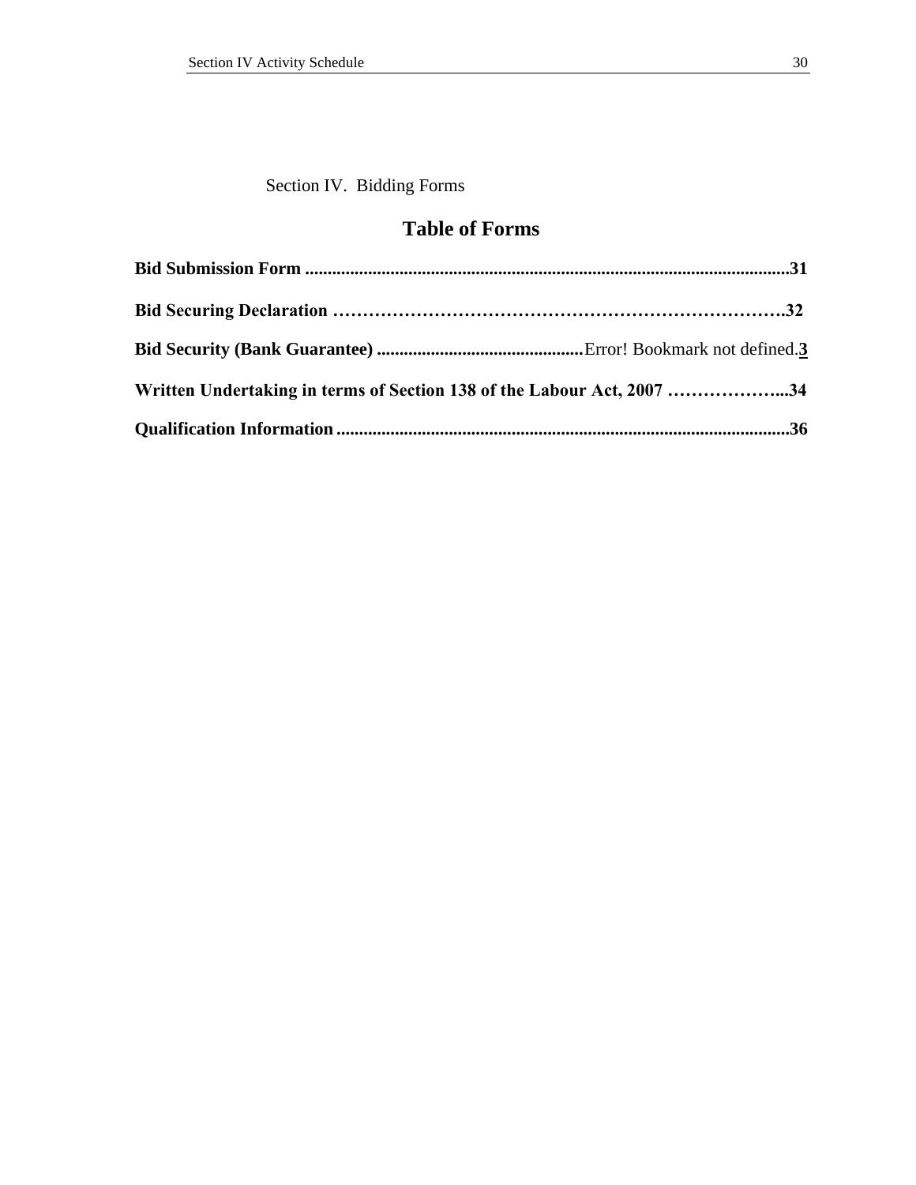Section IV. Bidding Forms

# Table of Forms

**Bid Submission Form ..........................................................................................................31**

**Bid Securing Declaration …………………………………………………………………….32**

**Bid Security (Bank Guarantee) ..............................................**Error! Bookmark not defined.**3**

**Written Undertaking in terms of Section 138 of the Labour Act, 2007 ………………...34**

**Qualification Information ....................................................................................................36**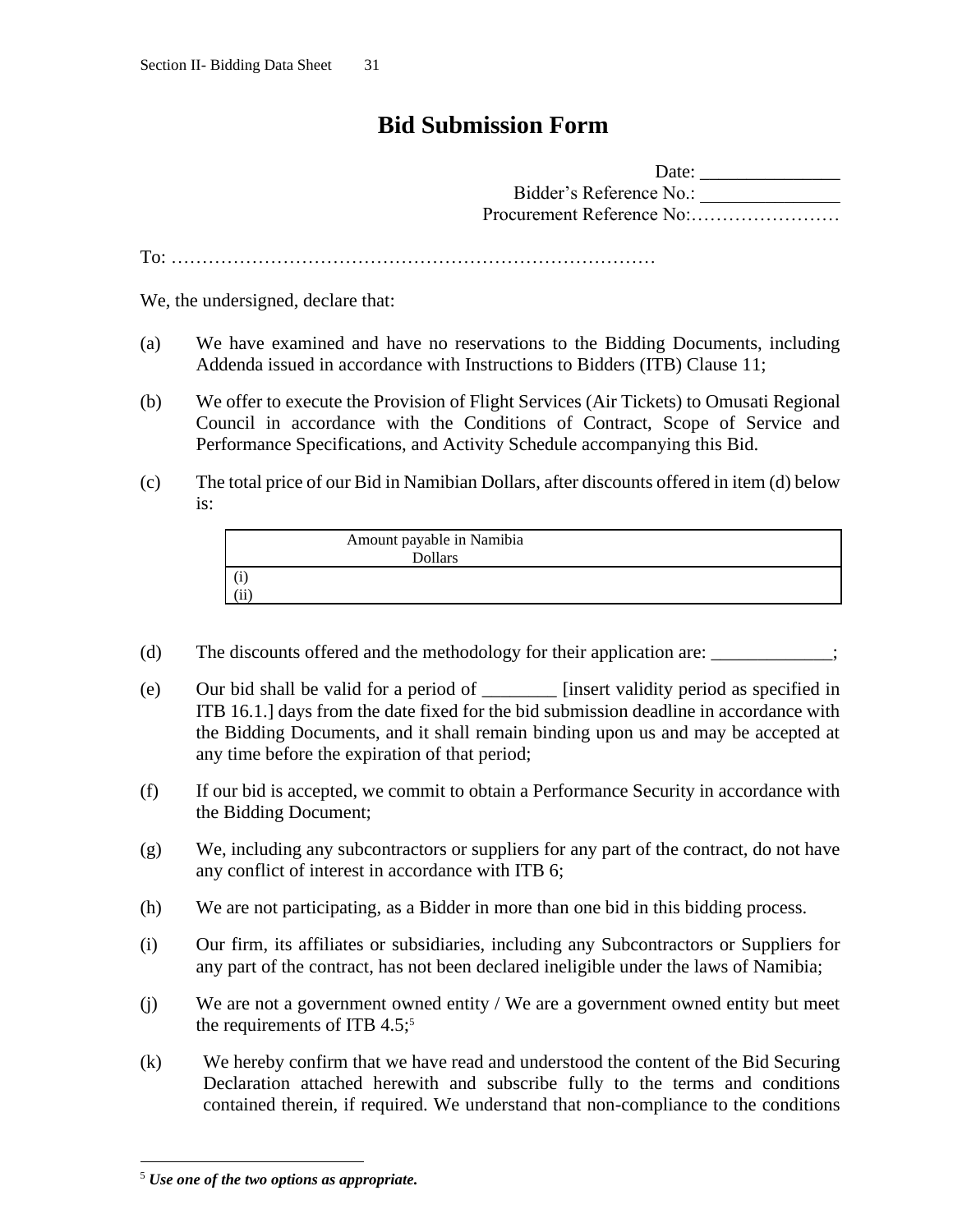# Bid Submission Form

Date: _______________
Bidder's Reference No.: _______________
Procurement Reference No:……………………

To: ……………………………………………………………………

We, the undersigned, declare that:

(a) We have examined and have no reservations to the Bidding Documents, including Addenda issued in accordance with Instructions to Bidders (ITB) Clause 11;

(b) We offer to execute the Provision of Flight Services (Air Tickets) to Omusati Regional Council in accordance with the Conditions of Contract, Scope of Service and Performance Specifications, and Activity Schedule accompanying this Bid.

(c) The total price of our Bid in Namibian Dollars, after discounts offered in item (d) below is:

| Amount payable in Namibia Dollars |
|---|
| (i)<br>(ii) |

(d) The discounts offered and the methodology for their application are: _____________;

(e) Our bid shall be valid for a period of ________ [insert validity period as specified in ITB 16.1.] days from the date fixed for the bid submission deadline in accordance with the Bidding Documents, and it shall remain binding upon us and may be accepted at any time before the expiration of that period;

(f) If our bid is accepted, we commit to obtain a Performance Security in accordance with the Bidding Document;

(g) We, including any subcontractors or suppliers for any part of the contract, do not have any conflict of interest in accordance with ITB 6;

(h) We are not participating, as a Bidder in more than one bid in this bidding process.

(i) Our firm, its affiliates or subsidiaries, including any Subcontractors or Suppliers for any part of the contract, has not been declared ineligible under the laws of Namibia;

(j) We are not a government owned entity / We are a government owned entity but meet the requirements of ITB 4.5;[5]

(k) We hereby confirm that we have read and understood the content of the Bid Securing Declaration attached herewith and subscribe fully to the terms and conditions contained therein, if required. We understand that non-compliance to the conditions

---

[5] ***Use one of the two options as appropriate.***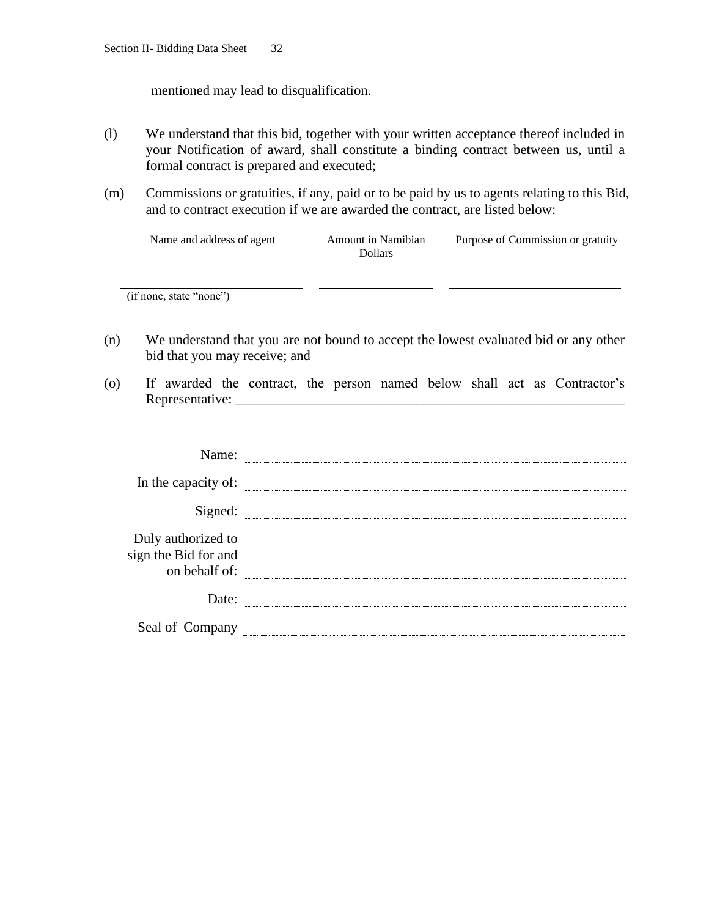mentioned may lead to disqualification.

(l) We understand that this bid, together with your written acceptance thereof included in your Notification of award, shall constitute a binding contract between us, until a formal contract is prepared and executed;

(m) Commissions or gratuities, if any, paid or to be paid by us to agents relating to this Bid, and to contract execution if we are awarded the contract, are listed below:

| Name and address of agent | Amount in Namibian Dollars | Purpose of Commission or gratuity |
|---|---|---|
| | | |
| | | |

(if none, state "none")

(n) We understand that you are not bound to accept the lowest evaluated bid or any other bid that you may receive; and

(o) If awarded the contract, the person named below shall act as Contractor's Representative: ___________________________________________________________

Name: ____________________________________________

In the capacity of: ____________________________________________

Signed: ____________________________________________

Duly authorized to sign the Bid for and on behalf of: ____________________________________________

Date: ____________________________________________

Seal of Company ____________________________________________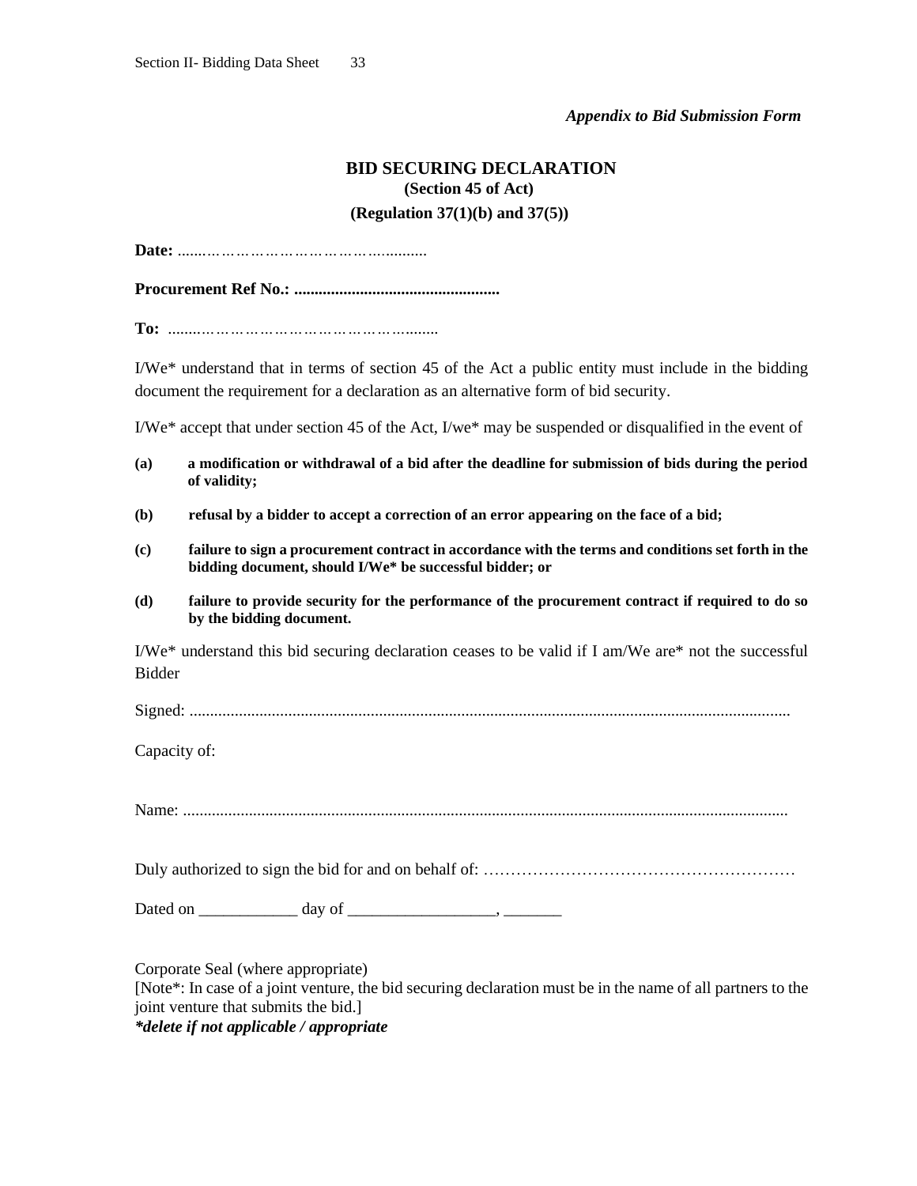*Appendix to Bid Submission Form*

# BID SECURING DECLARATION

**(Section 45 of Act)**

**(Regulation 37(1)(b) and 37(5))**

**Date:** ............................................................

**Procurement Ref No.:** ..................................................

**To:** ..............................................................

I/We* understand that in terms of section 45 of the Act a public entity must include in the bidding document the requirement for a declaration as an alternative form of bid security.

I/We* accept that under section 45 of the Act, I/we* may be suspended or disqualified in the event of

**(a)** **a modification or withdrawal of a bid after the deadline for submission of bids during the period of validity;**

**(b)** **refusal by a bidder to accept a correction of an error appearing on the face of a bid;**

**(c)** **failure to sign a procurement contract in accordance with the terms and conditions set forth in the bidding document, should I/We* be successful bidder; or**

**(d)** **failure to provide security for the performance of the procurement contract if required to do so by the bidding document.**

I/We* understand this bid securing declaration ceases to be valid if I am/We are* not the successful Bidder

Signed: ..............................................................................................................................................

Capacity of:

Name: ...............................................................................................................................................

Duly authorized to sign the bid for and on behalf of: ……………………………………………………

Dated on ____________ day of __________________, _______

Corporate Seal (where appropriate)

[Note*: In case of a joint venture, the bid securing declaration must be in the name of all partners to the joint venture that submits the bid.]

***delete if not applicable / appropriate***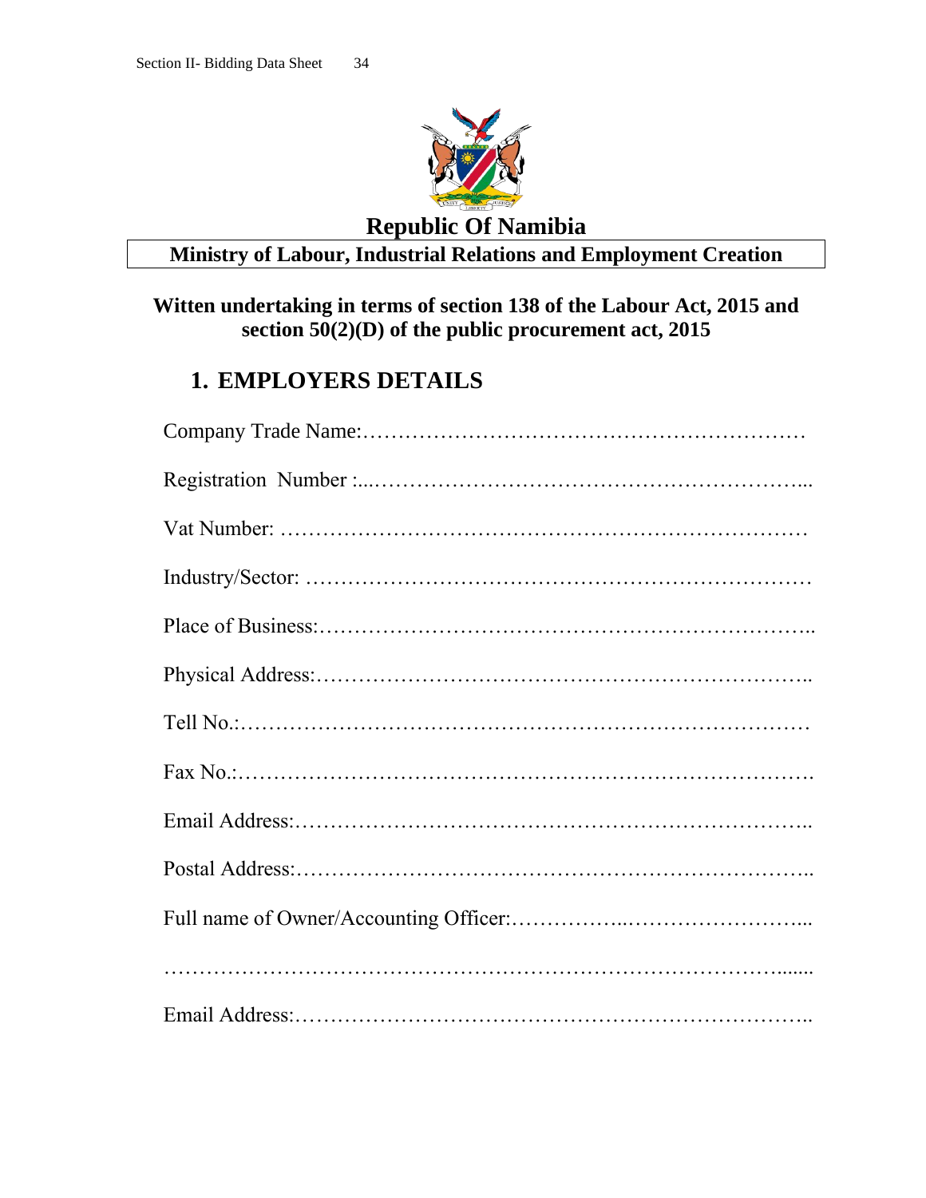**Republic Of Namibia**

**Ministry of Labour, Industrial Relations and Employment Creation**

**Witten undertaking in terms of section 138 of the Labour Act, 2015 and section 50(2)(D) of the public procurement act, 2015**

## 1. EMPLOYERS DETAILS

Company Trade Name:………………………………………………………

Registration Number :...……………………………………………………...

Vat Number: ………………………………………………………………

Industry/Sector: ……………………………………………………………

Place of Business:…………………………………………………………..

Physical Address:…………………………………………………………..

Tell No.:……………………………………………………………………

Fax No.:…………………………………………………………………….

Email Address:……………………………………………………………..

Postal Address:……………………………………………………………..

Full name of Owner/Accounting Officer:……………...……………………...

……………………………………………………………………………......

Email Address:……………………………………………………………..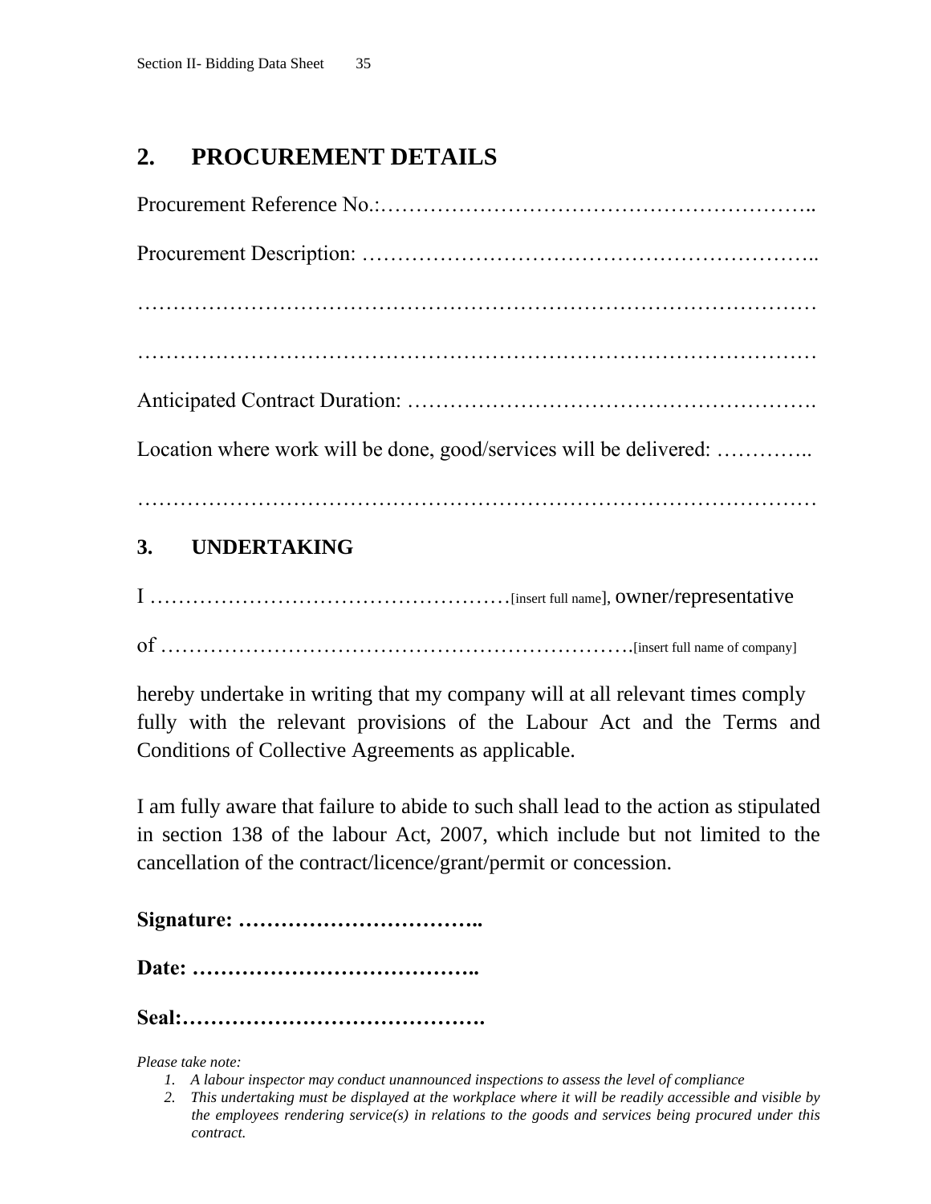## 2. PROCUREMENT DETAILS

Procurement Reference No.:……………………………………………………..

Procurement Description: ……………………………………………………..

………………………………………………………………………………………

………………………………………………………………………………………

Anticipated Contract Duration: ……………………………………………….

Location where work will be done, good/services will be delivered: …………..

………………………………………………………………………………………

### 3. UNDERTAKING

I ……………………………………………[insert full name], owner/representative

of ……………………………………………………….[insert full name of company]

hereby undertake in writing that my company will at all relevant times comply fully with the relevant provisions of the Labour Act and the Terms and Conditions of Collective Agreements as applicable.

I am fully aware that failure to abide to such shall lead to the action as stipulated in section 138 of the labour Act, 2007, which include but not limited to the cancellation of the contract/licence/grant/permit or concession.

**Signature: ……………………………..**

**Date: …………………………………..**

**Seal:…………………………………….**

*Please take note:*

1. *A labour inspector may conduct unannounced inspections to assess the level of compliance*
2. *This undertaking must be displayed at the workplace where it will be readily accessible and visible by the employees rendering service(s) in relations to the goods and services being procured under this contract.*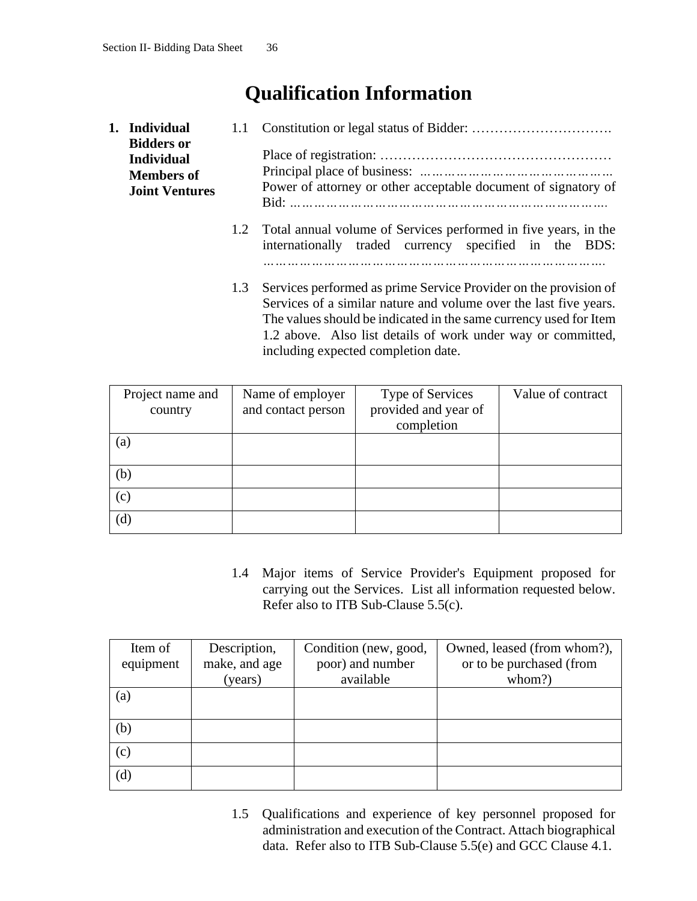# Qualification Information

**1. Individual Bidders or Individual Members of Joint Ventures**

1.1 Constitution or legal status of Bidder: ………………………….

Place of registration: ……………………………………………

Principal place of business: ………………………………………

Power of attorney or other acceptable document of signatory of Bid: ……………………………………………………………………….

1.2 Total annual volume of Services performed in five years, in the internationally traded currency specified in the BDS: ……………………………………………………………………….

1.3 Services performed as prime Service Provider on the provision of Services of a similar nature and volume over the last five years. The values should be indicated in the same currency used for Item 1.2 above. Also list details of work under way or committed, including expected completion date.

| Project name and country | Name of employer and contact person | Type of Services provided and year of completion | Value of contract |
|---|---|---|---|
| (a) | | | |
| (b) | | | |
| (c) | | | |
| (d) | | | |

1.4 Major items of Service Provider's Equipment proposed for carrying out the Services. List all information requested below. Refer also to ITB Sub-Clause 5.5(c).

| Item of equipment | Description, make, and age (years) | Condition (new, good, poor) and number available | Owned, leased (from whom?), or to be purchased (from whom?) |
|---|---|---|---|
| (a) | | | |
| (b) | | | |
| (c) | | | |
| (d) | | | |

1.5 Qualifications and experience of key personnel proposed for administration and execution of the Contract. Attach biographical data. Refer also to ITB Sub-Clause 5.5(e) and GCC Clause 4.1.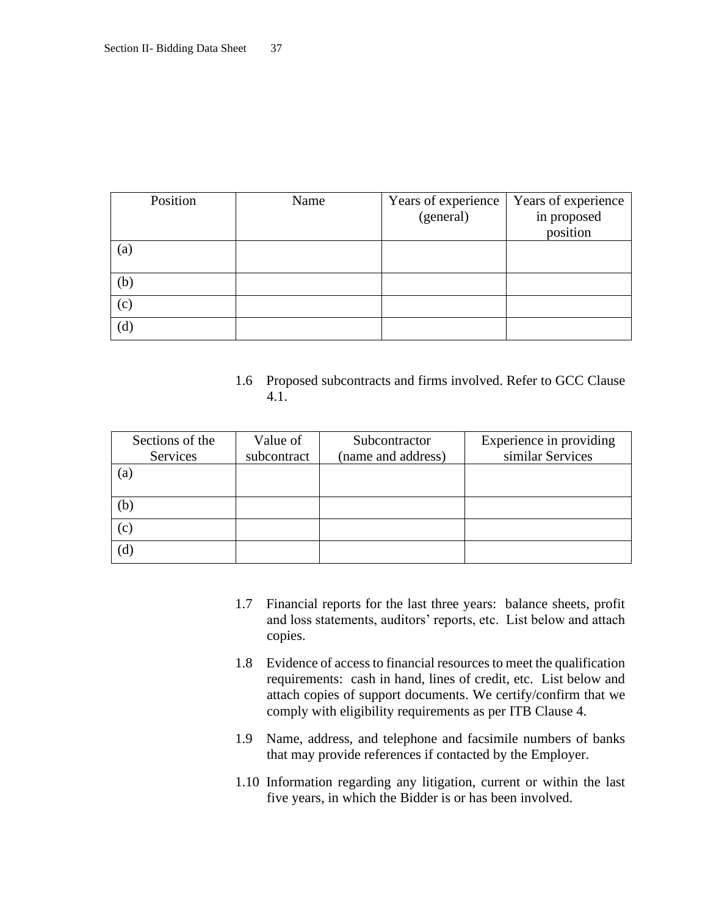| Position | Name | Years of experience (general) | Years of experience in proposed position |
|---|---|---|---|
| (a) | | | |
| (b) | | | |
| (c) | | | |
| (d) | | | |

1.6 Proposed subcontracts and firms involved. Refer to GCC Clause 4.1.

| Sections of the Services | Value of subcontract | Subcontractor (name and address) | Experience in providing similar Services |
|---|---|---|---|
| (a) | | | |
| (b) | | | |
| (c) | | | |
| (d) | | | |

1.7 Financial reports for the last three years: balance sheets, profit and loss statements, auditors' reports, etc. List below and attach copies.

1.8 Evidence of access to financial resources to meet the qualification requirements: cash in hand, lines of credit, etc. List below and attach copies of support documents. We certify/confirm that we comply with eligibility requirements as per ITB Clause 4.

1.9 Name, address, and telephone and facsimile numbers of banks that may provide references if contacted by the Employer.

1.10 Information regarding any litigation, current or within the last five years, in which the Bidder is or has been involved.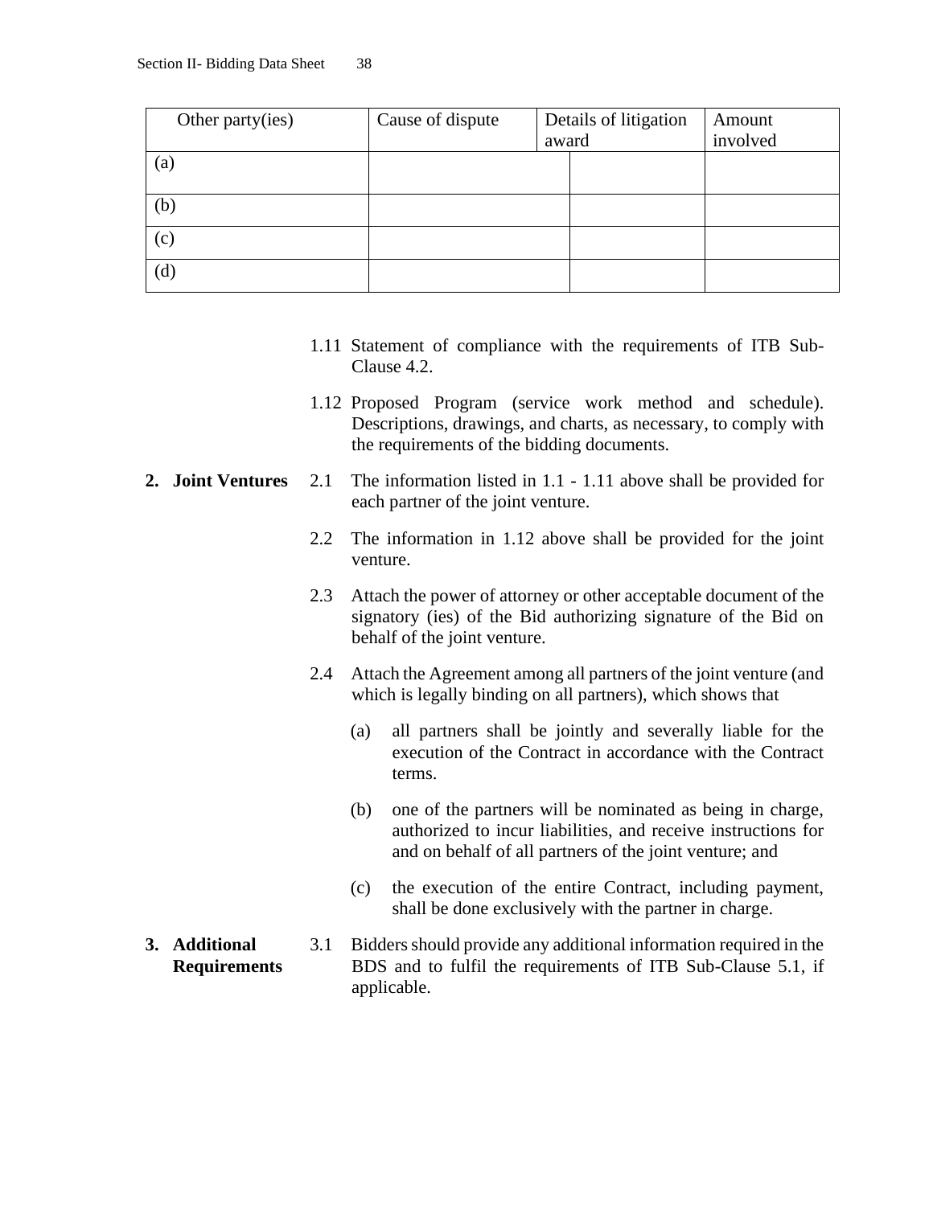| Other party(ies) | Cause of dispute | Details of litigation award | Amount involved |
| --- | --- | --- | --- |
| (a) | | | |
| (b) | | | |
| (c) | | | |
| (d) | | | |

1.11 Statement of compliance with the requirements of ITB Sub-Clause 4.2.

1.12 Proposed Program (service work method and schedule). Descriptions, drawings, and charts, as necessary, to comply with the requirements of the bidding documents.

**2. Joint Ventures**

2.1 The information listed in 1.1 - 1.11 above shall be provided for each partner of the joint venture.

2.2 The information in 1.12 above shall be provided for the joint venture.

2.3 Attach the power of attorney or other acceptable document of the signatory (ies) of the Bid authorizing signature of the Bid on behalf of the joint venture.

2.4 Attach the Agreement among all partners of the joint venture (and which is legally binding on all partners), which shows that

(a) all partners shall be jointly and severally liable for the execution of the Contract in accordance with the Contract terms.

(b) one of the partners will be nominated as being in charge, authorized to incur liabilities, and receive instructions for and on behalf of all partners of the joint venture; and

(c) the execution of the entire Contract, including payment, shall be done exclusively with the partner in charge.

**3. Additional Requirements**

3.1 Bidders should provide any additional information required in the BDS and to fulfil the requirements of ITB Sub-Clause 5.1, if applicable.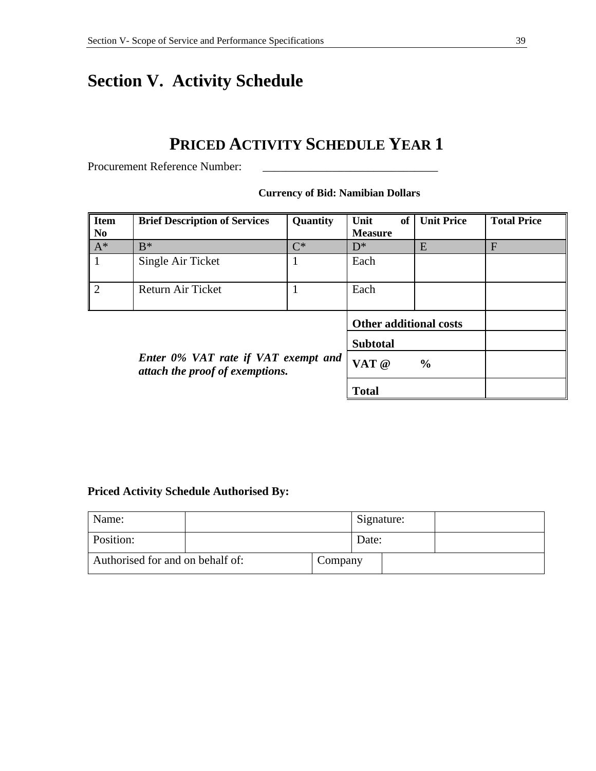# Section V. Activity Schedule

## PRICED ACTIVITY SCHEDULE YEAR 1

Procurement Reference Number: ______________________________

**Currency of Bid: Namibian Dollars**

| **Item No** | **Brief Description of Services** | **Quantity** | **Unit of Measure** | **Unit Price** | **Total Price** |
|---|---|---|---|---|---|
| A* | B* | C* | D* | E | F |
| 1 | Single Air Ticket | 1 | Each | | |
| 2 | Return Air Ticket | 1 | Each | | |
| | | | **Other additional costs** | | |
| | | | **Subtotal** | | |
| | ***Enter 0% VAT rate if VAT exempt and attach the proof of exemptions.*** | | **VAT @ %** | | |
| | | | **Total** | | |

**Priced Activity Schedule Authorised By:**

| Name: | | Signature: | |
|---|---|---|---|
| Position: | | Date: | |
| Authorised for and on behalf of: | | Company | |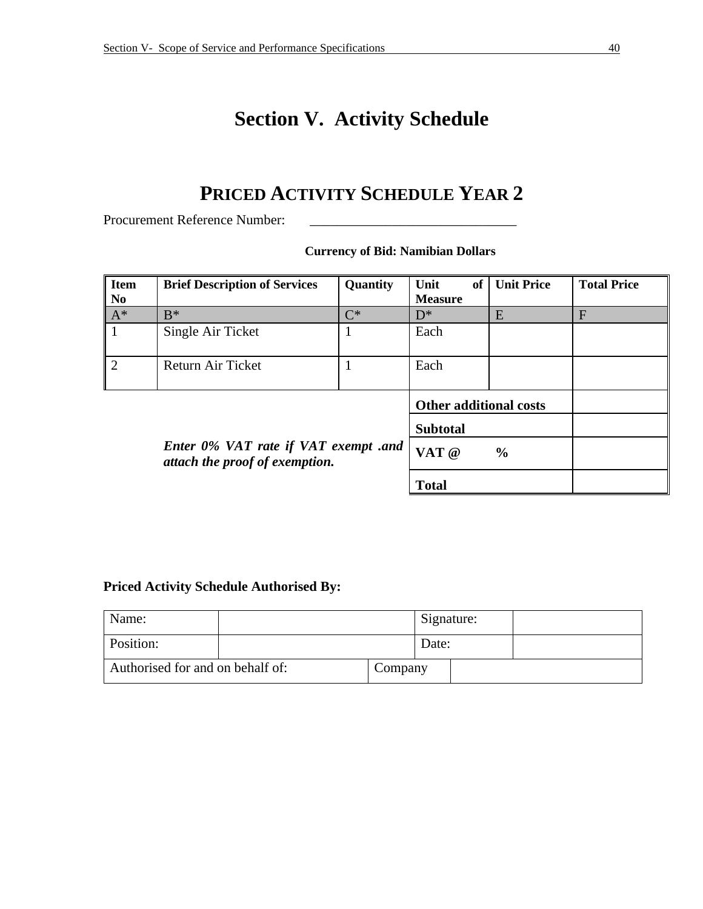# Section V. Activity Schedule

## PRICED ACTIVITY SCHEDULE YEAR 2

Procurement Reference Number: ______________________________

**Currency of Bid: Namibian Dollars**

| Item No | Brief Description of Services | Quantity | Unit of Measure | Unit Price | Total Price |
|---|---|---|---|---|---|
| A* | B* | C* | D* | E | F |
| 1 | Single Air Ticket | 1 | Each | | |
| 2 | Return Air Ticket | 1 | Each | | |
| | | | **Other additional costs** | | |
| | | | **Subtotal** | | |
| | ***Enter 0% VAT rate if VAT exempt .and attach the proof of exemption.*** | | **VAT @ %** | | |
| | | | **Total** | | |

**Priced Activity Schedule Authorised By:**

| Name: | | Signature: | |
|---|---|---|---|
| Position: | | Date: | |
| Authorised for and on behalf of: | | Company | |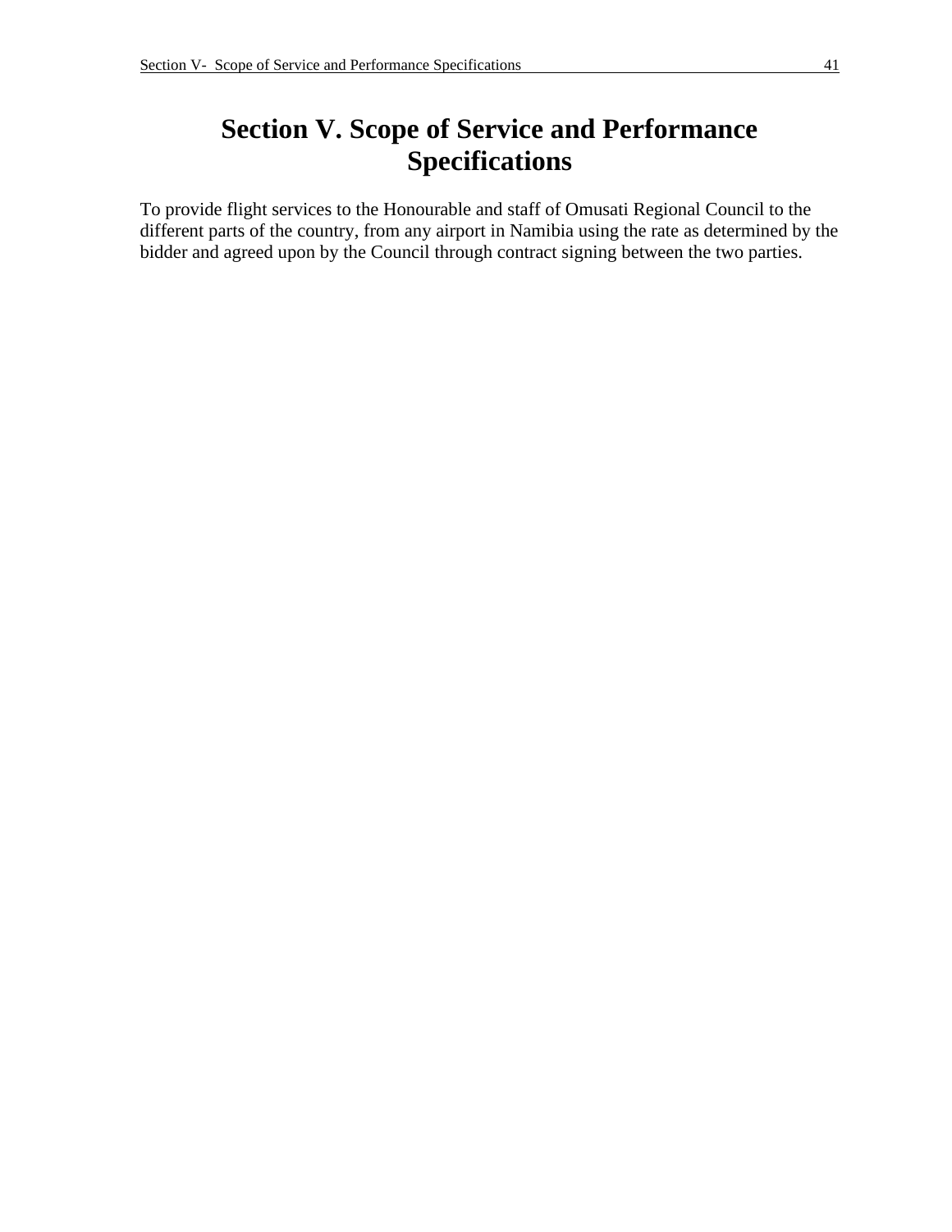# Section V. Scope of Service and Performance Specifications

To provide flight services to the Honourable and staff of Omusati Regional Council to the different parts of the country, from any airport in Namibia using the rate as determined by the bidder and agreed upon by the Council through contract signing between the two parties.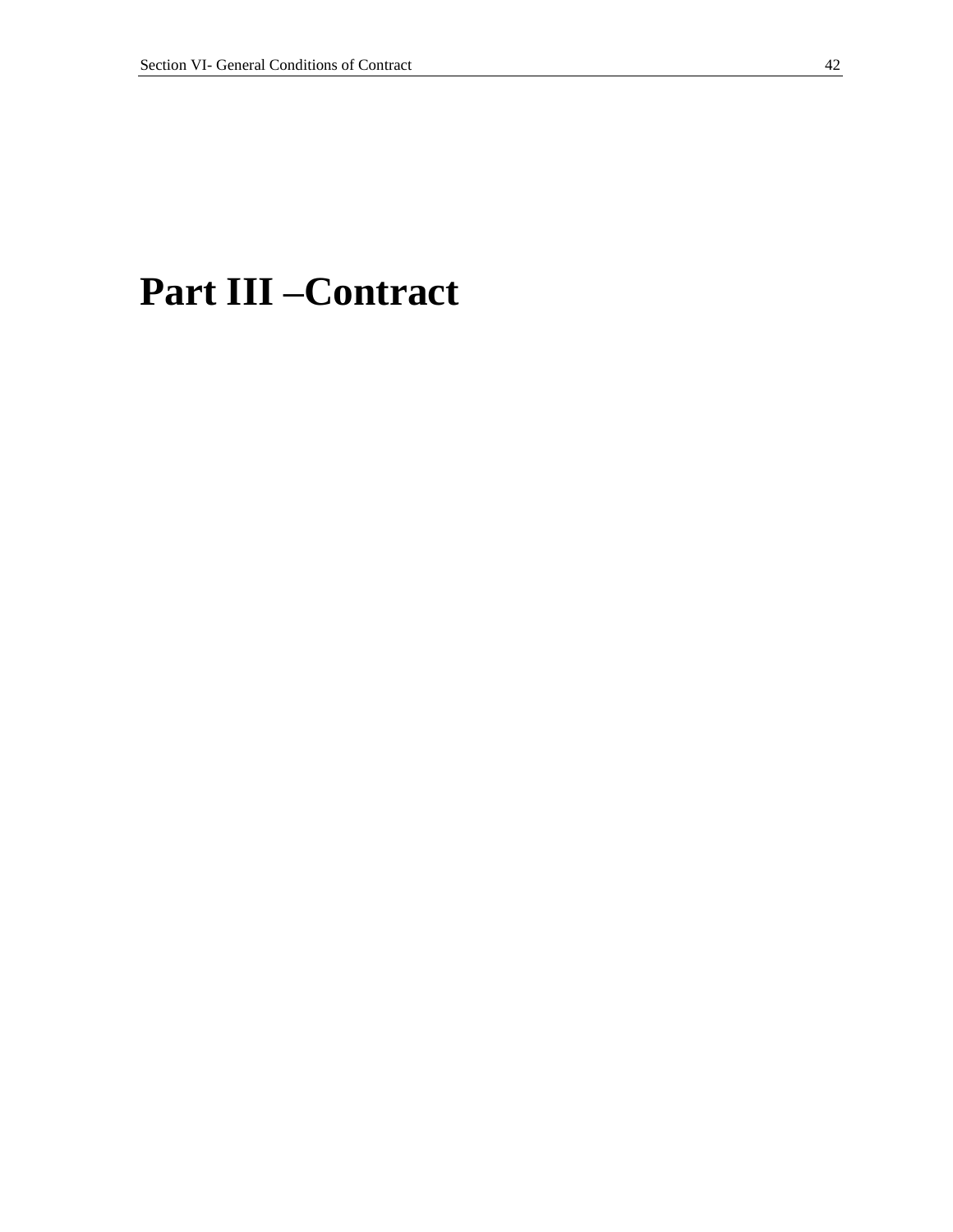# Part III –Contract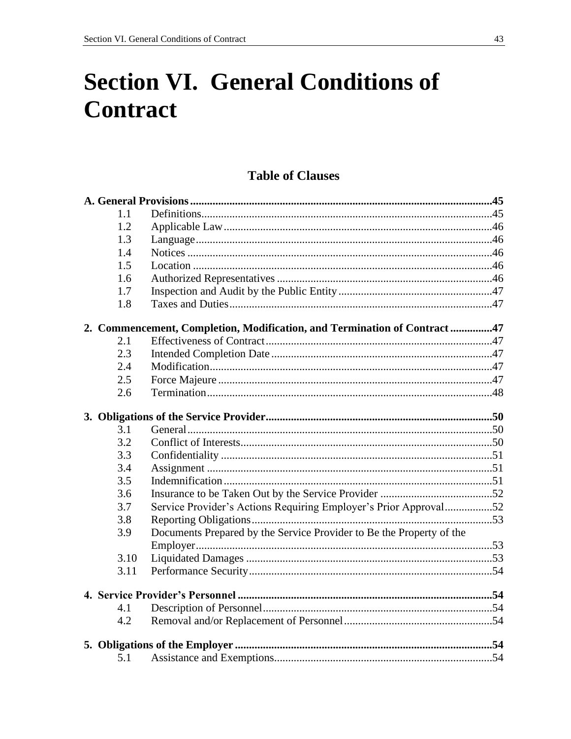# Section VI. General Conditions of Contract

## Table of Clauses

| | | |
|---|---|---|
| **A. General Provisions** | | **45** |
| 1.1 | Definitions | 45 |
| 1.2 | Applicable Law | 46 |
| 1.3 | Language | 46 |
| 1.4 | Notices | 46 |
| 1.5 | Location | 46 |
| 1.6 | Authorized Representatives | 46 |
| 1.7 | Inspection and Audit by the Public Entity | 47 |
| 1.8 | Taxes and Duties | 47 |
| **2. Commencement, Completion, Modification, and Termination of Contract** | | **47** |
| 2.1 | Effectiveness of Contract | 47 |
| 2.3 | Intended Completion Date | 47 |
| 2.4 | Modification | 47 |
| 2.5 | Force Majeure | 47 |
| 2.6 | Termination | 48 |
| **3. Obligations of the Service Provider** | | **50** |
| 3.1 | General | 50 |
| 3.2 | Conflict of Interests | 50 |
| 3.3 | Confidentiality | 51 |
| 3.4 | Assignment | 51 |
| 3.5 | Indemnification | 51 |
| 3.6 | Insurance to be Taken Out by the Service Provider | 52 |
| 3.7 | Service Provider's Actions Requiring Employer's Prior Approval | 52 |
| 3.8 | Reporting Obligations | 53 |
| 3.9 | Documents Prepared by the Service Provider to Be the Property of the Employer | 53 |
| 3.10 | Liquidated Damages | 53 |
| 3.11 | Performance Security | 54 |
| **4. Service Provider's Personnel** | | **54** |
| 4.1 | Description of Personnel | 54 |
| 4.2 | Removal and/or Replacement of Personnel | 54 |
| **5. Obligations of the Employer** | | **54** |
| 5.1 | Assistance and Exemptions | 54 |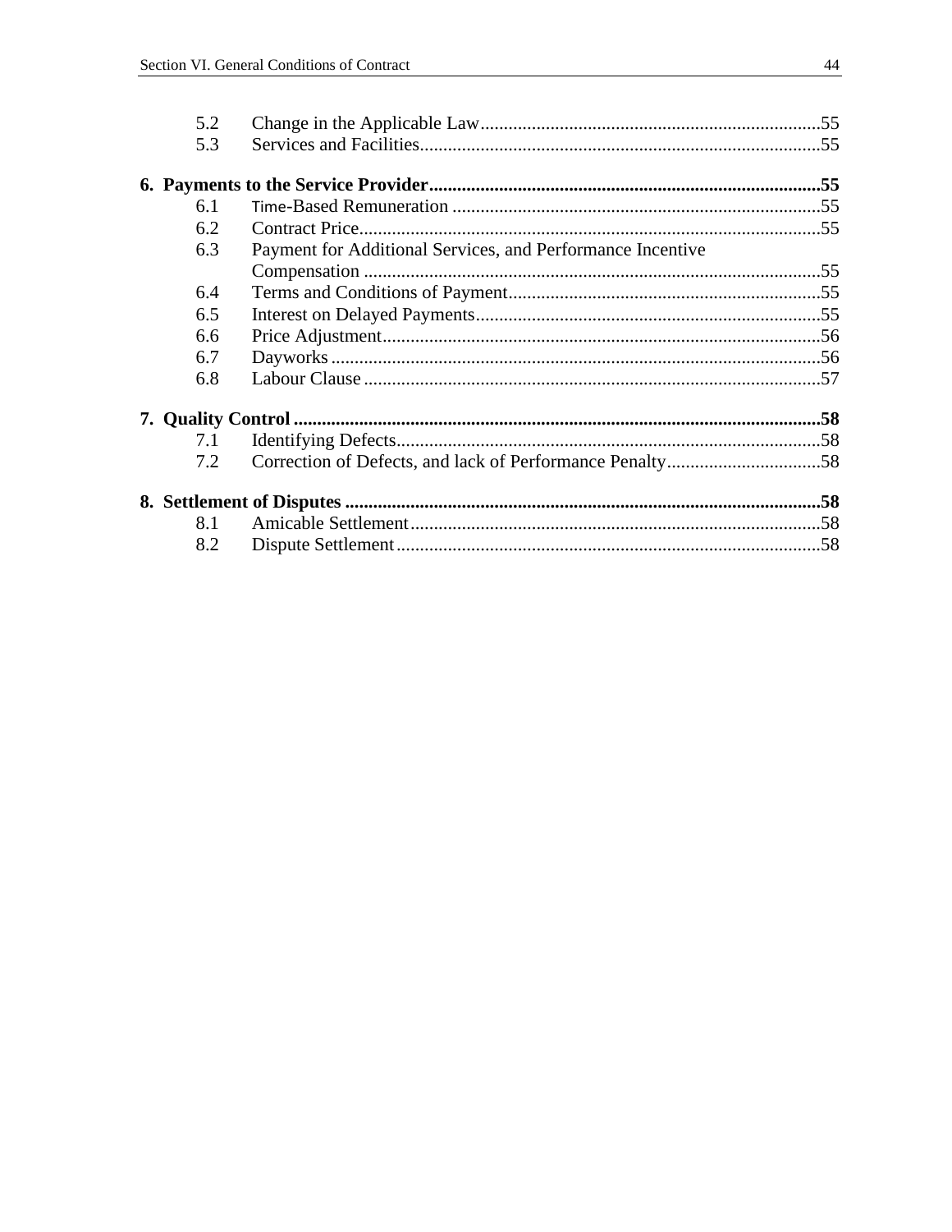5.2 Change in the Applicable Law........................................................................55
5.3 Services and Facilities.....................................................................................55

**6. Payments to the Service Provider...................................................................................55**

6.1 Time-Based Remuneration ..............................................................................55
6.2 Contract Price..................................................................................................55
6.3 Payment for Additional Services, and Performance Incentive Compensation .................................................................................................55
6.4 Terms and Conditions of Payment..................................................................55
6.5 Interest on Delayed Payments.........................................................................55
6.6 Price Adjustment.............................................................................................56
6.7 Dayworks ........................................................................................................56
6.8 Labour Clause .................................................................................................57

**7. Quality Control ................................................................................................................58**

7.1 Identifying Defects..........................................................................................58
7.2 Correction of Defects, and lack of Performance Penalty................................58

**8. Settlement of Disputes .....................................................................................................58**

8.1 Amicable Settlement.......................................................................................58
8.2 Dispute Settlement..........................................................................................58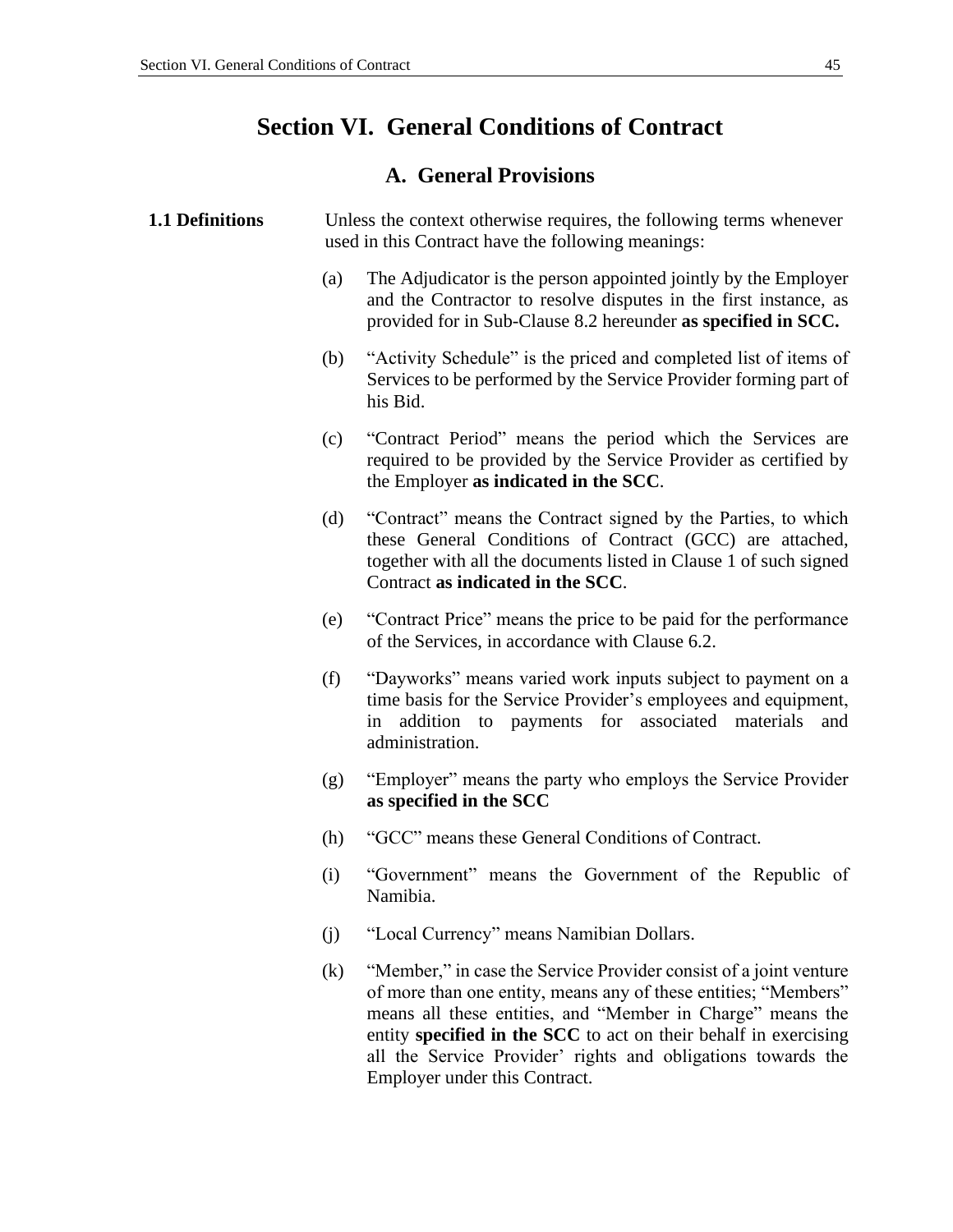# Section VI. General Conditions of Contract

## A. General Provisions

**1.1 Definitions**

Unless the context otherwise requires, the following terms whenever used in this Contract have the following meanings:

(a) The Adjudicator is the person appointed jointly by the Employer and the Contractor to resolve disputes in the first instance, as provided for in Sub-Clause 8.2 hereunder **as specified in SCC.**

(b) "Activity Schedule" is the priced and completed list of items of Services to be performed by the Service Provider forming part of his Bid.

(c) "Contract Period" means the period which the Services are required to be provided by the Service Provider as certified by the Employer **as indicated in the SCC**.

(d) "Contract" means the Contract signed by the Parties, to which these General Conditions of Contract (GCC) are attached, together with all the documents listed in Clause 1 of such signed Contract **as indicated in the SCC**.

(e) "Contract Price" means the price to be paid for the performance of the Services, in accordance with Clause 6.2.

(f) "Dayworks" means varied work inputs subject to payment on a time basis for the Service Provider's employees and equipment, in addition to payments for associated materials and administration.

(g) "Employer" means the party who employs the Service Provider **as specified in the SCC**

(h) "GCC" means these General Conditions of Contract.

(i) "Government" means the Government of the Republic of Namibia.

(j) "Local Currency" means Namibian Dollars.

(k) "Member," in case the Service Provider consist of a joint venture of more than one entity, means any of these entities; "Members" means all these entities, and "Member in Charge" means the entity **specified in the SCC** to act on their behalf in exercising all the Service Provider' rights and obligations towards the Employer under this Contract.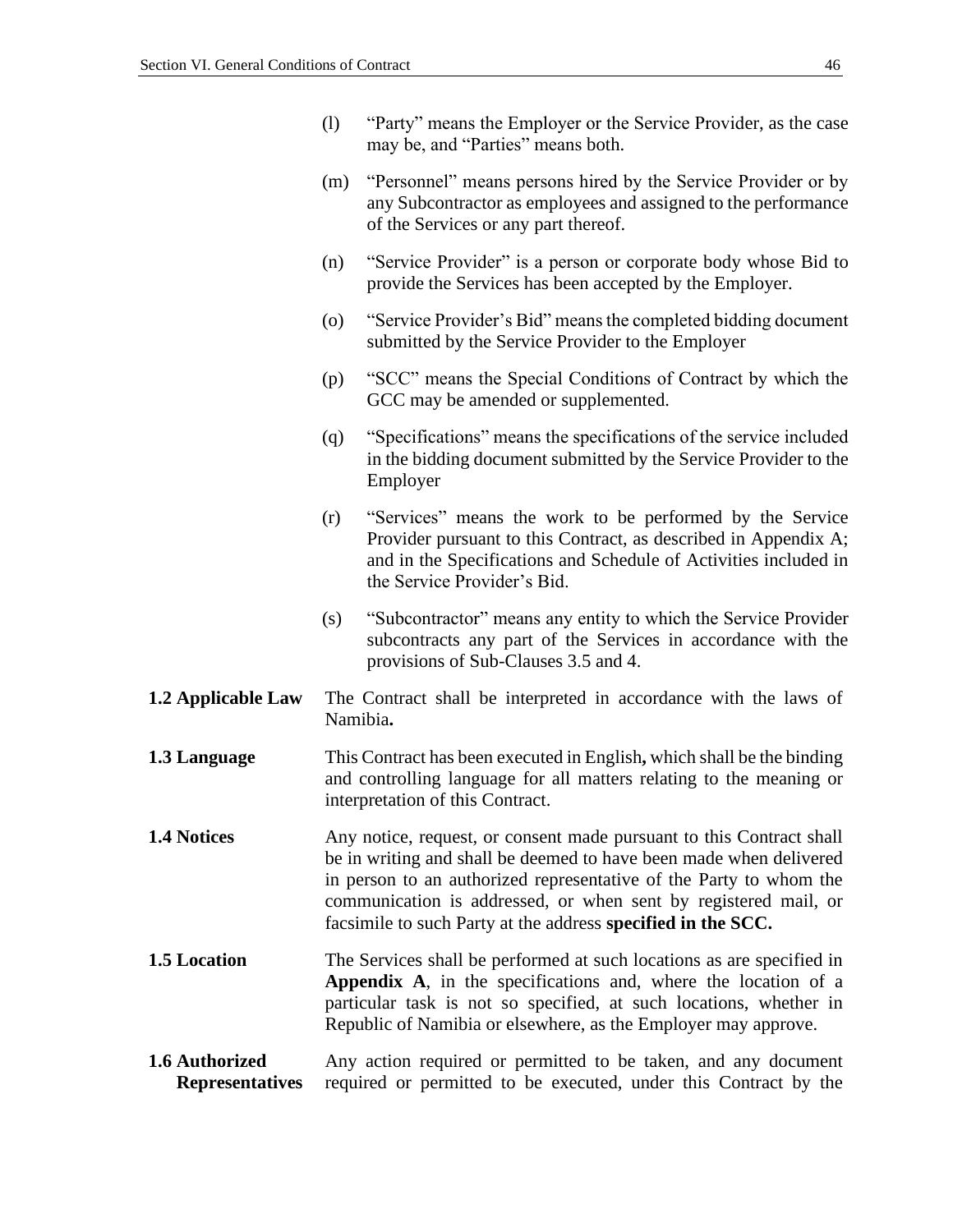(l) "Party" means the Employer or the Service Provider, as the case may be, and "Parties" means both.

(m) "Personnel" means persons hired by the Service Provider or by any Subcontractor as employees and assigned to the performance of the Services or any part thereof.

(n) "Service Provider" is a person or corporate body whose Bid to provide the Services has been accepted by the Employer.

(o) "Service Provider's Bid" means the completed bidding document submitted by the Service Provider to the Employer

(p) "SCC" means the Special Conditions of Contract by which the GCC may be amended or supplemented.

(q) "Specifications" means the specifications of the service included in the bidding document submitted by the Service Provider to the Employer

(r) "Services" means the work to be performed by the Service Provider pursuant to this Contract, as described in Appendix A; and in the Specifications and Schedule of Activities included in the Service Provider's Bid.

(s) "Subcontractor" means any entity to which the Service Provider subcontracts any part of the Services in accordance with the provisions of Sub-Clauses 3.5 and 4.

**1.2 Applicable Law** The Contract shall be interpreted in accordance with the laws of Namibia**.**

**1.3 Language** This Contract has been executed in English**,** which shall be the binding and controlling language for all matters relating to the meaning or interpretation of this Contract.

**1.4 Notices** Any notice, request, or consent made pursuant to this Contract shall be in writing and shall be deemed to have been made when delivered in person to an authorized representative of the Party to whom the communication is addressed, or when sent by registered mail, or facsimile to such Party at the address **specified in the SCC.**

**1.5 Location** The Services shall be performed at such locations as are specified in **Appendix A**, in the specifications and, where the location of a particular task is not so specified, at such locations, whether in Republic of Namibia or elsewhere, as the Employer may approve.

**1.6 Authorized Representatives** Any action required or permitted to be taken, and any document required or permitted to be executed, under this Contract by the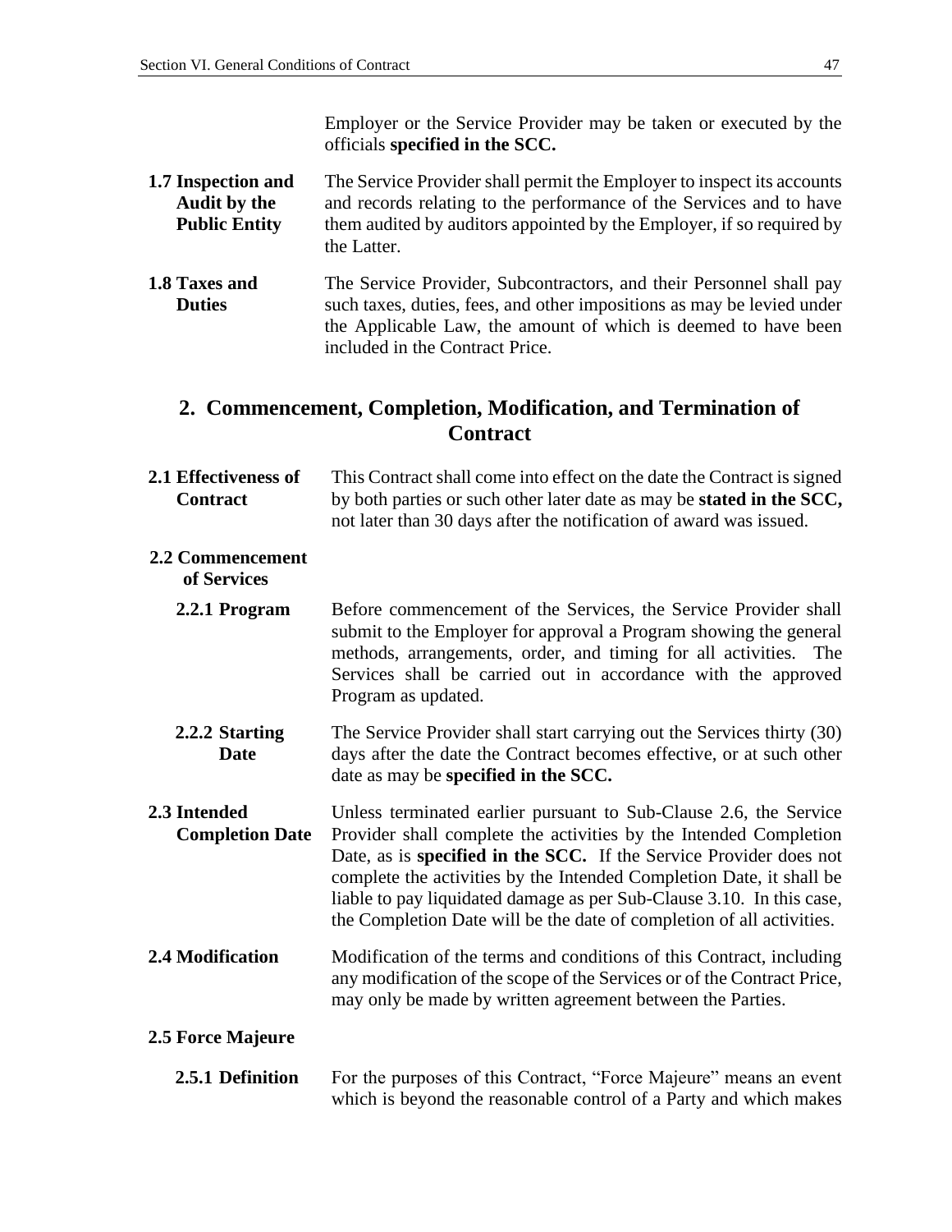Employer or the Service Provider may be taken or executed by the officials **specified in the SCC.**

**1.7 Inspection and Audit by the Public Entity** The Service Provider shall permit the Employer to inspect its accounts and records relating to the performance of the Services and to have them audited by auditors appointed by the Employer, if so required by the Latter.

**1.8 Taxes and Duties** The Service Provider, Subcontractors, and their Personnel shall pay such taxes, duties, fees, and other impositions as may be levied under the Applicable Law, the amount of which is deemed to have been included in the Contract Price.

## 2. Commencement, Completion, Modification, and Termination of Contract

**2.1 Effectiveness of Contract** This Contract shall come into effect on the date the Contract is signed by both parties or such other later date as may be **stated in the SCC,** not later than 30 days after the notification of award was issued.

**2.2 Commencement of Services**

**2.2.1 Program** Before commencement of the Services, the Service Provider shall submit to the Employer for approval a Program showing the general methods, arrangements, order, and timing for all activities. The Services shall be carried out in accordance with the approved Program as updated.

**2.2.2 Starting Date** The Service Provider shall start carrying out the Services thirty (30) days after the date the Contract becomes effective, or at such other date as may be **specified in the SCC.**

**2.3 Intended Completion Date** Unless terminated earlier pursuant to Sub-Clause 2.6, the Service Provider shall complete the activities by the Intended Completion Date, as is **specified in the SCC.** If the Service Provider does not complete the activities by the Intended Completion Date, it shall be liable to pay liquidated damage as per Sub-Clause 3.10. In this case, the Completion Date will be the date of completion of all activities.

**2.4 Modification** Modification of the terms and conditions of this Contract, including any modification of the scope of the Services or of the Contract Price, may only be made by written agreement between the Parties.

**2.5 Force Majeure**

**2.5.1 Definition** For the purposes of this Contract, "Force Majeure" means an event which is beyond the reasonable control of a Party and which makes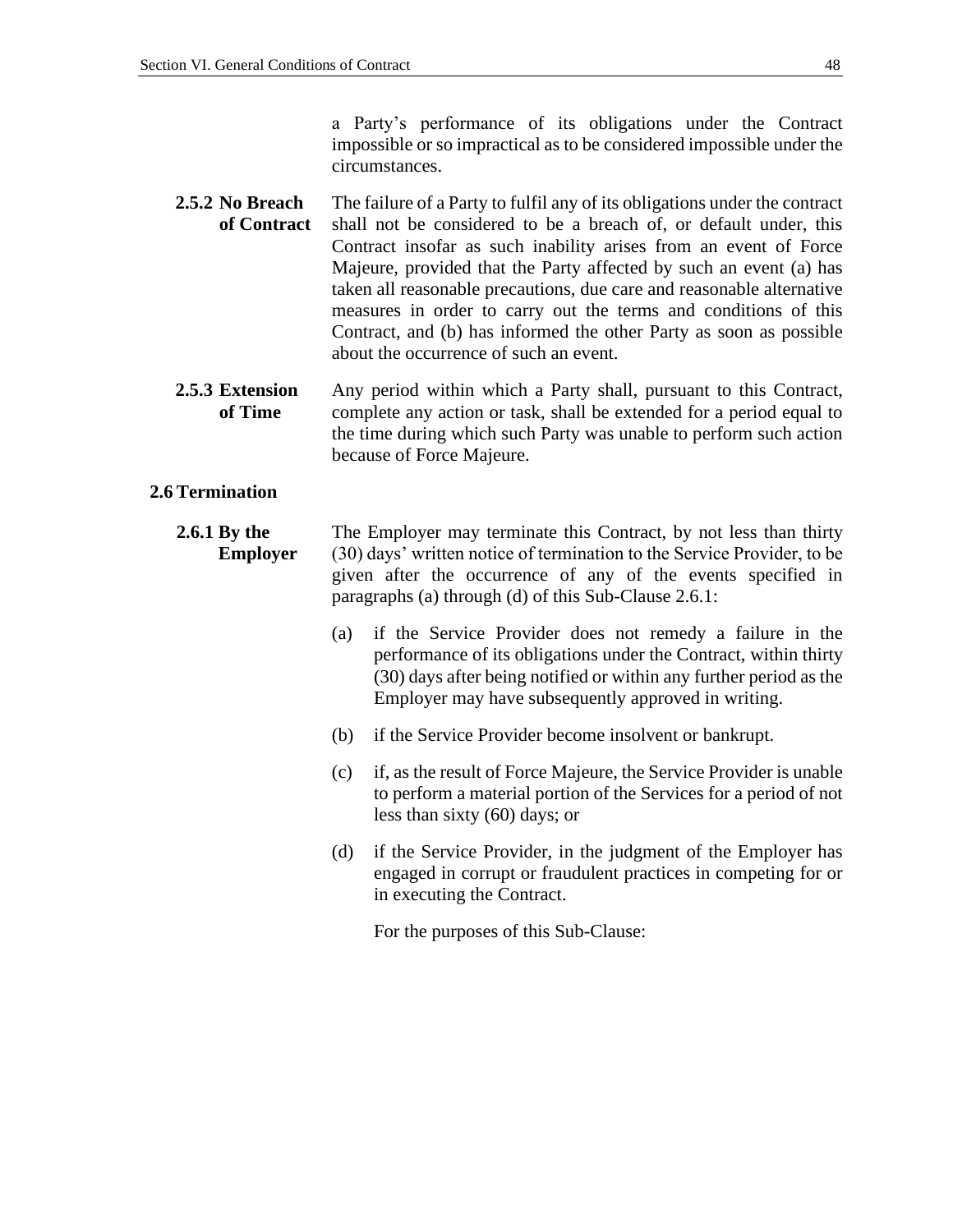a Party's performance of its obligations under the Contract impossible or so impractical as to be considered impossible under the circumstances.

**2.5.2 No Breach of Contract** The failure of a Party to fulfil any of its obligations under the contract shall not be considered to be a breach of, or default under, this Contract insofar as such inability arises from an event of Force Majeure, provided that the Party affected by such an event (a) has taken all reasonable precautions, due care and reasonable alternative measures in order to carry out the terms and conditions of this Contract, and (b) has informed the other Party as soon as possible about the occurrence of such an event.

**2.5.3 Extension of Time** Any period within which a Party shall, pursuant to this Contract, complete any action or task, shall be extended for a period equal to the time during which such Party was unable to perform such action because of Force Majeure.

**2.6 Termination**

**2.6.1 By the Employer** The Employer may terminate this Contract, by not less than thirty (30) days' written notice of termination to the Service Provider, to be given after the occurrence of any of the events specified in paragraphs (a) through (d) of this Sub-Clause 2.6.1:

(a) if the Service Provider does not remedy a failure in the performance of its obligations under the Contract, within thirty (30) days after being notified or within any further period as the Employer may have subsequently approved in writing.

(b) if the Service Provider become insolvent or bankrupt.

(c) if, as the result of Force Majeure, the Service Provider is unable to perform a material portion of the Services for a period of not less than sixty (60) days; or

(d) if the Service Provider, in the judgment of the Employer has engaged in corrupt or fraudulent practices in competing for or in executing the Contract.

For the purposes of this Sub-Clause: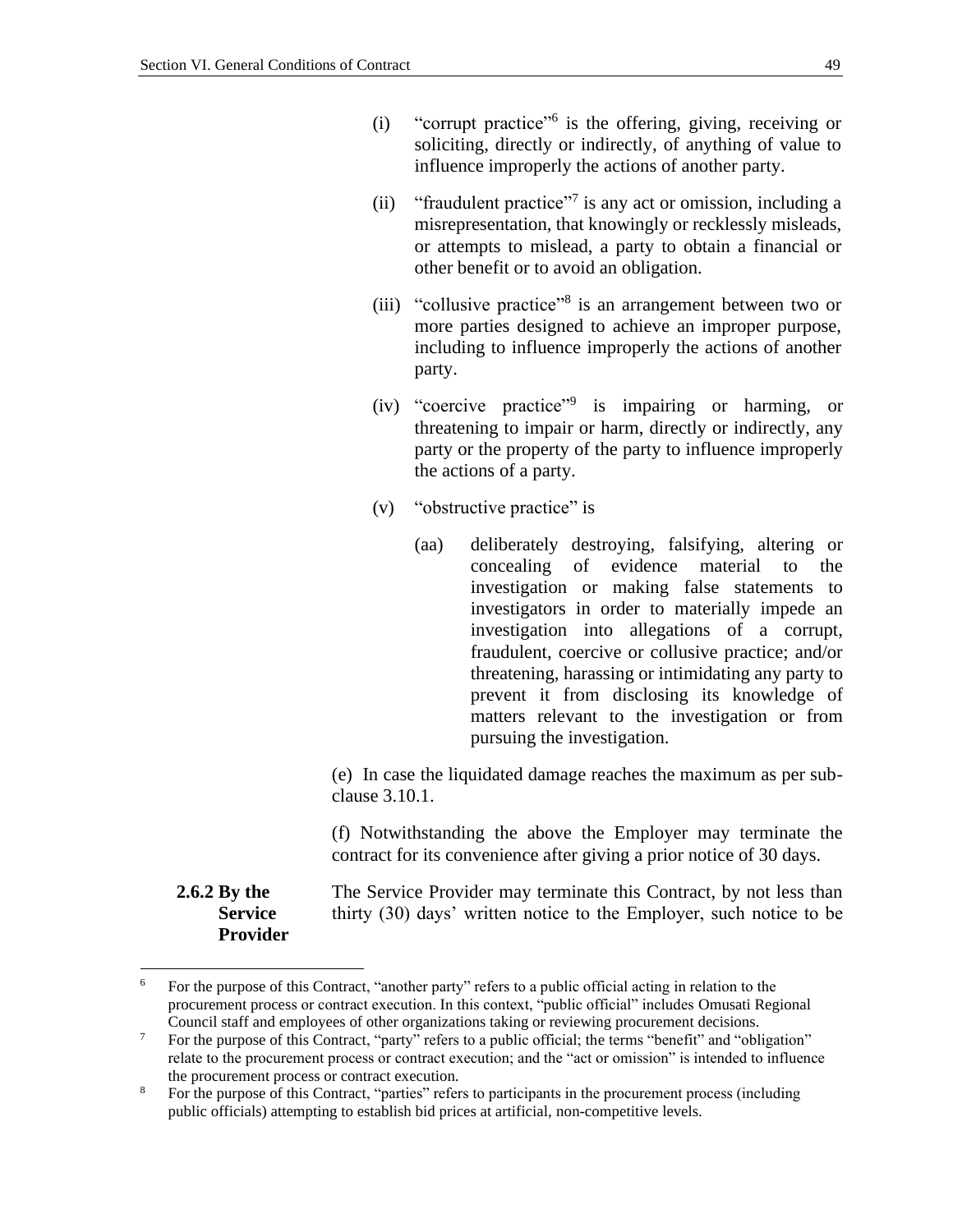(i) "corrupt practice"[6] is the offering, giving, receiving or soliciting, directly or indirectly, of anything of value to influence improperly the actions of another party.

(ii) "fraudulent practice"[7] is any act or omission, including a misrepresentation, that knowingly or recklessly misleads, or attempts to mislead, a party to obtain a financial or other benefit or to avoid an obligation.

(iii) "collusive practice"[8] is an arrangement between two or more parties designed to achieve an improper purpose, including to influence improperly the actions of another party.

(iv) "coercive practice"[9] is impairing or harming, or threatening to impair or harm, directly or indirectly, any party or the property of the party to influence improperly the actions of a party.

(v) "obstructive practice" is

(aa) deliberately destroying, falsifying, altering or concealing of evidence material to the investigation or making false statements to investigators in order to materially impede an investigation into allegations of a corrupt, fraudulent, coercive or collusive practice; and/or threatening, harassing or intimidating any party to prevent it from disclosing its knowledge of matters relevant to the investigation or from pursuing the investigation.

(e) In case the liquidated damage reaches the maximum as per sub-clause 3.10.1.

(f) Notwithstanding the above the Employer may terminate the contract for its convenience after giving a prior notice of 30 days.

**2.6.2 By the Service Provider**

The Service Provider may terminate this Contract, by not less than thirty (30) days' written notice to the Employer, such notice to be

---

[6] For the purpose of this Contract, "another party" refers to a public official acting in relation to the procurement process or contract execution. In this context, "public official" includes Omusati Regional Council staff and employees of other organizations taking or reviewing procurement decisions.

[7] For the purpose of this Contract, "party" refers to a public official; the terms "benefit" and "obligation" relate to the procurement process or contract execution; and the "act or omission" is intended to influence the procurement process or contract execution.

[8] For the purpose of this Contract, "parties" refers to participants in the procurement process (including public officials) attempting to establish bid prices at artificial, non-competitive levels.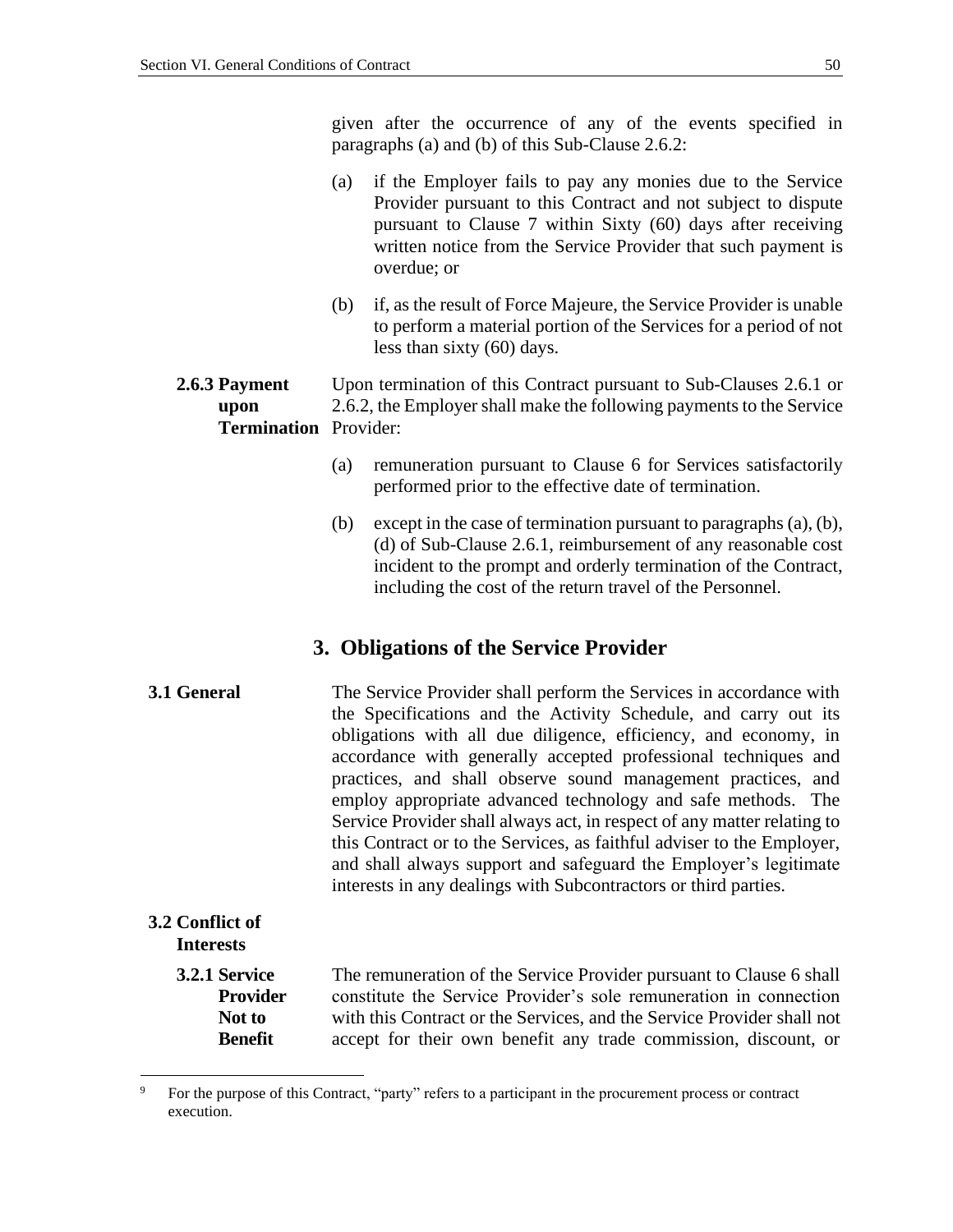given after the occurrence of any of the events specified in paragraphs (a) and (b) of this Sub-Clause 2.6.2:

(a) if the Employer fails to pay any monies due to the Service Provider pursuant to this Contract and not subject to dispute pursuant to Clause 7 within Sixty (60) days after receiving written notice from the Service Provider that such payment is overdue; or

(b) if, as the result of Force Majeure, the Service Provider is unable to perform a material portion of the Services for a period of not less than sixty (60) days.

**2.6.3 Payment upon Termination**

Upon termination of this Contract pursuant to Sub-Clauses 2.6.1 or 2.6.2, the Employer shall make the following payments to the Service Provider:

(a) remuneration pursuant to Clause 6 for Services satisfactorily performed prior to the effective date of termination.

(b) except in the case of termination pursuant to paragraphs (a), (b), (d) of Sub-Clause 2.6.1, reimbursement of any reasonable cost incident to the prompt and orderly termination of the Contract, including the cost of the return travel of the Personnel.

## 3. Obligations of the Service Provider

**3.1 General**

The Service Provider shall perform the Services in accordance with the Specifications and the Activity Schedule, and carry out its obligations with all due diligence, efficiency, and economy, in accordance with generally accepted professional techniques and practices, and shall observe sound management practices, and employ appropriate advanced technology and safe methods. The Service Provider shall always act, in respect of any matter relating to this Contract or to the Services, as faithful adviser to the Employer, and shall always support and safeguard the Employer's legitimate interests in any dealings with Subcontractors or third parties.

**3.2 Conflict of Interests**

**3.2.1 Service Provider Not to Benefit**

The remuneration of the Service Provider pursuant to Clause 6 shall constitute the Service Provider's sole remuneration in connection with this Contract or the Services, and the Service Provider shall not accept for their own benefit any trade commission, discount, or

---

[9] For the purpose of this Contract, "party" refers to a participant in the procurement process or contract execution.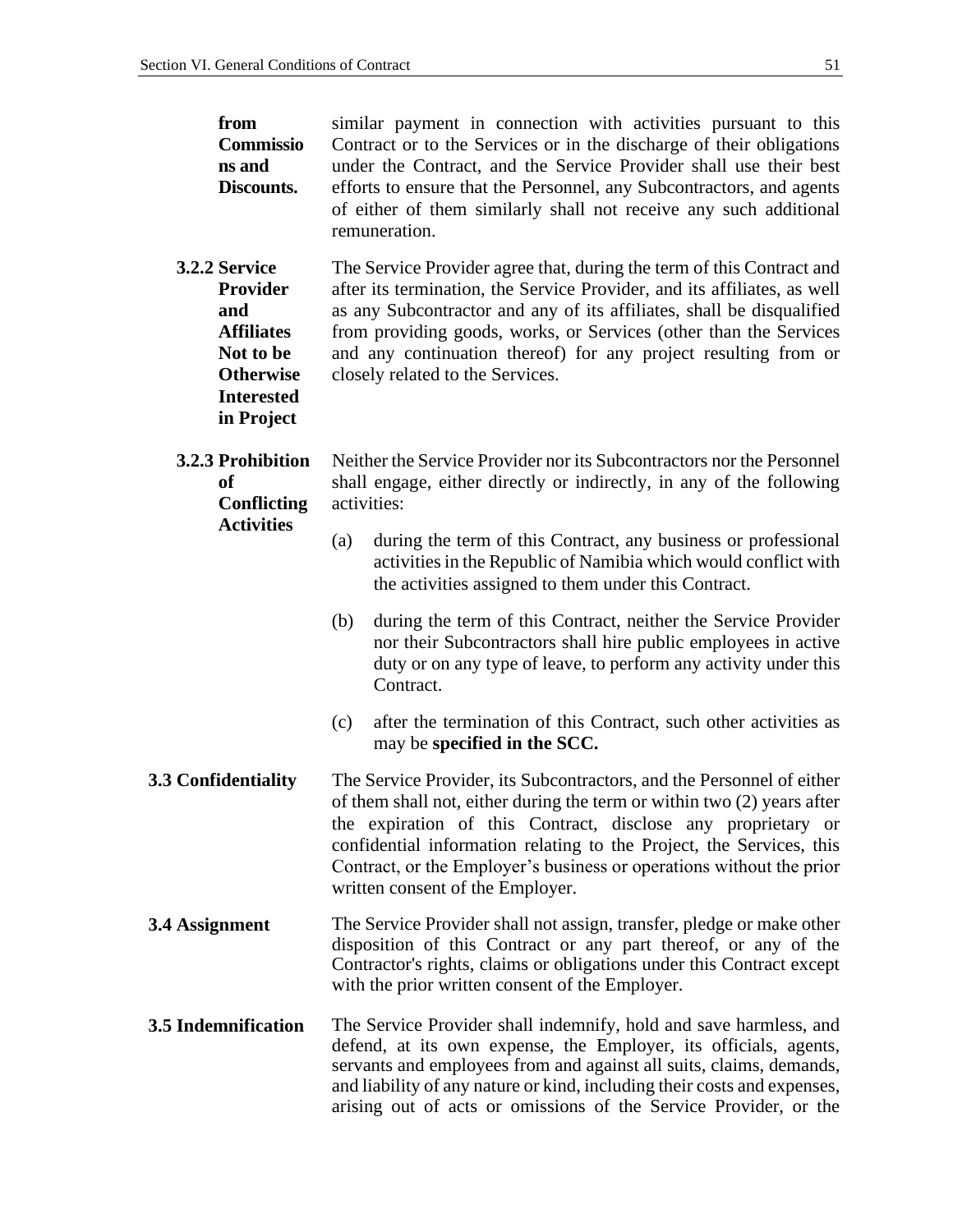**from Commissions and Discounts.** similar payment in connection with activities pursuant to this Contract or to the Services or in the discharge of their obligations under the Contract, and the Service Provider shall use their best efforts to ensure that the Personnel, any Subcontractors, and agents of either of them similarly shall not receive any such additional remuneration.

**3.2.2 Service Provider and Affiliates Not to be Otherwise Interested in Project**

The Service Provider agree that, during the term of this Contract and after its termination, the Service Provider, and its affiliates, as well as any Subcontractor and any of its affiliates, shall be disqualified from providing goods, works, or Services (other than the Services and any continuation thereof) for any project resulting from or closely related to the Services.

**3.2.3 Prohibition of Conflicting Activities**

Neither the Service Provider nor its Subcontractors nor the Personnel shall engage, either directly or indirectly, in any of the following activities:

(a) during the term of this Contract, any business or professional activities in the Republic of Namibia which would conflict with the activities assigned to them under this Contract.

(b) during the term of this Contract, neither the Service Provider nor their Subcontractors shall hire public employees in active duty or on any type of leave, to perform any activity under this Contract.

(c) after the termination of this Contract, such other activities as may be **specified in the SCC.**

**3.3 Confidentiality**

The Service Provider, its Subcontractors, and the Personnel of either of them shall not, either during the term or within two (2) years after the expiration of this Contract, disclose any proprietary or confidential information relating to the Project, the Services, this Contract, or the Employer's business or operations without the prior written consent of the Employer.

**3.4 Assignment**

The Service Provider shall not assign, transfer, pledge or make other disposition of this Contract or any part thereof, or any of the Contractor's rights, claims or obligations under this Contract except with the prior written consent of the Employer.

**3.5 Indemnification**

The Service Provider shall indemnify, hold and save harmless, and defend, at its own expense, the Employer, its officials, agents, servants and employees from and against all suits, claims, demands, and liability of any nature or kind, including their costs and expenses, arising out of acts or omissions of the Service Provider, or the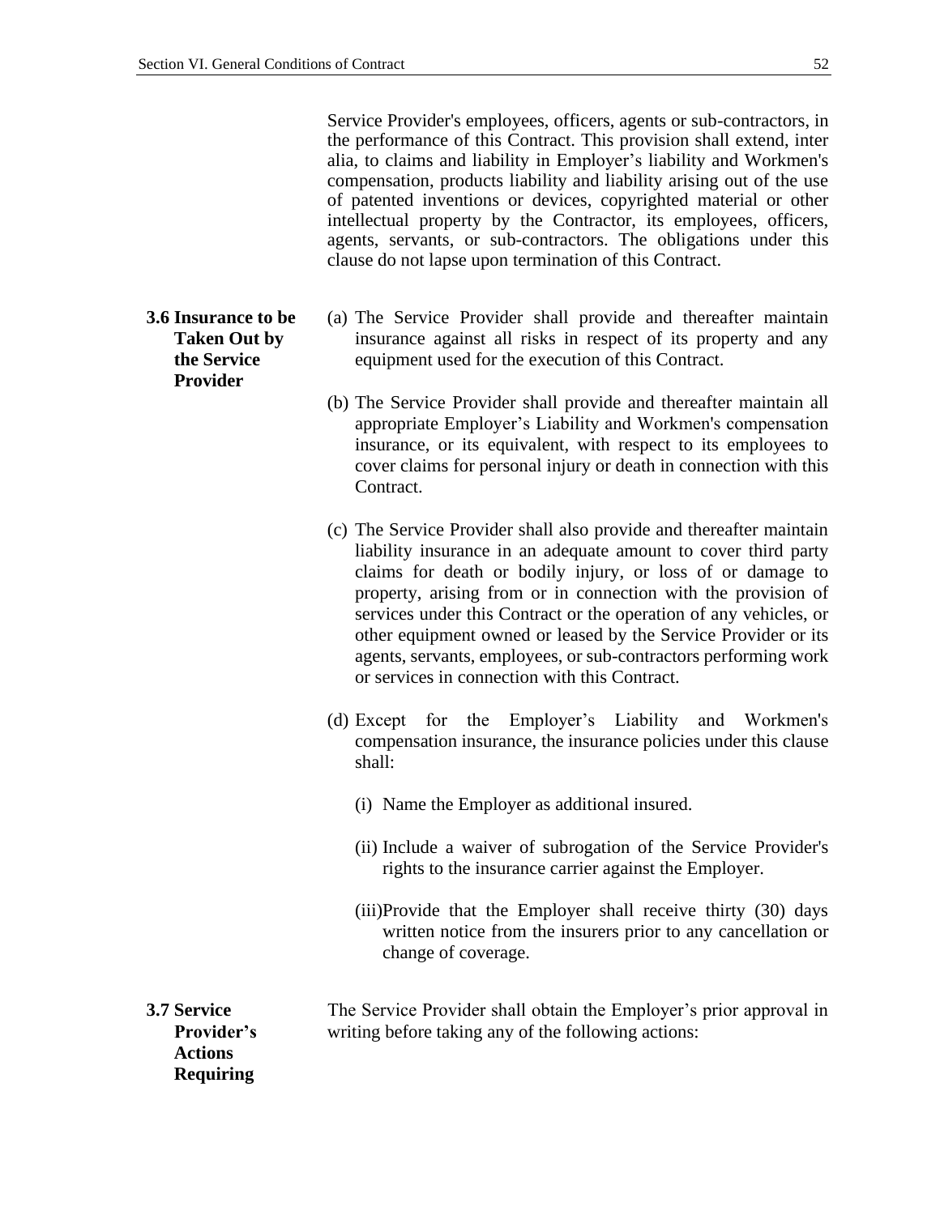Service Provider's employees, officers, agents or sub-contractors, in the performance of this Contract. This provision shall extend, inter alia, to claims and liability in Employer's liability and Workmen's compensation, products liability and liability arising out of the use of patented inventions or devices, copyrighted material or other intellectual property by the Contractor, its employees, officers, agents, servants, or sub-contractors. The obligations under this clause do not lapse upon termination of this Contract.

**3.6 Insurance to be Taken Out by the Service Provider**

(a) The Service Provider shall provide and thereafter maintain insurance against all risks in respect of its property and any equipment used for the execution of this Contract.

(b) The Service Provider shall provide and thereafter maintain all appropriate Employer's Liability and Workmen's compensation insurance, or its equivalent, with respect to its employees to cover claims for personal injury or death in connection with this Contract.

(c) The Service Provider shall also provide and thereafter maintain liability insurance in an adequate amount to cover third party claims for death or bodily injury, or loss of or damage to property, arising from or in connection with the provision of services under this Contract or the operation of any vehicles, or other equipment owned or leased by the Service Provider or its agents, servants, employees, or sub-contractors performing work or services in connection with this Contract.

(d) Except for the Employer's Liability and Workmen's compensation insurance, the insurance policies under this clause shall:

(i) Name the Employer as additional insured.

(ii) Include a waiver of subrogation of the Service Provider's rights to the insurance carrier against the Employer.

(iii) Provide that the Employer shall receive thirty (30) days written notice from the insurers prior to any cancellation or change of coverage.

**3.7 Service Provider's Actions Requiring**

The Service Provider shall obtain the Employer's prior approval in writing before taking any of the following actions: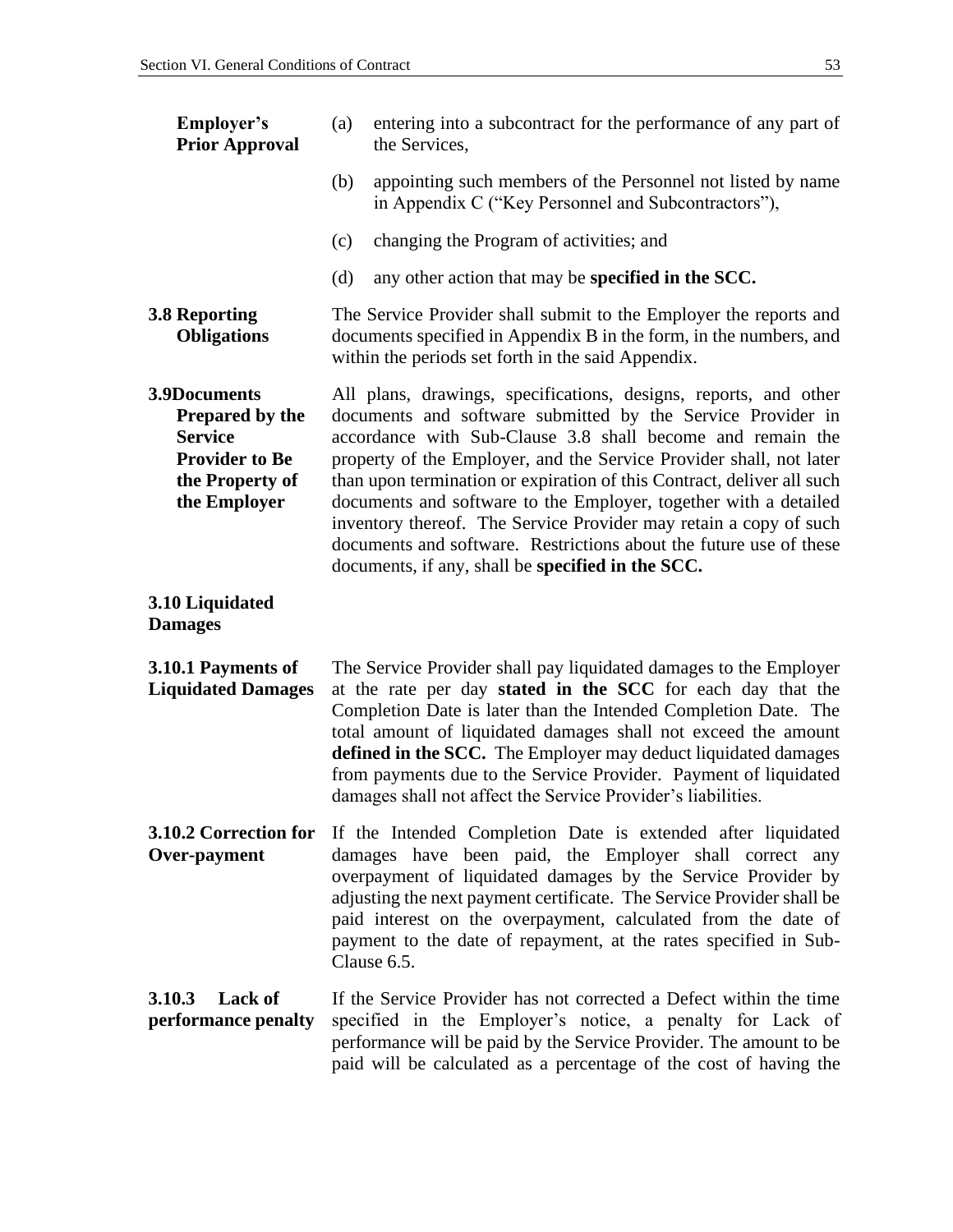**Employer's Prior Approval**

(a) entering into a subcontract for the performance of any part of the Services,

(b) appointing such members of the Personnel not listed by name in Appendix C ("Key Personnel and Subcontractors"),

(c) changing the Program of activities; and

(d) any other action that may be **specified in the SCC.**

**3.8 Reporting Obligations**

The Service Provider shall submit to the Employer the reports and documents specified in Appendix B in the form, in the numbers, and within the periods set forth in the said Appendix.

**3.9Documents Prepared by the Service Provider to Be the Property of the Employer**

All plans, drawings, specifications, designs, reports, and other documents and software submitted by the Service Provider in accordance with Sub-Clause 3.8 shall become and remain the property of the Employer, and the Service Provider shall, not later than upon termination or expiration of this Contract, deliver all such documents and software to the Employer, together with a detailed inventory thereof. The Service Provider may retain a copy of such documents and software. Restrictions about the future use of these documents, if any, shall be **specified in the SCC.**

**3.10 Liquidated Damages**

**3.10.1 Payments of Liquidated Damages**

The Service Provider shall pay liquidated damages to the Employer at the rate per day **stated in the SCC** for each day that the Completion Date is later than the Intended Completion Date. The total amount of liquidated damages shall not exceed the amount **defined in the SCC.** The Employer may deduct liquidated damages from payments due to the Service Provider. Payment of liquidated damages shall not affect the Service Provider's liabilities.

**3.10.2 Correction for Over-payment**

If the Intended Completion Date is extended after liquidated damages have been paid, the Employer shall correct any overpayment of liquidated damages by the Service Provider by adjusting the next payment certificate. The Service Provider shall be paid interest on the overpayment, calculated from the date of payment to the date of repayment, at the rates specified in Sub-Clause 6.5.

**3.10.3 Lack of performance penalty**

If the Service Provider has not corrected a Defect within the time specified in the Employer's notice, a penalty for Lack of performance will be paid by the Service Provider. The amount to be paid will be calculated as a percentage of the cost of having the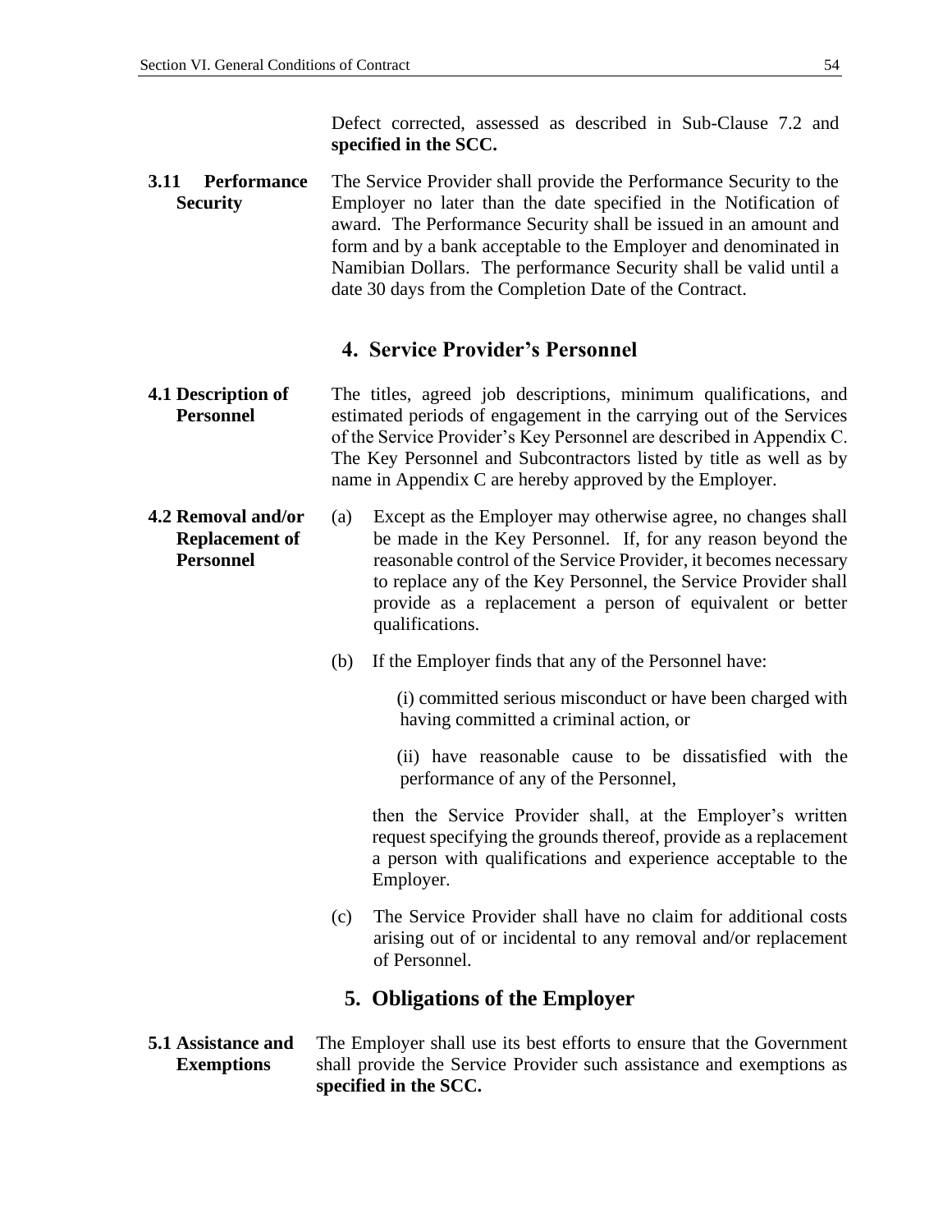Defect corrected, assessed as described in Sub-Clause 7.2 and **specified in the SCC.**

**3.11 Performance Security**

The Service Provider shall provide the Performance Security to the Employer no later than the date specified in the Notification of award. The Performance Security shall be issued in an amount and form and by a bank acceptable to the Employer and denominated in Namibian Dollars. The performance Security shall be valid until a date 30 days from the Completion Date of the Contract.

## 4. Service Provider's Personnel

**4.1 Description of Personnel**

The titles, agreed job descriptions, minimum qualifications, and estimated periods of engagement in the carrying out of the Services of the Service Provider's Key Personnel are described in Appendix C. The Key Personnel and Subcontractors listed by title as well as by name in Appendix C are hereby approved by the Employer.

**4.2 Removal and/or Replacement of Personnel**

(a) Except as the Employer may otherwise agree, no changes shall be made in the Key Personnel. If, for any reason beyond the reasonable control of the Service Provider, it becomes necessary to replace any of the Key Personnel, the Service Provider shall provide as a replacement a person of equivalent or better qualifications.

(b) If the Employer finds that any of the Personnel have:

(i) committed serious misconduct or have been charged with having committed a criminal action, or

(ii) have reasonable cause to be dissatisfied with the performance of any of the Personnel,

then the Service Provider shall, at the Employer's written request specifying the grounds thereof, provide as a replacement a person with qualifications and experience acceptable to the Employer.

(c) The Service Provider shall have no claim for additional costs arising out of or incidental to any removal and/or replacement of Personnel.

## 5. Obligations of the Employer

**5.1 Assistance and Exemptions**

The Employer shall use its best efforts to ensure that the Government shall provide the Service Provider such assistance and exemptions as **specified in the SCC.**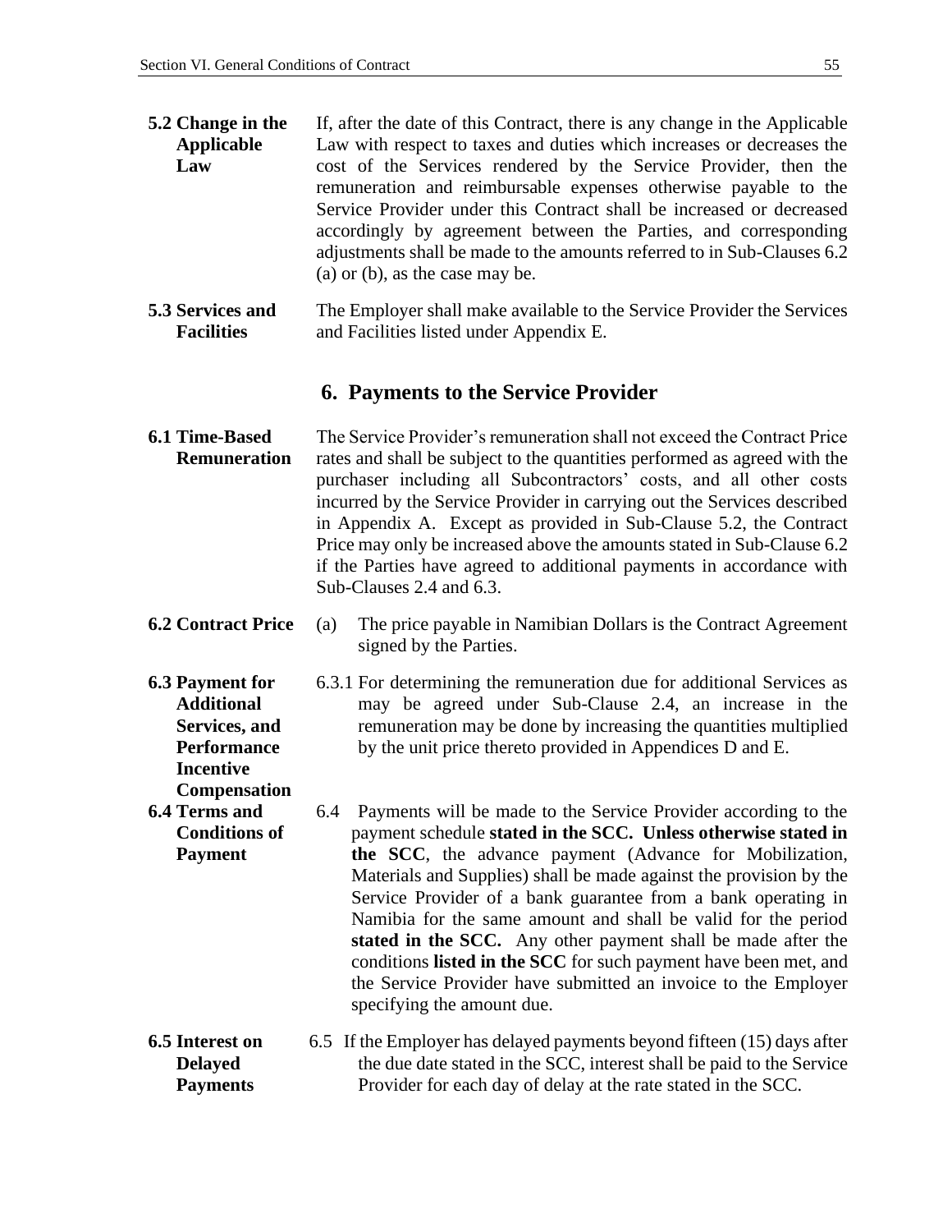**5.2 Change in the Applicable Law**

If, after the date of this Contract, there is any change in the Applicable Law with respect to taxes and duties which increases or decreases the cost of the Services rendered by the Service Provider, then the remuneration and reimbursable expenses otherwise payable to the Service Provider under this Contract shall be increased or decreased accordingly by agreement between the Parties, and corresponding adjustments shall be made to the amounts referred to in Sub-Clauses 6.2 (a) or (b), as the case may be.

**5.3 Services and Facilities**

The Employer shall make available to the Service Provider the Services and Facilities listed under Appendix E.

## 6. Payments to the Service Provider

**6.1 Time-Based Remuneration**

The Service Provider's remuneration shall not exceed the Contract Price rates and shall be subject to the quantities performed as agreed with the purchaser including all Subcontractors' costs, and all other costs incurred by the Service Provider in carrying out the Services described in Appendix A. Except as provided in Sub-Clause 5.2, the Contract Price may only be increased above the amounts stated in Sub-Clause 6.2 if the Parties have agreed to additional payments in accordance with Sub-Clauses 2.4 and 6.3.

**6.2 Contract Price**

(a) The price payable in Namibian Dollars is the Contract Agreement signed by the Parties.

**6.3 Payment for Additional Services, and Performance Incentive Compensation**

6.3.1 For determining the remuneration due for additional Services as may be agreed under Sub-Clause 2.4, an increase in the remuneration may be done by increasing the quantities multiplied by the unit price thereto provided in Appendices D and E.

**6.4 Terms and Conditions of Payment**

6.4 Payments will be made to the Service Provider according to the payment schedule **stated in the SCC. Unless otherwise stated in the SCC**, the advance payment (Advance for Mobilization, Materials and Supplies) shall be made against the provision by the Service Provider of a bank guarantee from a bank operating in Namibia for the same amount and shall be valid for the period **stated in the SCC.** Any other payment shall be made after the conditions **listed in the SCC** for such payment have been met, and the Service Provider have submitted an invoice to the Employer specifying the amount due.

**6.5 Interest on Delayed Payments**

6.5 If the Employer has delayed payments beyond fifteen (15) days after the due date stated in the SCC, interest shall be paid to the Service Provider for each day of delay at the rate stated in the SCC.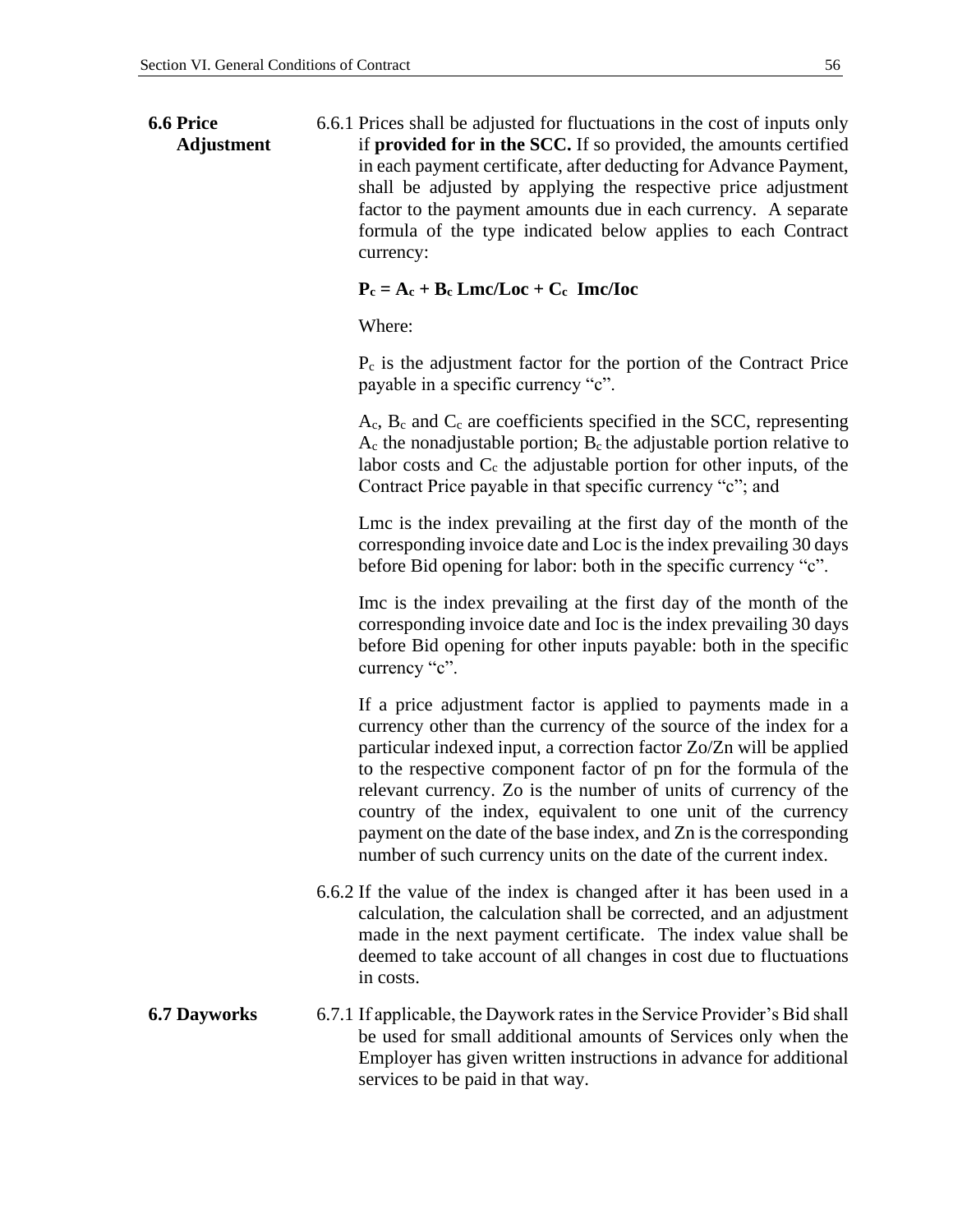### 6.6 Price Adjustment

6.6.1 Prices shall be adjusted for fluctuations in the cost of inputs only if **provided for in the SCC.** If so provided, the amounts certified in each payment certificate, after deducting for Advance Payment, shall be adjusted by applying the respective price adjustment factor to the payment amounts due in each currency. A separate formula of the type indicated below applies to each Contract currency:

$$P_c = A_c + B_c \, Lmc/Loc + C_c \, Imc/Ioc$$

Where:

$P_c$ is the adjustment factor for the portion of the Contract Price payable in a specific currency "c".

$A_c$, $B_c$ and $C_c$ are coefficients specified in the SCC, representing $A_c$ the nonadjustable portion; $B_c$ the adjustable portion relative to labor costs and $C_c$ the adjustable portion for other inputs, of the Contract Price payable in that specific currency "c"; and

Lmc is the index prevailing at the first day of the month of the corresponding invoice date and Loc is the index prevailing 30 days before Bid opening for labor: both in the specific currency "c".

Imc is the index prevailing at the first day of the month of the corresponding invoice date and Ioc is the index prevailing 30 days before Bid opening for other inputs payable: both in the specific currency "c".

If a price adjustment factor is applied to payments made in a currency other than the currency of the source of the index for a particular indexed input, a correction factor Zo/Zn will be applied to the respective component factor of pn for the formula of the relevant currency. Zo is the number of units of currency of the country of the index, equivalent to one unit of the currency payment on the date of the base index, and Zn is the corresponding number of such currency units on the date of the current index.

6.6.2 If the value of the index is changed after it has been used in a calculation, the calculation shall be corrected, and an adjustment made in the next payment certificate. The index value shall be deemed to take account of all changes in cost due to fluctuations in costs.

### 6.7 Dayworks

6.7.1 If applicable, the Daywork rates in the Service Provider's Bid shall be used for small additional amounts of Services only when the Employer has given written instructions in advance for additional services to be paid in that way.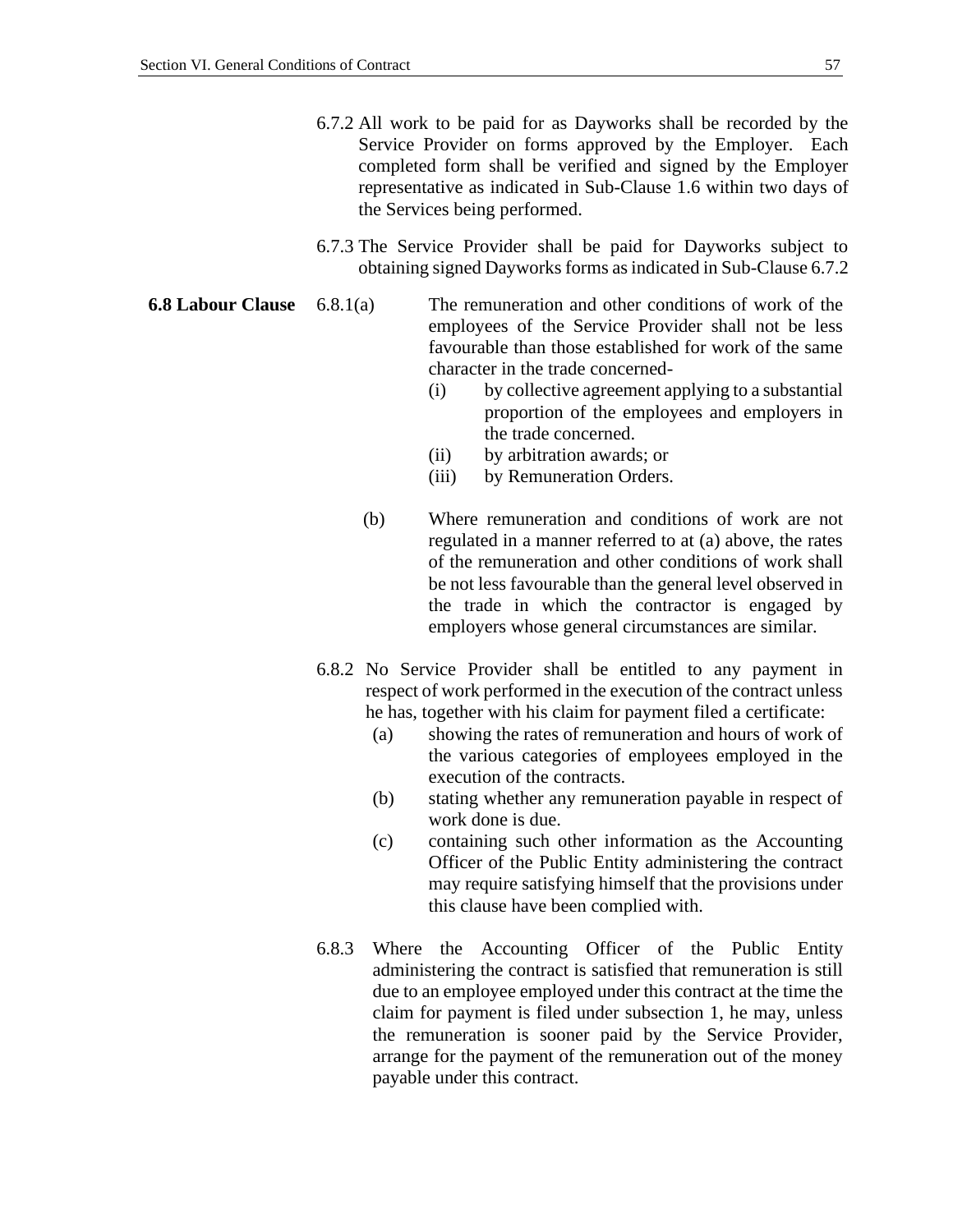6.7.2 All work to be paid for as Dayworks shall be recorded by the Service Provider on forms approved by the Employer. Each completed form shall be verified and signed by the Employer representative as indicated in Sub-Clause 1.6 within two days of the Services being performed.

6.7.3 The Service Provider shall be paid for Dayworks subject to obtaining signed Dayworks forms as indicated in Sub-Clause 6.7.2

**6.8 Labour Clause**

6.8.1(a) The remuneration and other conditions of work of the employees of the Service Provider shall not be less favourable than those established for work of the same character in the trade concerned-

(i) by collective agreement applying to a substantial proportion of the employees and employers in the trade concerned.

(ii) by arbitration awards; or

(iii) by Remuneration Orders.

(b) Where remuneration and conditions of work are not regulated in a manner referred to at (a) above, the rates of the remuneration and other conditions of work shall be not less favourable than the general level observed in the trade in which the contractor is engaged by employers whose general circumstances are similar.

6.8.2 No Service Provider shall be entitled to any payment in respect of work performed in the execution of the contract unless he has, together with his claim for payment filed a certificate:

(a) showing the rates of remuneration and hours of work of the various categories of employees employed in the execution of the contracts.

(b) stating whether any remuneration payable in respect of work done is due.

(c) containing such other information as the Accounting Officer of the Public Entity administering the contract may require satisfying himself that the provisions under this clause have been complied with.

6.8.3 Where the Accounting Officer of the Public Entity administering the contract is satisfied that remuneration is still due to an employee employed under this contract at the time the claim for payment is filed under subsection 1, he may, unless the remuneration is sooner paid by the Service Provider, arrange for the payment of the remuneration out of the money payable under this contract.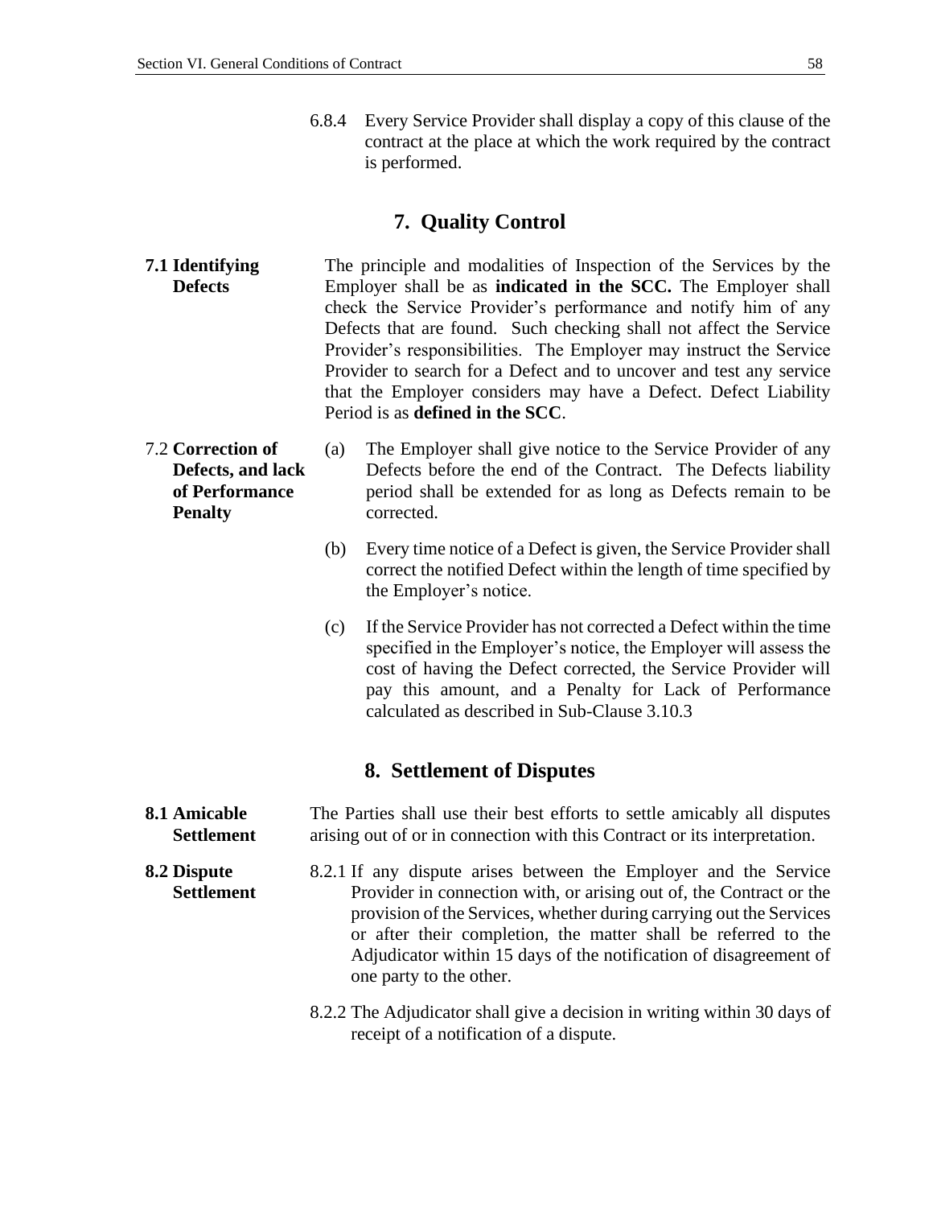6.8.4 Every Service Provider shall display a copy of this clause of the contract at the place at which the work required by the contract is performed.

## 7. Quality Control

**7.1 Identifying Defects**

The principle and modalities of Inspection of the Services by the Employer shall be as **indicated in the SCC.** The Employer shall check the Service Provider's performance and notify him of any Defects that are found. Such checking shall not affect the Service Provider's responsibilities. The Employer may instruct the Service Provider to search for a Defect and to uncover and test any service that the Employer considers may have a Defect. Defect Liability Period is as **defined in the SCC**.

7.2 **Correction of Defects, and lack of Performance Penalty**

(a) The Employer shall give notice to the Service Provider of any Defects before the end of the Contract. The Defects liability period shall be extended for as long as Defects remain to be corrected.

(b) Every time notice of a Defect is given, the Service Provider shall correct the notified Defect within the length of time specified by the Employer's notice.

(c) If the Service Provider has not corrected a Defect within the time specified in the Employer's notice, the Employer will assess the cost of having the Defect corrected, the Service Provider will pay this amount, and a Penalty for Lack of Performance calculated as described in Sub-Clause 3.10.3

## 8. Settlement of Disputes

**8.1 Amicable Settlement**

The Parties shall use their best efforts to settle amicably all disputes arising out of or in connection with this Contract or its interpretation.

**8.2 Dispute Settlement**

8.2.1 If any dispute arises between the Employer and the Service Provider in connection with, or arising out of, the Contract or the provision of the Services, whether during carrying out the Services or after their completion, the matter shall be referred to the Adjudicator within 15 days of the notification of disagreement of one party to the other.

8.2.2 The Adjudicator shall give a decision in writing within 30 days of receipt of a notification of a dispute.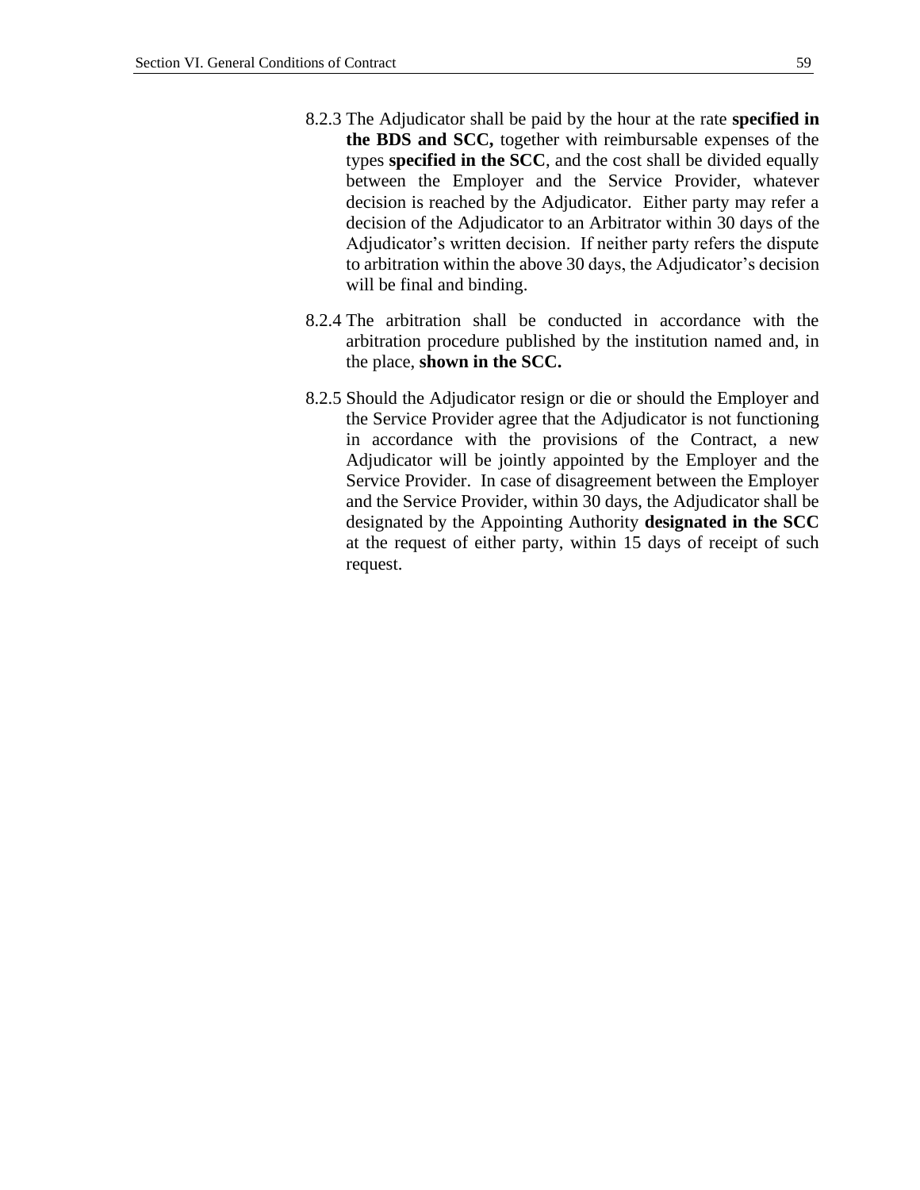8.2.3 The Adjudicator shall be paid by the hour at the rate **specified in the BDS and SCC,** together with reimbursable expenses of the types **specified in the SCC**, and the cost shall be divided equally between the Employer and the Service Provider, whatever decision is reached by the Adjudicator. Either party may refer a decision of the Adjudicator to an Arbitrator within 30 days of the Adjudicator's written decision. If neither party refers the dispute to arbitration within the above 30 days, the Adjudicator's decision will be final and binding.

8.2.4 The arbitration shall be conducted in accordance with the arbitration procedure published by the institution named and, in the place, **shown in the SCC.**

8.2.5 Should the Adjudicator resign or die or should the Employer and the Service Provider agree that the Adjudicator is not functioning in accordance with the provisions of the Contract, a new Adjudicator will be jointly appointed by the Employer and the Service Provider. In case of disagreement between the Employer and the Service Provider, within 30 days, the Adjudicator shall be designated by the Appointing Authority **designated in the SCC** at the request of either party, within 15 days of receipt of such request.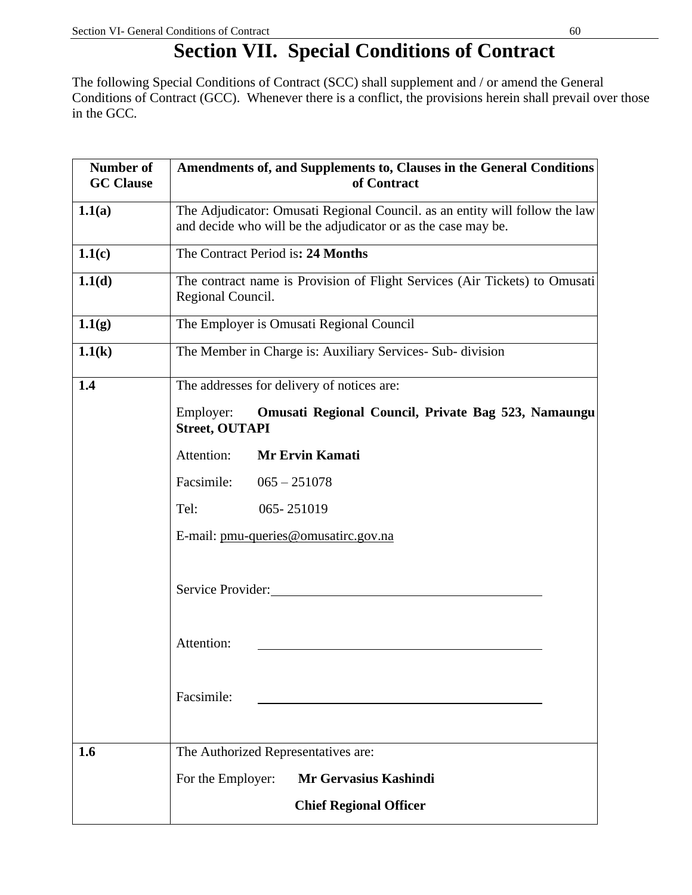# Section VII. Special Conditions of Contract

The following Special Conditions of Contract (SCC) shall supplement and / or amend the General Conditions of Contract (GCC). Whenever there is a conflict, the provisions herein shall prevail over those in the GCC.

| Number of GC Clause | Amendments of, and Supplements to, Clauses in the General Conditions of Contract |
|---|---|
| **1.1(a)** | The Adjudicator: Omusati Regional Council. as an entity will follow the law and decide who will be the adjudicator or as the case may be. |
| **1.1(c)** | The Contract Period is**: 24 Months** |
| **1.1(d)** | The contract name is Provision of Flight Services (Air Tickets) to Omusati Regional Council. |
| **1.1(g)** | The Employer is Omusati Regional Council |
| **1.1(k)** | The Member in Charge is: Auxiliary Services- Sub- division |
| **1.4** | The addresses for delivery of notices are:<br><br>Employer: **Omusati Regional Council, Private Bag 523, Namaungu Street, OUTAPI**<br><br>Attention: **Mr Ervin Kamati**<br><br>Facsimile: 065 – 251078<br><br>Tel: 065- 251019<br><br>E-mail: pmu-queries@omusatirc.gov.na<br><br>Service Provider: \_\_\_\_\_\_\_\_\_\_\_\_\_\_\_\_\_\_\_\_<br><br>Attention: \_\_\_\_\_\_\_\_\_\_\_\_\_\_\_\_\_\_\_\_<br><br>Facsimile: \_\_\_\_\_\_\_\_\_\_\_\_\_\_\_\_\_\_\_\_ |
| **1.6** | The Authorized Representatives are:<br><br>For the Employer: **Mr Gervasius Kashindi**<br><br>**Chief Regional Officer** |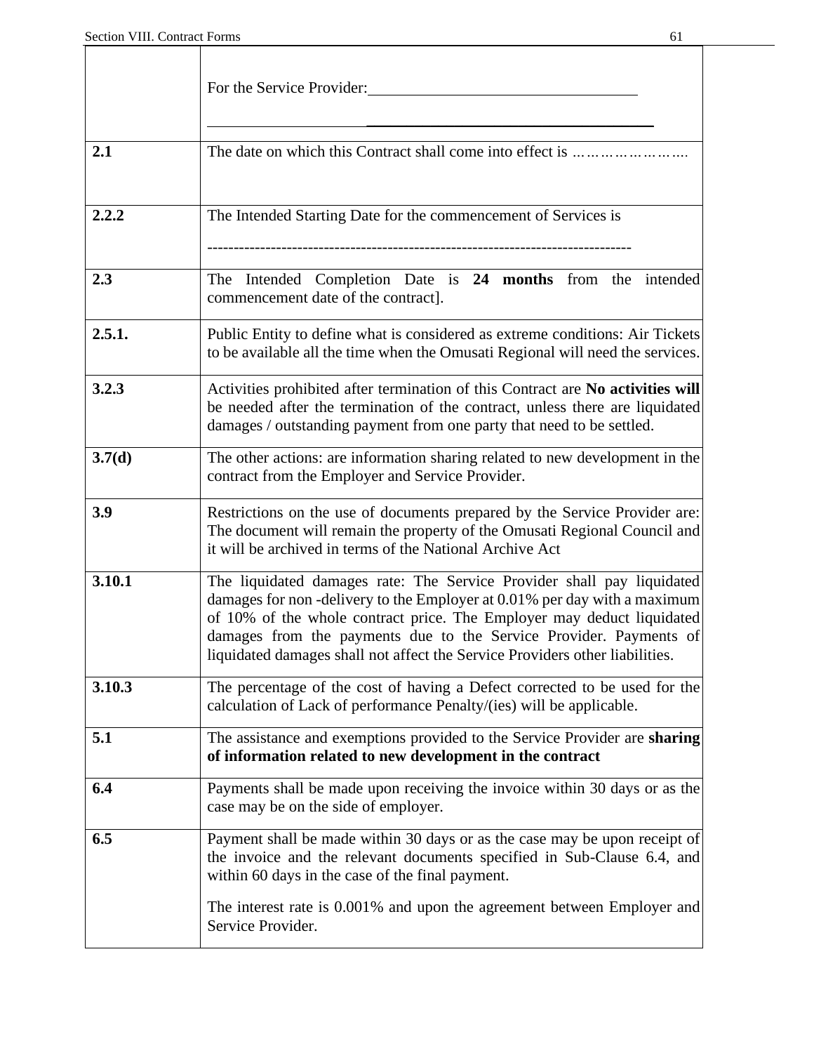|  |  |
|---|---|
|  | For the Service Provider:\_\_\_\_\_\_\_\_\_\_\_\_\_\_\_\_\_\_\_\_\_\_\_\_\_\_\_\_\_\_\_\_\_\_<br><br>\_\_\_\_\_\_\_\_\_\_\_\_\_\_\_\_\_\_\_\_\_\_\_\_\_\_\_\_\_\_\_\_\_\_\_\_\_\_\_\_\_\_\_\_\_\_\_\_\_\_\_\_\_\_ |
| **2.1** | The date on which this Contract shall come into effect is ……………………. |
| **2.2.2** | The Intended Starting Date for the commencement of Services is<br><br>------------------------------------------------------------------------------- |
| **2.3** | The Intended Completion Date is **24 months** from the intended commencement date of the contract]. |
| **2.5.1.** | Public Entity to define what is considered as extreme conditions: Air Tickets to be available all the time when the Omusati Regional will need the services. |
| **3.2.3** | Activities prohibited after termination of this Contract are **No activities will** be needed after the termination of the contract, unless there are liquidated damages / outstanding payment from one party that need to be settled. |
| **3.7(d)** | The other actions: are information sharing related to new development in the contract from the Employer and Service Provider. |
| **3.9** | Restrictions on the use of documents prepared by the Service Provider are: The document will remain the property of the Omusati Regional Council and it will be archived in terms of the National Archive Act |
| **3.10.1** | The liquidated damages rate: The Service Provider shall pay liquidated damages for non -delivery to the Employer at 0.01% per day with a maximum of 10% of the whole contract price. The Employer may deduct liquidated damages from the payments due to the Service Provider. Payments of liquidated damages shall not affect the Service Providers other liabilities. |
| **3.10.3** | The percentage of the cost of having a Defect corrected to be used for the calculation of Lack of performance Penalty/(ies) will be applicable. |
| **5.1** | The assistance and exemptions provided to the Service Provider are **sharing of information related to new development in the contract** |
| **6.4** | Payments shall be made upon receiving the invoice within 30 days or as the case may be on the side of employer. |
| **6.5** | Payment shall be made within 30 days or as the case may be upon receipt of the invoice and the relevant documents specified in Sub-Clause 6.4, and within 60 days in the case of the final payment.<br><br>The interest rate is 0.001% and upon the agreement between Employer and Service Provider. |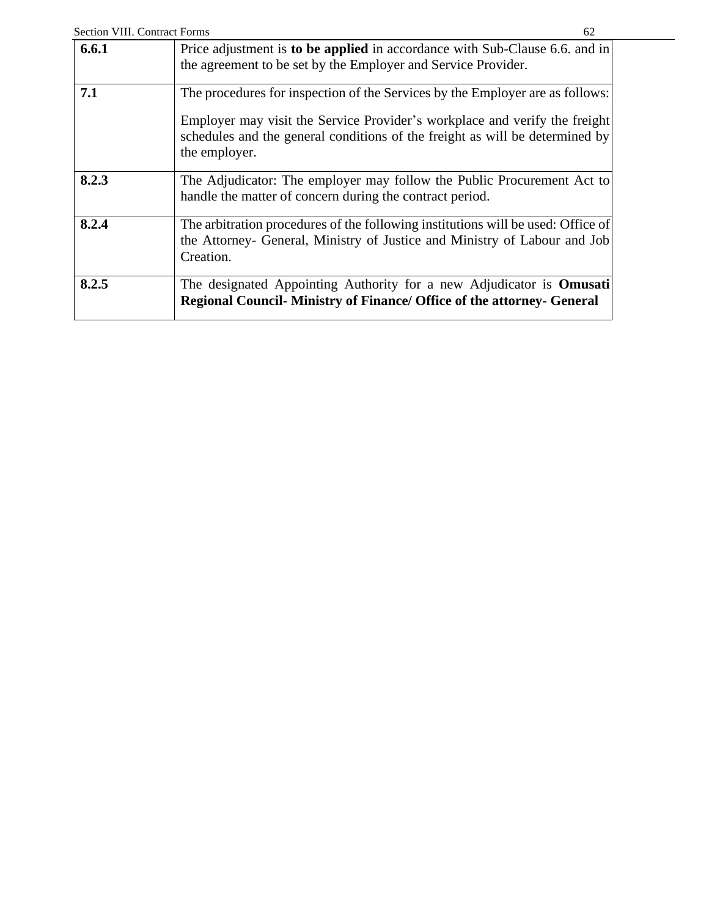| | |
|---|---|
| **6.6.1** | Price adjustment is **to be applied** in accordance with Sub-Clause 6.6. and in the agreement to be set by the Employer and Service Provider. |
| **7.1** | The procedures for inspection of the Services by the Employer are as follows:<br><br>Employer may visit the Service Provider's workplace and verify the freight schedules and the general conditions of the freight as will be determined by the employer. |
| **8.2.3** | The Adjudicator: The employer may follow the Public Procurement Act to handle the matter of concern during the contract period. |
| **8.2.4** | The arbitration procedures of the following institutions will be used: Office of the Attorney- General, Ministry of Justice and Ministry of Labour and Job Creation. |
| **8.2.5** | The designated Appointing Authority for a new Adjudicator is **Omusati Regional Council- Ministry of Finance/ Office of the attorney- General** |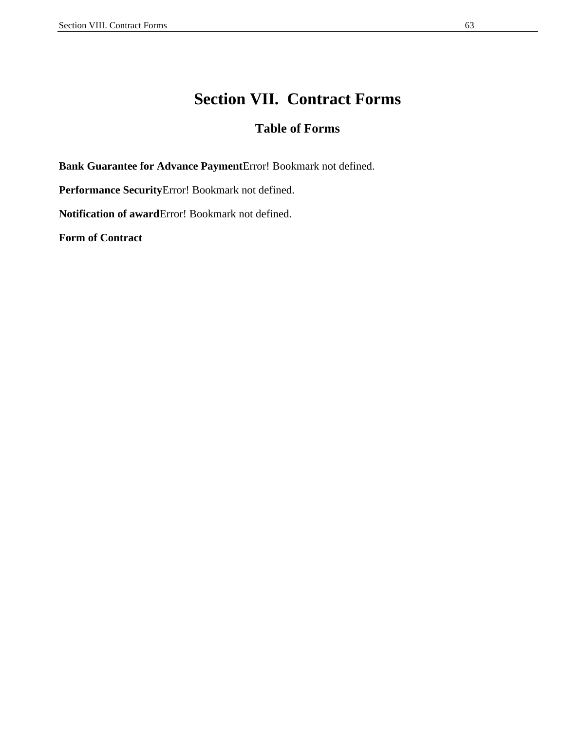# Section VII.  Contract Forms

## Table of Forms

**Bank Guarantee for Advance Payment**Error! Bookmark not defined.

**Performance Security**Error! Bookmark not defined.

**Notification of award**Error! Bookmark not defined.

**Form of Contract**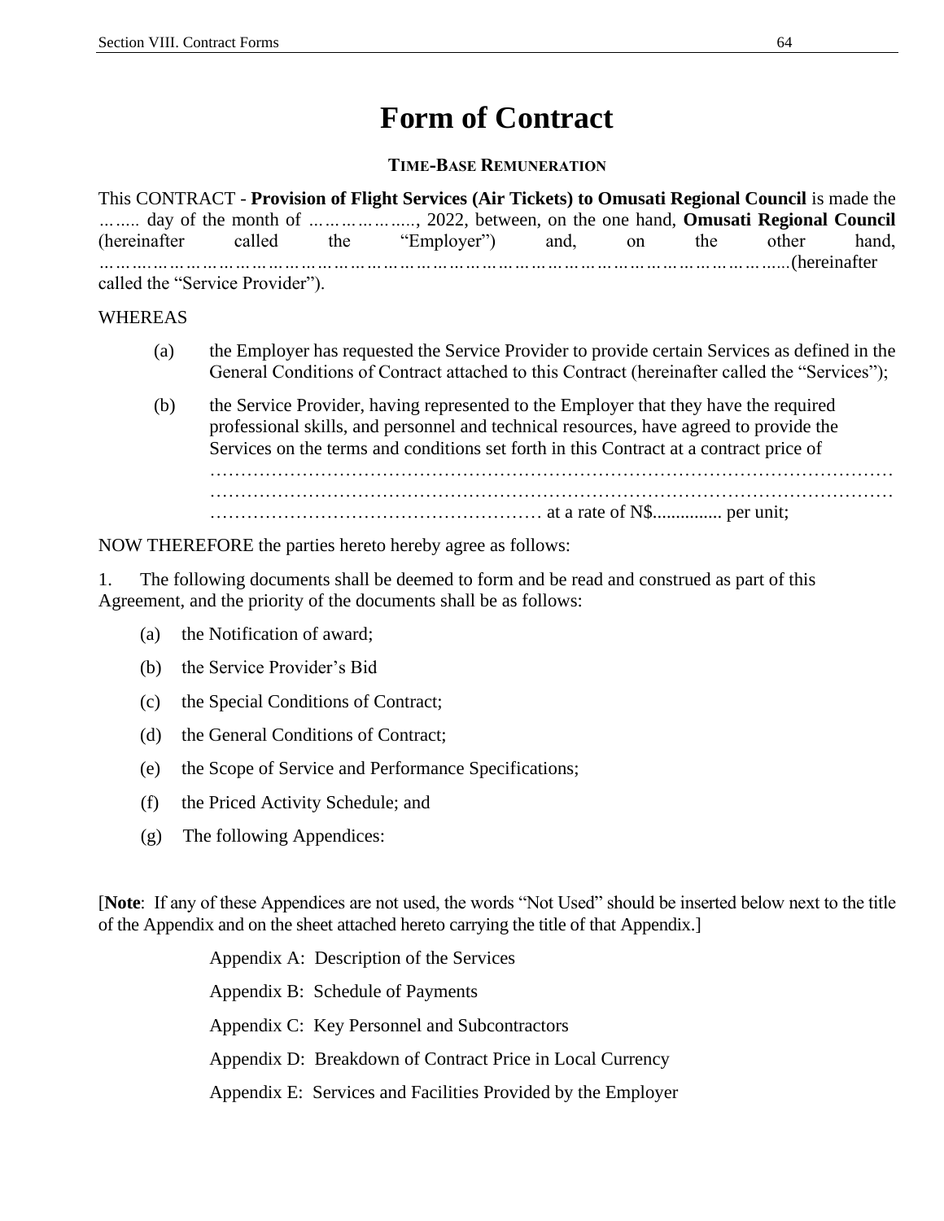# Form of Contract

### TIME-BASE REMUNERATION

This CONTRACT - **Provision of Flight Services (Air Tickets) to Omusati Regional Council** is made the …….. day of the month of ………………., 2022, between, on the one hand, **Omusati Regional Council** (hereinafter called the "Employer") and, on the other hand, ………………………………………………………………………………………………......(hereinafter called the "Service Provider").

WHEREAS

(a) the Employer has requested the Service Provider to provide certain Services as defined in the General Conditions of Contract attached to this Contract (hereinafter called the "Services");

(b) the Service Provider, having represented to the Employer that they have the required professional skills, and personnel and technical resources, have agreed to provide the Services on the terms and conditions set forth in this Contract at a contract price of ……………………………………………………………………………………………… ……………………………………………………………………………………………… …………………………………………… at a rate of N$.............. per unit;

NOW THEREFORE the parties hereto hereby agree as follows:

1. The following documents shall be deemed to form and be read and construed as part of this Agreement, and the priority of the documents shall be as follows:

(a) the Notification of award;

(b) the Service Provider's Bid

(c) the Special Conditions of Contract;

(d) the General Conditions of Contract;

(e) the Scope of Service and Performance Specifications;

(f) the Priced Activity Schedule; and

(g) The following Appendices:

[**Note**: If any of these Appendices are not used, the words "Not Used" should be inserted below next to the title of the Appendix and on the sheet attached hereto carrying the title of that Appendix.]

Appendix A: Description of the Services

Appendix B: Schedule of Payments

Appendix C: Key Personnel and Subcontractors

Appendix D: Breakdown of Contract Price in Local Currency

Appendix E: Services and Facilities Provided by the Employer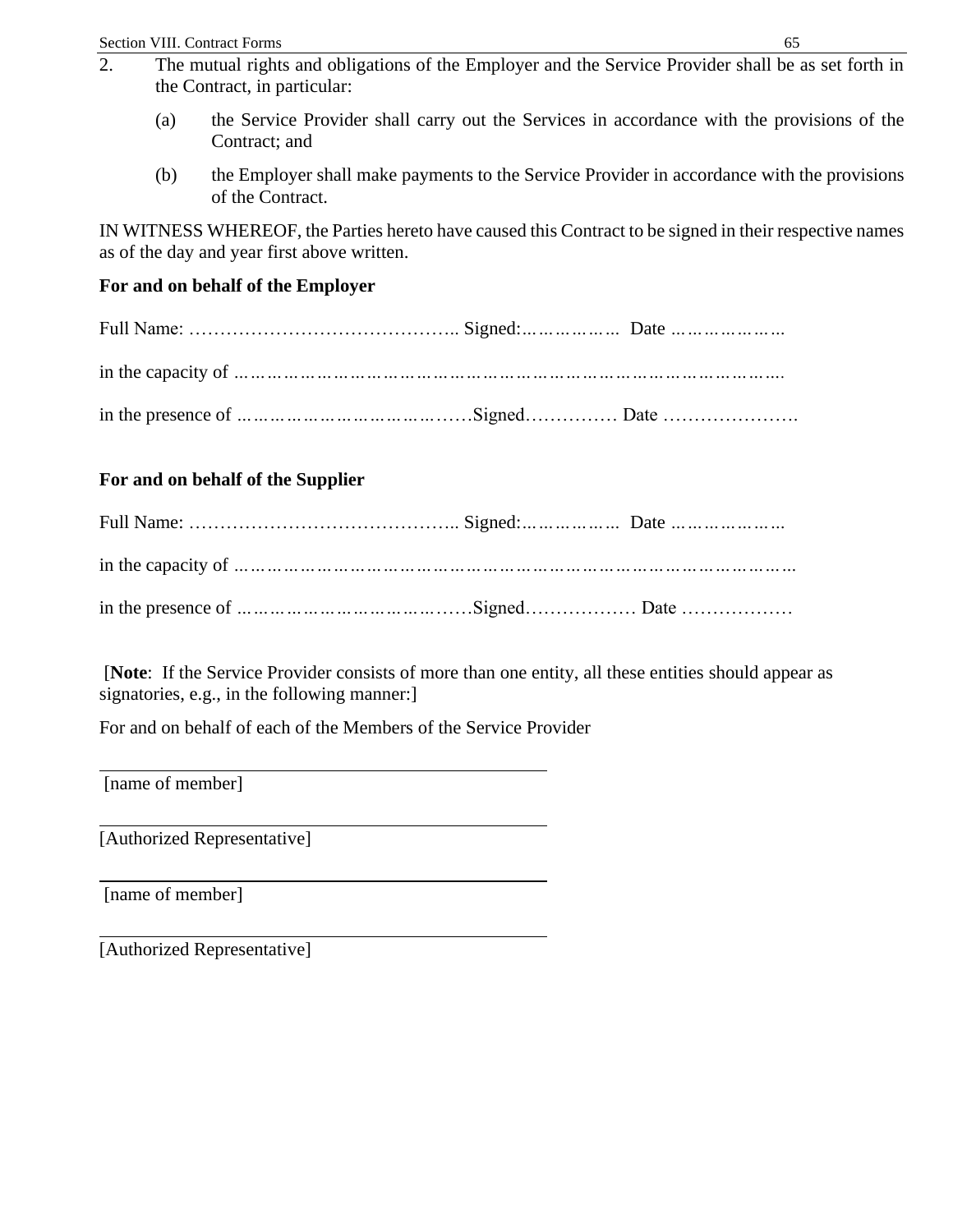2. The mutual rights and obligations of the Employer and the Service Provider shall be as set forth in the Contract, in particular:

   (a) the Service Provider shall carry out the Services in accordance with the provisions of the Contract; and

   (b) the Employer shall make payments to the Service Provider in accordance with the provisions of the Contract.

IN WITNESS WHEREOF, the Parties hereto have caused this Contract to be signed in their respective names as of the day and year first above written.

**For and on behalf of the Employer**

Full Name: …………………………………….. Signed:……………… Date …………………

in the capacity of ……………………………………………………………………………….

in the presence of ……………………………………Signed…………… Date ………………….

**For and on behalf of the Supplier**

Full Name: …………………………………….. Signed:……………… Date …………………

in the capacity of ……………………………………………………………………………………

in the presence of ……………………………………Signed……………… Date ………………

[**Note**: If the Service Provider consists of more than one entity, all these entities should appear as signatories, e.g., in the following manner:]

For and on behalf of each of the Members of the Service Provider

______________________________________
[name of member]

______________________________________
[Authorized Representative]

______________________________________
[name of member]

______________________________________
[Authorized Representative]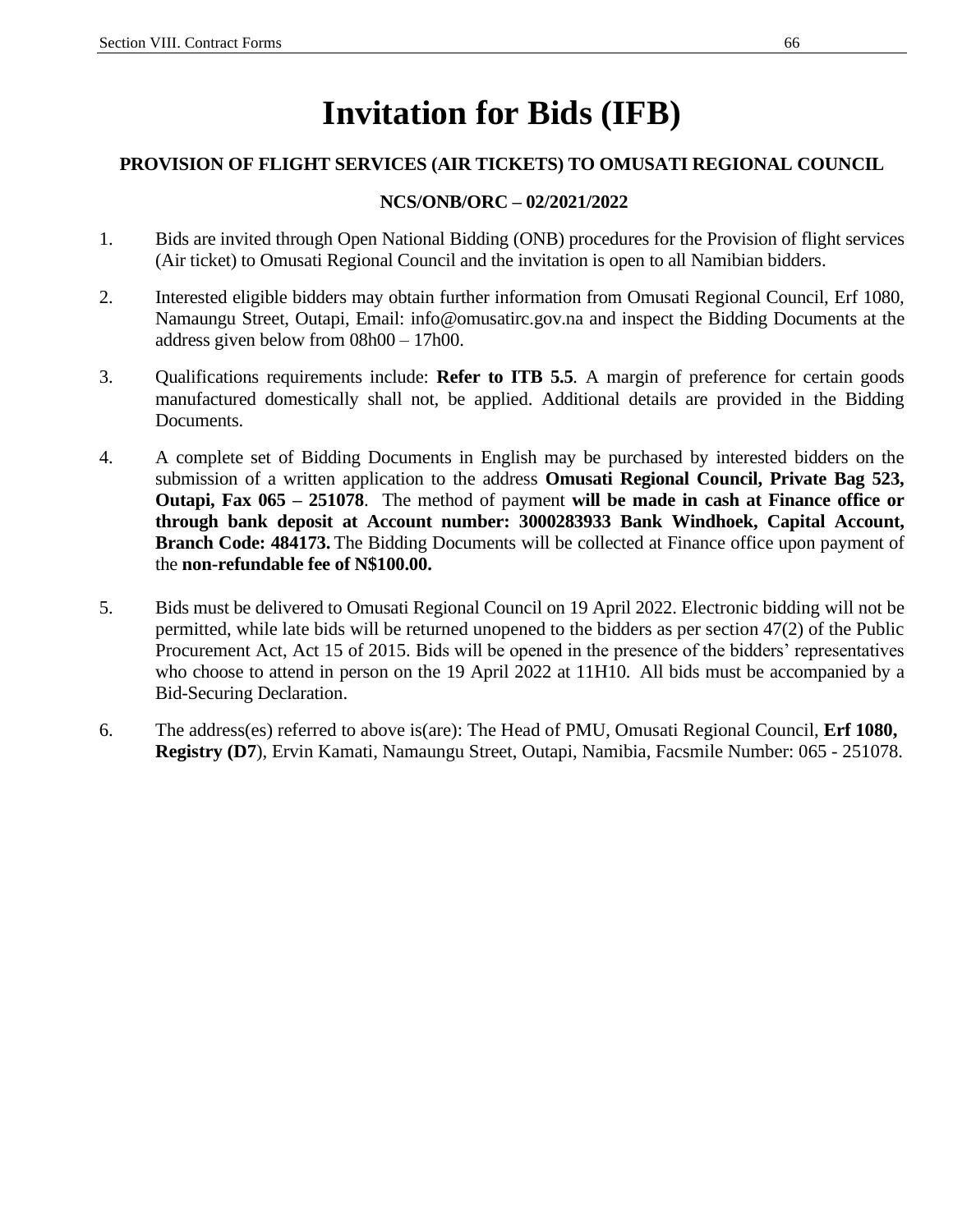# Invitation for Bids (IFB)

**PROVISION OF FLIGHT SERVICES (AIR TICKETS) TO OMUSATI REGIONAL COUNCIL**

**NCS/ONB/ORC – 02/2021/2022**

1. Bids are invited through Open National Bidding (ONB) procedures for the Provision of flight services (Air ticket) to Omusati Regional Council and the invitation is open to all Namibian bidders.

2. Interested eligible bidders may obtain further information from Omusati Regional Council, Erf 1080, Namaungu Street, Outapi, Email: info@omusatirc.gov.na and inspect the Bidding Documents at the address given below from 08h00 – 17h00.

3. Qualifications requirements include: **Refer to ITB 5.5**. A margin of preference for certain goods manufactured domestically shall not, be applied. Additional details are provided in the Bidding Documents.

4. A complete set of Bidding Documents in English may be purchased by interested bidders on the submission of a written application to the address **Omusati Regional Council, Private Bag 523, Outapi, Fax 065 – 251078**. The method of payment **will be made in cash at Finance office or through bank deposit at Account number: 3000283933 Bank Windhoek, Capital Account, Branch Code: 484173.** The Bidding Documents will be collected at Finance office upon payment of the **non-refundable fee of N$100.00.**

5. Bids must be delivered to Omusati Regional Council on 19 April 2022. Electronic bidding will not be permitted, while late bids will be returned unopened to the bidders as per section 47(2) of the Public Procurement Act, Act 15 of 2015. Bids will be opened in the presence of the bidders' representatives who choose to attend in person on the 19 April 2022 at 11H10. All bids must be accompanied by a Bid-Securing Declaration.

6. The address(es) referred to above is(are): The Head of PMU, Omusati Regional Council, **Erf 1080, Registry (D7**), Ervin Kamati, Namaungu Street, Outapi, Namibia, Facsmile Number: 065 - 251078.